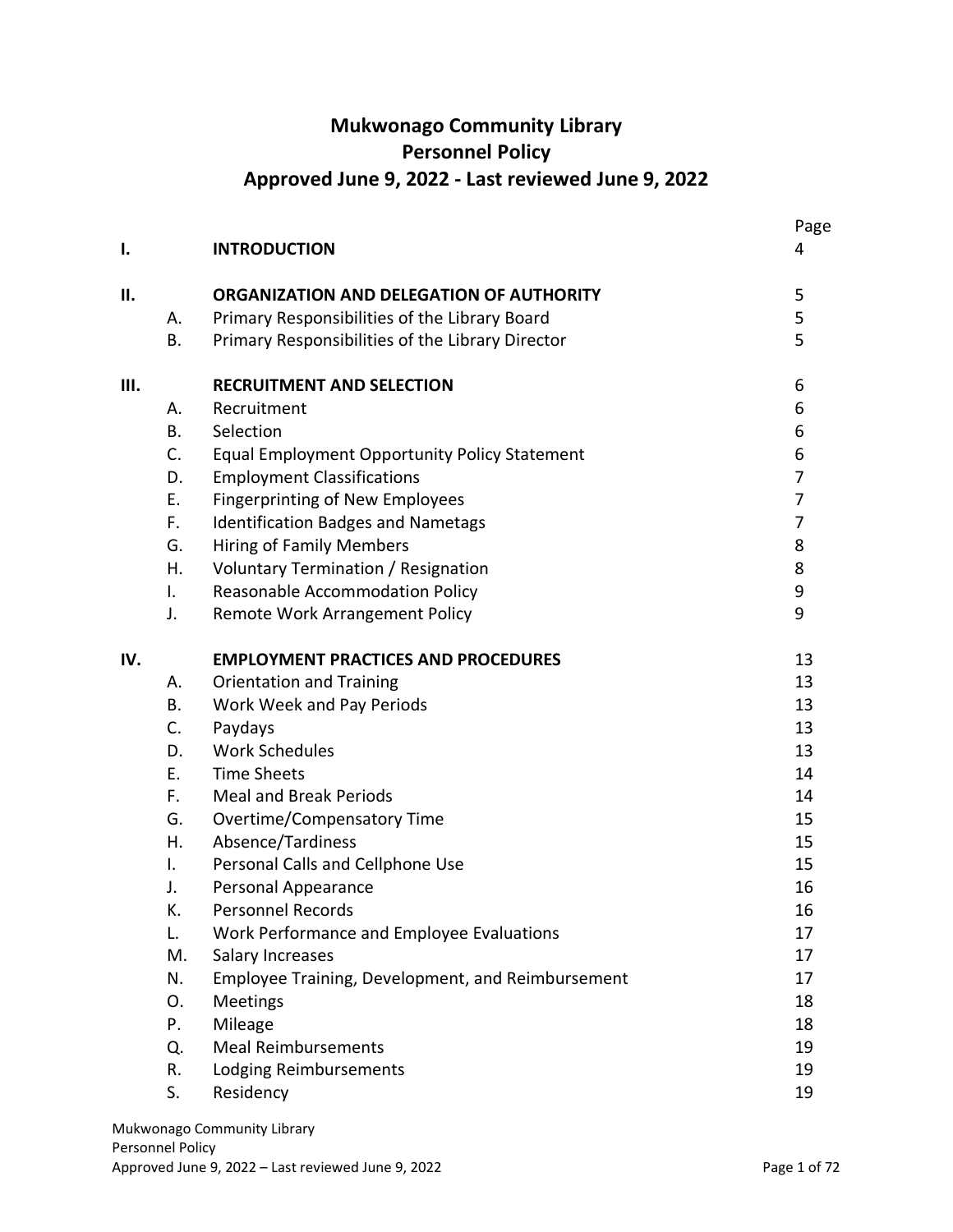# Mukwonago Community Library
# Personnel Policy
# Approved June 9, 2022 - Last reviewed June 9, 2022

| | | | Page |
|---|---|---|---|
| **I.** | | **INTRODUCTION** | 4 |
| **II.** | | **ORGANIZATION AND DELEGATION OF AUTHORITY** | 5 |
| | A. | Primary Responsibilities of the Library Board | 5 |
| | B. | Primary Responsibilities of the Library Director | 5 |
| **III.** | | **RECRUITMENT AND SELECTION** | 6 |
| | A. | Recruitment | 6 |
| | B. | Selection | 6 |
| | C. | Equal Employment Opportunity Policy Statement | 6 |
| | D. | Employment Classifications | 7 |
| | E. | Fingerprinting of New Employees | 7 |
| | F. | Identification Badges and Nametags | 7 |
| | G. | Hiring of Family Members | 8 |
| | H. | Voluntary Termination / Resignation | 8 |
| | I. | Reasonable Accommodation Policy | 9 |
| | J. | Remote Work Arrangement Policy | 9 |
| **IV.** | | **EMPLOYMENT PRACTICES AND PROCEDURES** | 13 |
| | A. | Orientation and Training | 13 |
| | B. | Work Week and Pay Periods | 13 |
| | C. | Paydays | 13 |
| | D. | Work Schedules | 13 |
| | E. | Time Sheets | 14 |
| | F. | Meal and Break Periods | 14 |
| | G. | Overtime/Compensatory Time | 15 |
| | H. | Absence/Tardiness | 15 |
| | I. | Personal Calls and Cellphone Use | 15 |
| | J. | Personal Appearance | 16 |
| | K. | Personnel Records | 16 |
| | L. | Work Performance and Employee Evaluations | 17 |
| | M. | Salary Increases | 17 |
| | N. | Employee Training, Development, and Reimbursement | 17 |
| | O. | Meetings | 18 |
| | P. | Mileage | 18 |
| | Q. | Meal Reimbursements | 19 |
| | R. | Lodging Reimbursements | 19 |
| | S. | Residency | 19 |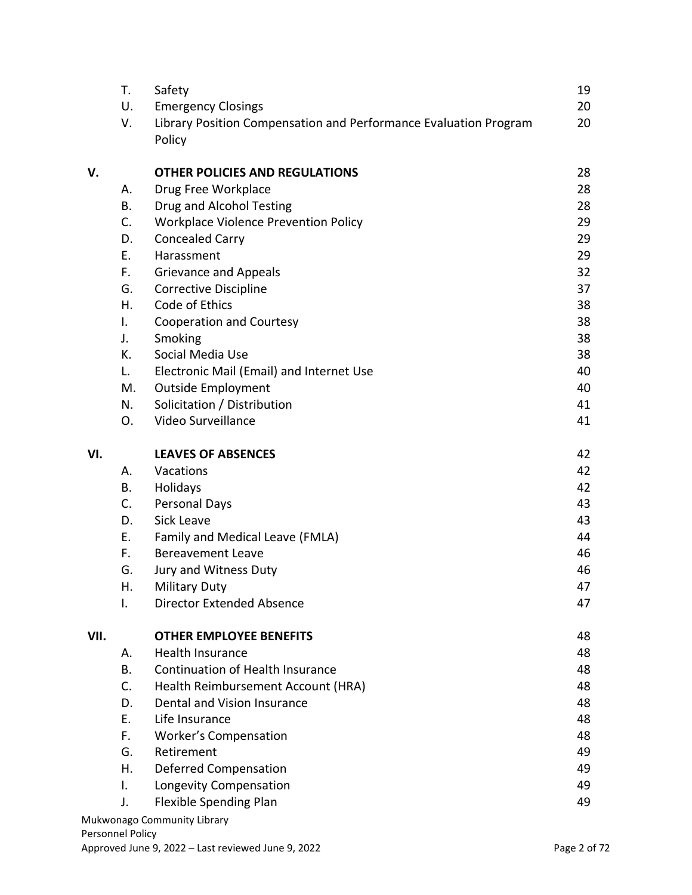| | | | |
|---|---|---|---|
| | T. | Safety | 19 |
| | U. | Emergency Closings | 20 |
| | V. | Library Position Compensation and Performance Evaluation Program Policy | 20 |
| **V.** | | **OTHER POLICIES AND REGULATIONS** | 28 |
| | A. | Drug Free Workplace | 28 |
| | B. | Drug and Alcohol Testing | 28 |
| | C. | Workplace Violence Prevention Policy | 29 |
| | D. | Concealed Carry | 29 |
| | E. | Harassment | 29 |
| | F. | Grievance and Appeals | 32 |
| | G. | Corrective Discipline | 37 |
| | H. | Code of Ethics | 38 |
| | I. | Cooperation and Courtesy | 38 |
| | J. | Smoking | 38 |
| | K. | Social Media Use | 38 |
| | L. | Electronic Mail (Email) and Internet Use | 40 |
| | M. | Outside Employment | 40 |
| | N. | Solicitation / Distribution | 41 |
| | O. | Video Surveillance | 41 |
| **VI.** | | **LEAVES OF ABSENCES** | 42 |
| | A. | Vacations | 42 |
| | B. | Holidays | 42 |
| | C. | Personal Days | 43 |
| | D. | Sick Leave | 43 |
| | E. | Family and Medical Leave (FMLA) | 44 |
| | F. | Bereavement Leave | 46 |
| | G. | Jury and Witness Duty | 46 |
| | H. | Military Duty | 47 |
| | I. | Director Extended Absence | 47 |
| **VII.** | | **OTHER EMPLOYEE BENEFITS** | 48 |
| | A. | Health Insurance | 48 |
| | B. | Continuation of Health Insurance | 48 |
| | C. | Health Reimbursement Account (HRA) | 48 |
| | D. | Dental and Vision Insurance | 48 |
| | E. | Life Insurance | 48 |
| | F. | Worker's Compensation | 48 |
| | G. | Retirement | 49 |
| | H. | Deferred Compensation | 49 |
| | I. | Longevity Compensation | 49 |
| | J. | Flexible Spending Plan | 49 |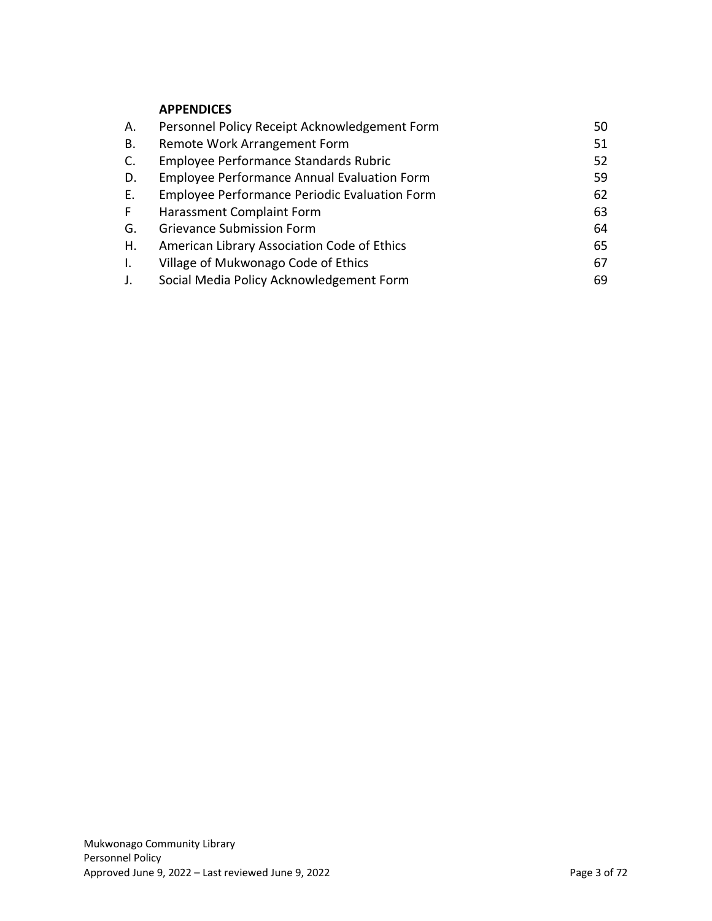**APPENDICES**

| | | |
|---|---|---|
| A. | Personnel Policy Receipt Acknowledgement Form | 50 |
| B. | Remote Work Arrangement Form | 51 |
| C. | Employee Performance Standards Rubric | 52 |
| D. | Employee Performance Annual Evaluation Form | 59 |
| E. | Employee Performance Periodic Evaluation Form | 62 |
| F | Harassment Complaint Form | 63 |
| G. | Grievance Submission Form | 64 |
| H. | American Library Association Code of Ethics | 65 |
| I. | Village of Mukwonago Code of Ethics | 67 |
| J. | Social Media Policy Acknowledgement Form | 69 |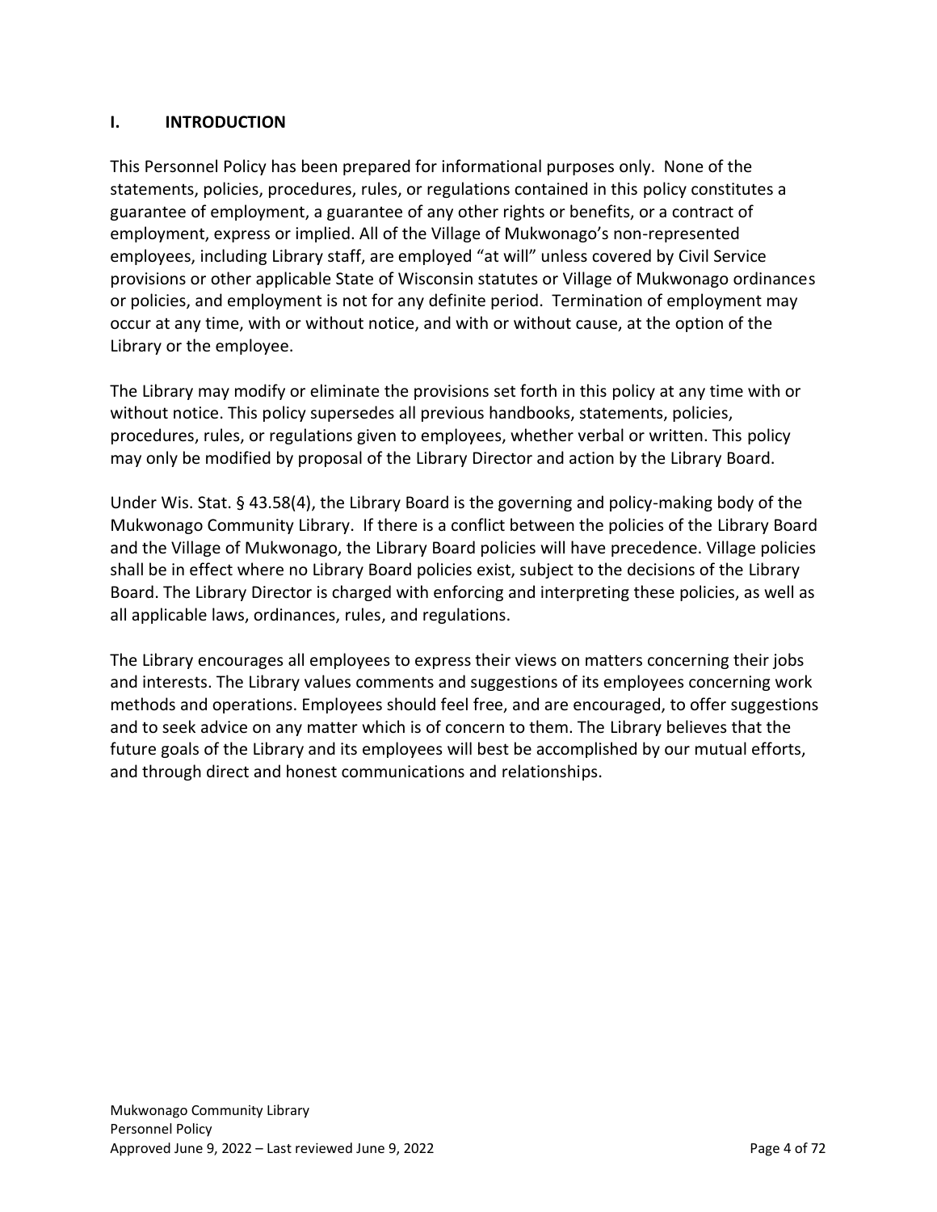## I. INTRODUCTION

This Personnel Policy has been prepared for informational purposes only. None of the statements, policies, procedures, rules, or regulations contained in this policy constitutes a guarantee of employment, a guarantee of any other rights or benefits, or a contract of employment, express or implied. All of the Village of Mukwonago's non-represented employees, including Library staff, are employed "at will" unless covered by Civil Service provisions or other applicable State of Wisconsin statutes or Village of Mukwonago ordinances or policies, and employment is not for any definite period. Termination of employment may occur at any time, with or without notice, and with or without cause, at the option of the Library or the employee.

The Library may modify or eliminate the provisions set forth in this policy at any time with or without notice. This policy supersedes all previous handbooks, statements, policies, procedures, rules, or regulations given to employees, whether verbal or written. This policy may only be modified by proposal of the Library Director and action by the Library Board.

Under Wis. Stat. § 43.58(4), the Library Board is the governing and policy-making body of the Mukwonago Community Library. If there is a conflict between the policies of the Library Board and the Village of Mukwonago, the Library Board policies will have precedence. Village policies shall be in effect where no Library Board policies exist, subject to the decisions of the Library Board. The Library Director is charged with enforcing and interpreting these policies, as well as all applicable laws, ordinances, rules, and regulations.

The Library encourages all employees to express their views on matters concerning their jobs and interests. The Library values comments and suggestions of its employees concerning work methods and operations. Employees should feel free, and are encouraged, to offer suggestions and to seek advice on any matter which is of concern to them. The Library believes that the future goals of the Library and its employees will best be accomplished by our mutual efforts, and through direct and honest communications and relationships.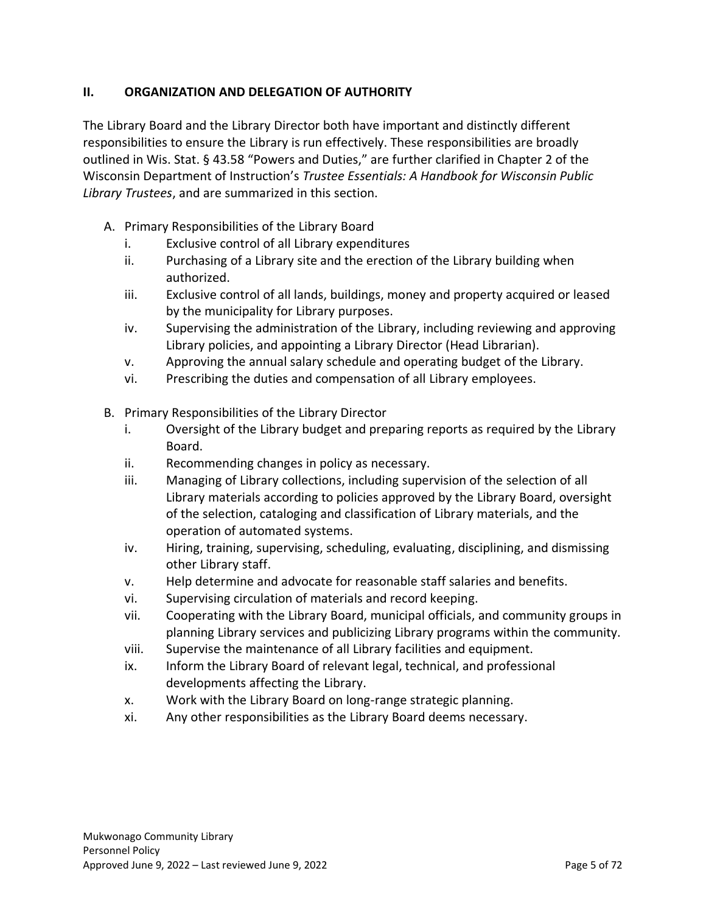## II. ORGANIZATION AND DELEGATION OF AUTHORITY

The Library Board and the Library Director both have important and distinctly different responsibilities to ensure the Library is run effectively. These responsibilities are broadly outlined in Wis. Stat. § 43.58 "Powers and Duties," are further clarified in Chapter 2 of the Wisconsin Department of Instruction's *Trustee Essentials: A Handbook for Wisconsin Public Library Trustees*, and are summarized in this section.

A. Primary Responsibilities of the Library Board
   - i. Exclusive control of all Library expenditures
   - ii. Purchasing of a Library site and the erection of the Library building when authorized.
   - iii. Exclusive control of all lands, buildings, money and property acquired or leased by the municipality for Library purposes.
   - iv. Supervising the administration of the Library, including reviewing and approving Library policies, and appointing a Library Director (Head Librarian).
   - v. Approving the annual salary schedule and operating budget of the Library.
   - vi. Prescribing the duties and compensation of all Library employees.

B. Primary Responsibilities of the Library Director
   - i. Oversight of the Library budget and preparing reports as required by the Library Board.
   - ii. Recommending changes in policy as necessary.
   - iii. Managing of Library collections, including supervision of the selection of all Library materials according to policies approved by the Library Board, oversight of the selection, cataloging and classification of Library materials, and the operation of automated systems.
   - iv. Hiring, training, supervising, scheduling, evaluating, disciplining, and dismissing other Library staff.
   - v. Help determine and advocate for reasonable staff salaries and benefits.
   - vi. Supervising circulation of materials and record keeping.
   - vii. Cooperating with the Library Board, municipal officials, and community groups in planning Library services and publicizing Library programs within the community.
   - viii. Supervise the maintenance of all Library facilities and equipment.
   - ix. Inform the Library Board of relevant legal, technical, and professional developments affecting the Library.
   - x. Work with the Library Board on long-range strategic planning.
   - xi. Any other responsibilities as the Library Board deems necessary.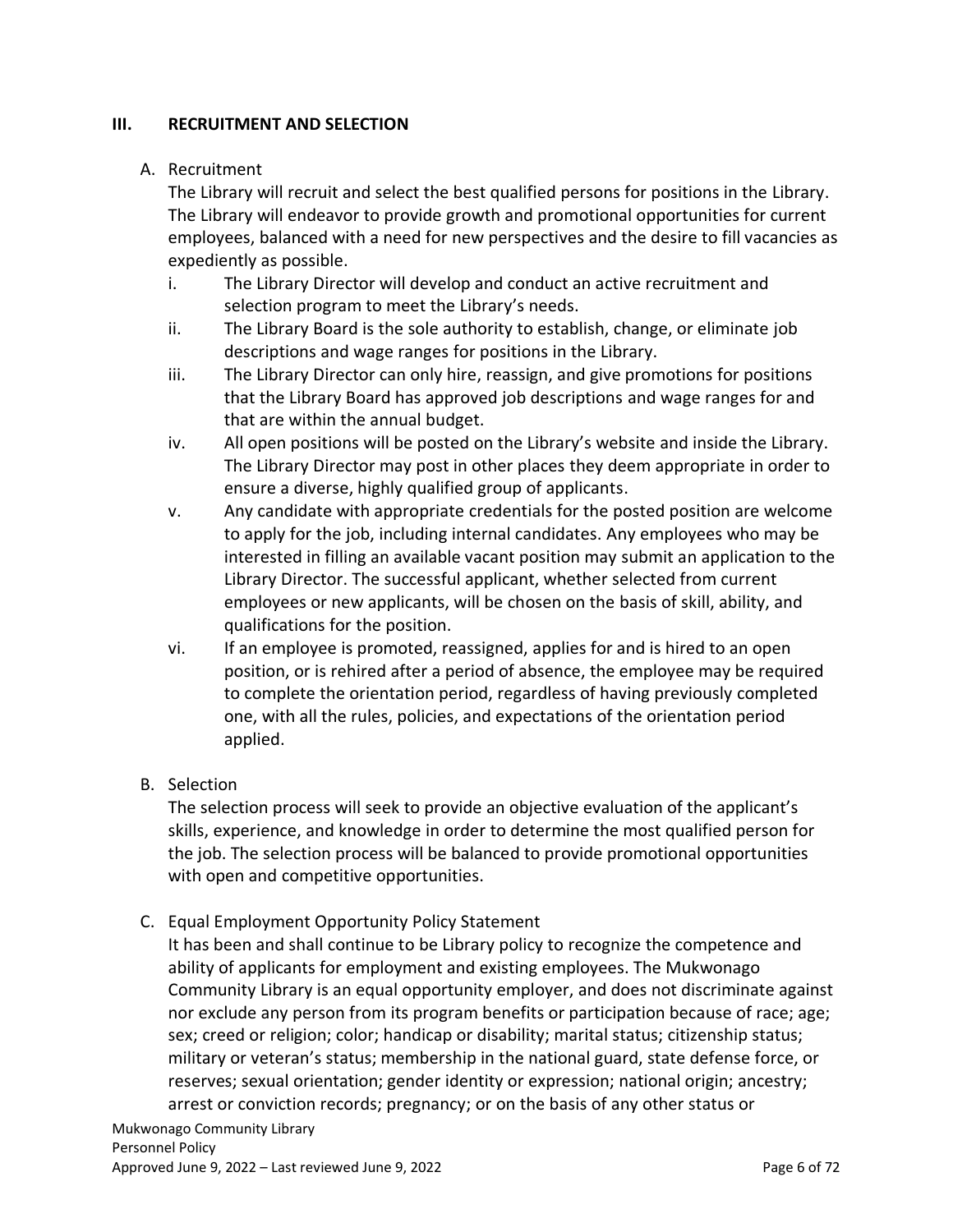## III. RECRUITMENT AND SELECTION

A. Recruitment

The Library will recruit and select the best qualified persons for positions in the Library. The Library will endeavor to provide growth and promotional opportunities for current employees, balanced with a need for new perspectives and the desire to fill vacancies as expediently as possible.

i. The Library Director will develop and conduct an active recruitment and selection program to meet the Library's needs.

ii. The Library Board is the sole authority to establish, change, or eliminate job descriptions and wage ranges for positions in the Library.

iii. The Library Director can only hire, reassign, and give promotions for positions that the Library Board has approved job descriptions and wage ranges for and that are within the annual budget.

iv. All open positions will be posted on the Library's website and inside the Library. The Library Director may post in other places they deem appropriate in order to ensure a diverse, highly qualified group of applicants.

v. Any candidate with appropriate credentials for the posted position are welcome to apply for the job, including internal candidates. Any employees who may be interested in filling an available vacant position may submit an application to the Library Director. The successful applicant, whether selected from current employees or new applicants, will be chosen on the basis of skill, ability, and qualifications for the position.

vi. If an employee is promoted, reassigned, applies for and is hired to an open position, or is rehired after a period of absence, the employee may be required to complete the orientation period, regardless of having previously completed one, with all the rules, policies, and expectations of the orientation period applied.

B. Selection

The selection process will seek to provide an objective evaluation of the applicant's skills, experience, and knowledge in order to determine the most qualified person for the job. The selection process will be balanced to provide promotional opportunities with open and competitive opportunities.

C. Equal Employment Opportunity Policy Statement

It has been and shall continue to be Library policy to recognize the competence and ability of applicants for employment and existing employees. The Mukwonago Community Library is an equal opportunity employer, and does not discriminate against nor exclude any person from its program benefits or participation because of race; age; sex; creed or religion; color; handicap or disability; marital status; citizenship status; military or veteran's status; membership in the national guard, state defense force, or reserves; sexual orientation; gender identity or expression; national origin; ancestry; arrest or conviction records; pregnancy; or on the basis of any other status or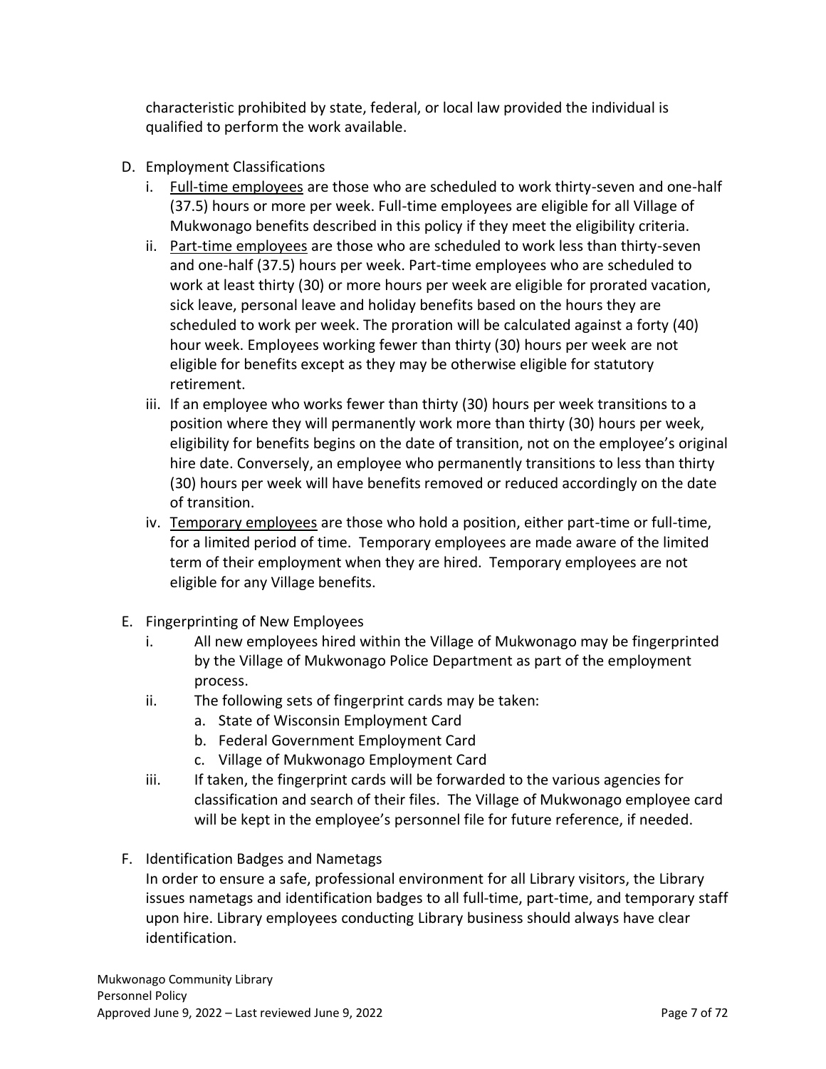characteristic prohibited by state, federal, or local law provided the individual is qualified to perform the work available.

D. Employment Classifications
   i. Full-time employees are those who are scheduled to work thirty-seven and one-half (37.5) hours or more per week. Full-time employees are eligible for all Village of Mukwonago benefits described in this policy if they meet the eligibility criteria.
   ii. Part-time employees are those who are scheduled to work less than thirty-seven and one-half (37.5) hours per week. Part-time employees who are scheduled to work at least thirty (30) or more hours per week are eligible for prorated vacation, sick leave, personal leave and holiday benefits based on the hours they are scheduled to work per week. The proration will be calculated against a forty (40) hour week. Employees working fewer than thirty (30) hours per week are not eligible for benefits except as they may be otherwise eligible for statutory retirement.
   iii. If an employee who works fewer than thirty (30) hours per week transitions to a position where they will permanently work more than thirty (30) hours per week, eligibility for benefits begins on the date of transition, not on the employee's original hire date. Conversely, an employee who permanently transitions to less than thirty (30) hours per week will have benefits removed or reduced accordingly on the date of transition.
   iv. Temporary employees are those who hold a position, either part-time or full-time, for a limited period of time. Temporary employees are made aware of the limited term of their employment when they are hired. Temporary employees are not eligible for any Village benefits.

E. Fingerprinting of New Employees
   i. All new employees hired within the Village of Mukwonago may be fingerprinted by the Village of Mukwonago Police Department as part of the employment process.
   ii. The following sets of fingerprint cards may be taken:
      a. State of Wisconsin Employment Card
      b. Federal Government Employment Card
      c. Village of Mukwonago Employment Card
   iii. If taken, the fingerprint cards will be forwarded to the various agencies for classification and search of their files. The Village of Mukwonago employee card will be kept in the employee's personnel file for future reference, if needed.

F. Identification Badges and Nametags
   In order to ensure a safe, professional environment for all Library visitors, the Library issues nametags and identification badges to all full-time, part-time, and temporary staff upon hire. Library employees conducting Library business should always have clear identification.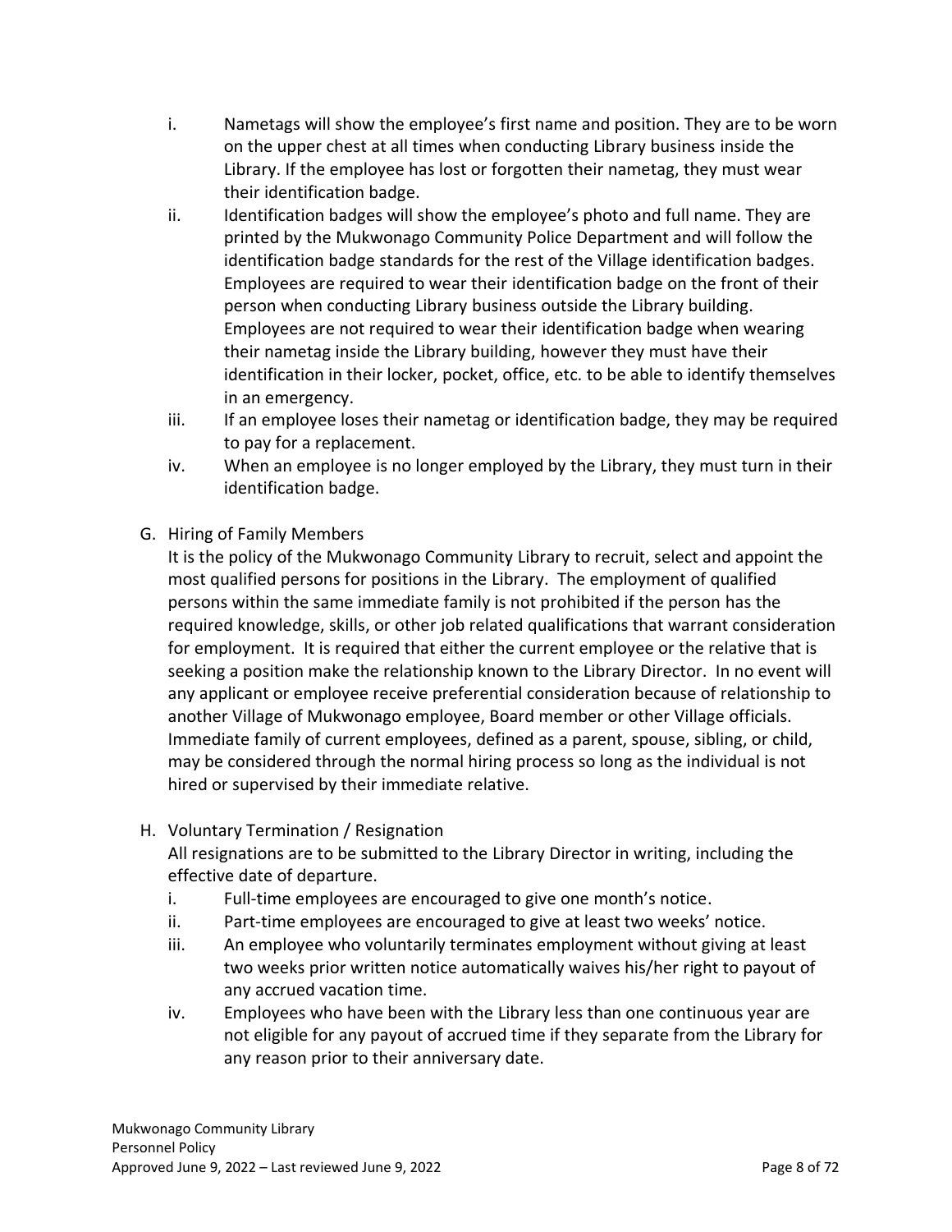i. Nametags will show the employee's first name and position. They are to be worn on the upper chest at all times when conducting Library business inside the Library. If the employee has lost or forgotten their nametag, they must wear their identification badge.
ii. Identification badges will show the employee's photo and full name. They are printed by the Mukwonago Community Police Department and will follow the identification badge standards for the rest of the Village identification badges. Employees are required to wear their identification badge on the front of their person when conducting Library business outside the Library building. Employees are not required to wear their identification badge when wearing their nametag inside the Library building, however they must have their identification in their locker, pocket, office, etc. to be able to identify themselves in an emergency.
iii. If an employee loses their nametag or identification badge, they may be required to pay for a replacement.
iv. When an employee is no longer employed by the Library, they must turn in their identification badge.

G. Hiring of Family Members

It is the policy of the Mukwonago Community Library to recruit, select and appoint the most qualified persons for positions in the Library. The employment of qualified persons within the same immediate family is not prohibited if the person has the required knowledge, skills, or other job related qualifications that warrant consideration for employment. It is required that either the current employee or the relative that is seeking a position make the relationship known to the Library Director. In no event will any applicant or employee receive preferential consideration because of relationship to another Village of Mukwonago employee, Board member or other Village officials. Immediate family of current employees, defined as a parent, spouse, sibling, or child, may be considered through the normal hiring process so long as the individual is not hired or supervised by their immediate relative.

H. Voluntary Termination / Resignation

All resignations are to be submitted to the Library Director in writing, including the effective date of departure.

i. Full-time employees are encouraged to give one month's notice.
ii. Part-time employees are encouraged to give at least two weeks' notice.
iii. An employee who voluntarily terminates employment without giving at least two weeks prior written notice automatically waives his/her right to payout of any accrued vacation time.
iv. Employees who have been with the Library less than one continuous year are not eligible for any payout of accrued time if they separate from the Library for any reason prior to their anniversary date.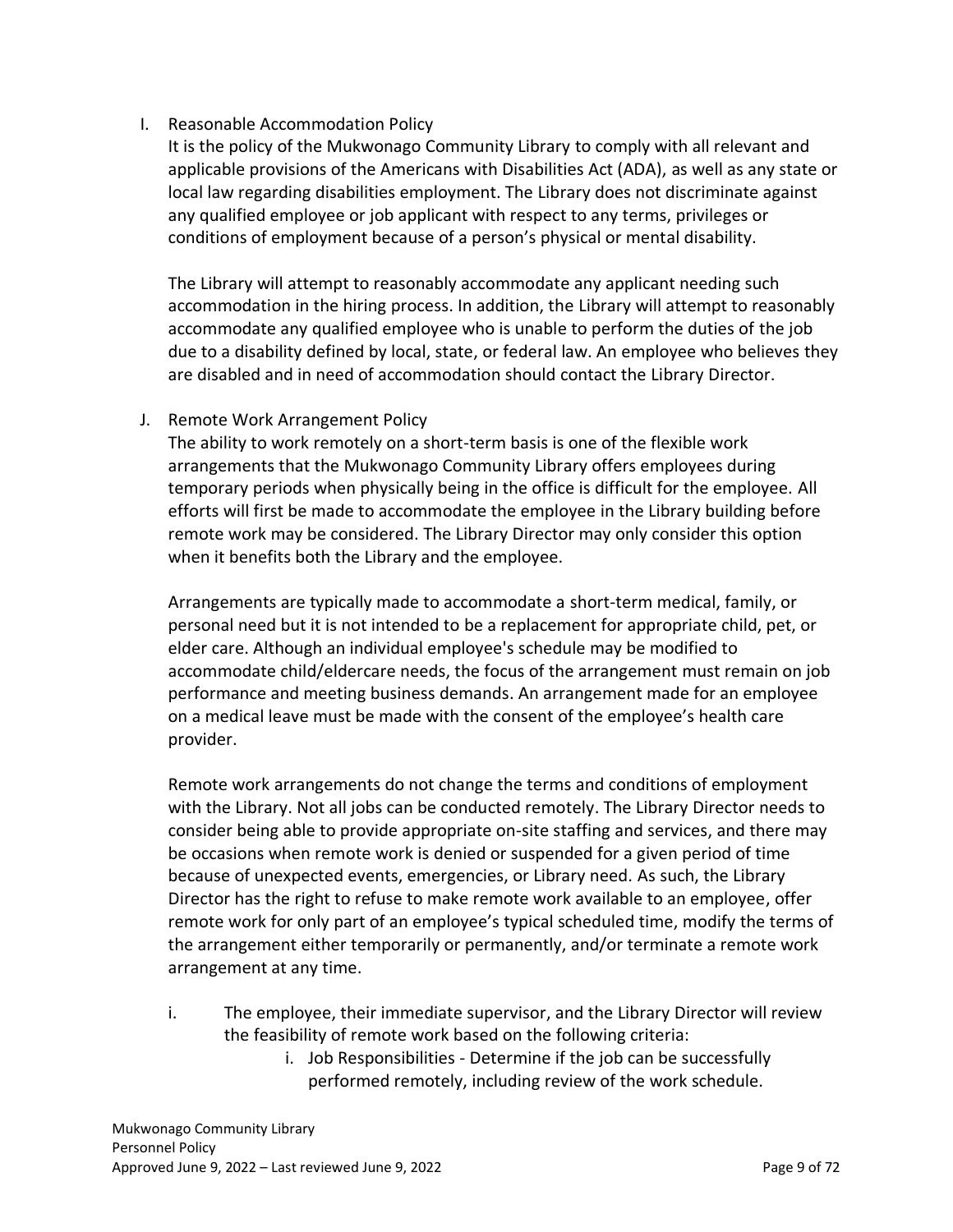I. Reasonable Accommodation Policy

It is the policy of the Mukwonago Community Library to comply with all relevant and applicable provisions of the Americans with Disabilities Act (ADA), as well as any state or local law regarding disabilities employment. The Library does not discriminate against any qualified employee or job applicant with respect to any terms, privileges or conditions of employment because of a person's physical or mental disability.

The Library will attempt to reasonably accommodate any applicant needing such accommodation in the hiring process. In addition, the Library will attempt to reasonably accommodate any qualified employee who is unable to perform the duties of the job due to a disability defined by local, state, or federal law. An employee who believes they are disabled and in need of accommodation should contact the Library Director.

J. Remote Work Arrangement Policy

The ability to work remotely on a short-term basis is one of the flexible work arrangements that the Mukwonago Community Library offers employees during temporary periods when physically being in the office is difficult for the employee. All efforts will first be made to accommodate the employee in the Library building before remote work may be considered. The Library Director may only consider this option when it benefits both the Library and the employee.

Arrangements are typically made to accommodate a short-term medical, family, or personal need but it is not intended to be a replacement for appropriate child, pet, or elder care. Although an individual employee's schedule may be modified to accommodate child/eldercare needs, the focus of the arrangement must remain on job performance and meeting business demands. An arrangement made for an employee on a medical leave must be made with the consent of the employee's health care provider.

Remote work arrangements do not change the terms and conditions of employment with the Library. Not all jobs can be conducted remotely. The Library Director needs to consider being able to provide appropriate on-site staffing and services, and there may be occasions when remote work is denied or suspended for a given period of time because of unexpected events, emergencies, or Library need. As such, the Library Director has the right to refuse to make remote work available to an employee, offer remote work for only part of an employee's typical scheduled time, modify the terms of the arrangement either temporarily or permanently, and/or terminate a remote work arrangement at any time.

i. The employee, their immediate supervisor, and the Library Director will review the feasibility of remote work based on the following criteria:
   - i. Job Responsibilities - Determine if the job can be successfully performed remotely, including review of the work schedule.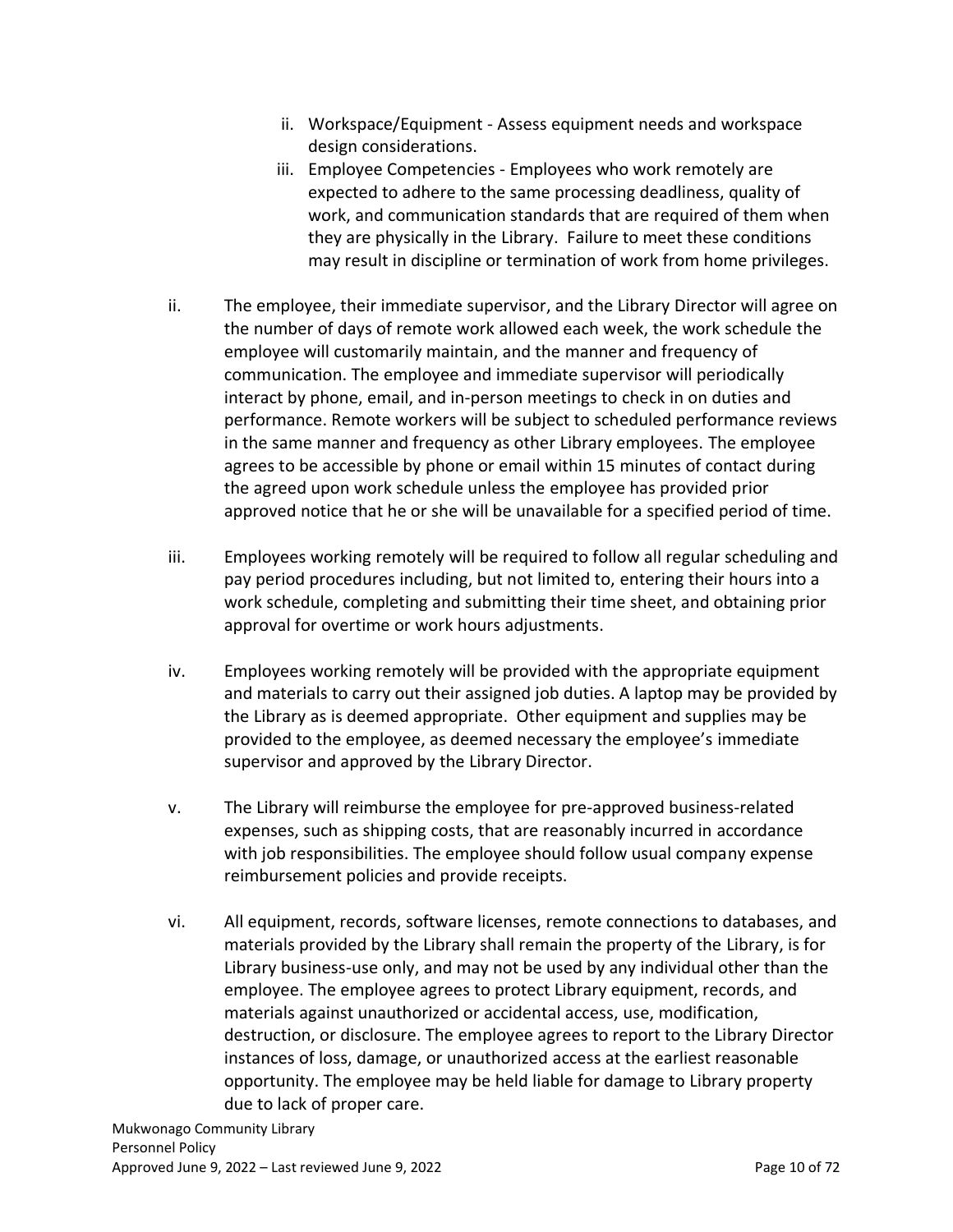- ii. Workspace/Equipment - Assess equipment needs and workspace design considerations.
   - iii. Employee Competencies - Employees who work remotely are expected to adhere to the same processing deadliness, quality of work, and communication standards that are required of them when they are physically in the Library. Failure to meet these conditions may result in discipline or termination of work from home privileges.

ii. The employee, their immediate supervisor, and the Library Director will agree on the number of days of remote work allowed each week, the work schedule the employee will customarily maintain, and the manner and frequency of communication. The employee and immediate supervisor will periodically interact by phone, email, and in-person meetings to check in on duties and performance. Remote workers will be subject to scheduled performance reviews in the same manner and frequency as other Library employees. The employee agrees to be accessible by phone or email within 15 minutes of contact during the agreed upon work schedule unless the employee has provided prior approved notice that he or she will be unavailable for a specified period of time.

iii. Employees working remotely will be required to follow all regular scheduling and pay period procedures including, but not limited to, entering their hours into a work schedule, completing and submitting their time sheet, and obtaining prior approval for overtime or work hours adjustments.

iv. Employees working remotely will be provided with the appropriate equipment and materials to carry out their assigned job duties. A laptop may be provided by the Library as is deemed appropriate. Other equipment and supplies may be provided to the employee, as deemed necessary the employee's immediate supervisor and approved by the Library Director.

v. The Library will reimburse the employee for pre-approved business-related expenses, such as shipping costs, that are reasonably incurred in accordance with job responsibilities. The employee should follow usual company expense reimbursement policies and provide receipts.

vi. All equipment, records, software licenses, remote connections to databases, and materials provided by the Library shall remain the property of the Library, is for Library business-use only, and may not be used by any individual other than the employee. The employee agrees to protect Library equipment, records, and materials against unauthorized or accidental access, use, modification, destruction, or disclosure. The employee agrees to report to the Library Director instances of loss, damage, or unauthorized access at the earliest reasonable opportunity. The employee may be held liable for damage to Library property due to lack of proper care.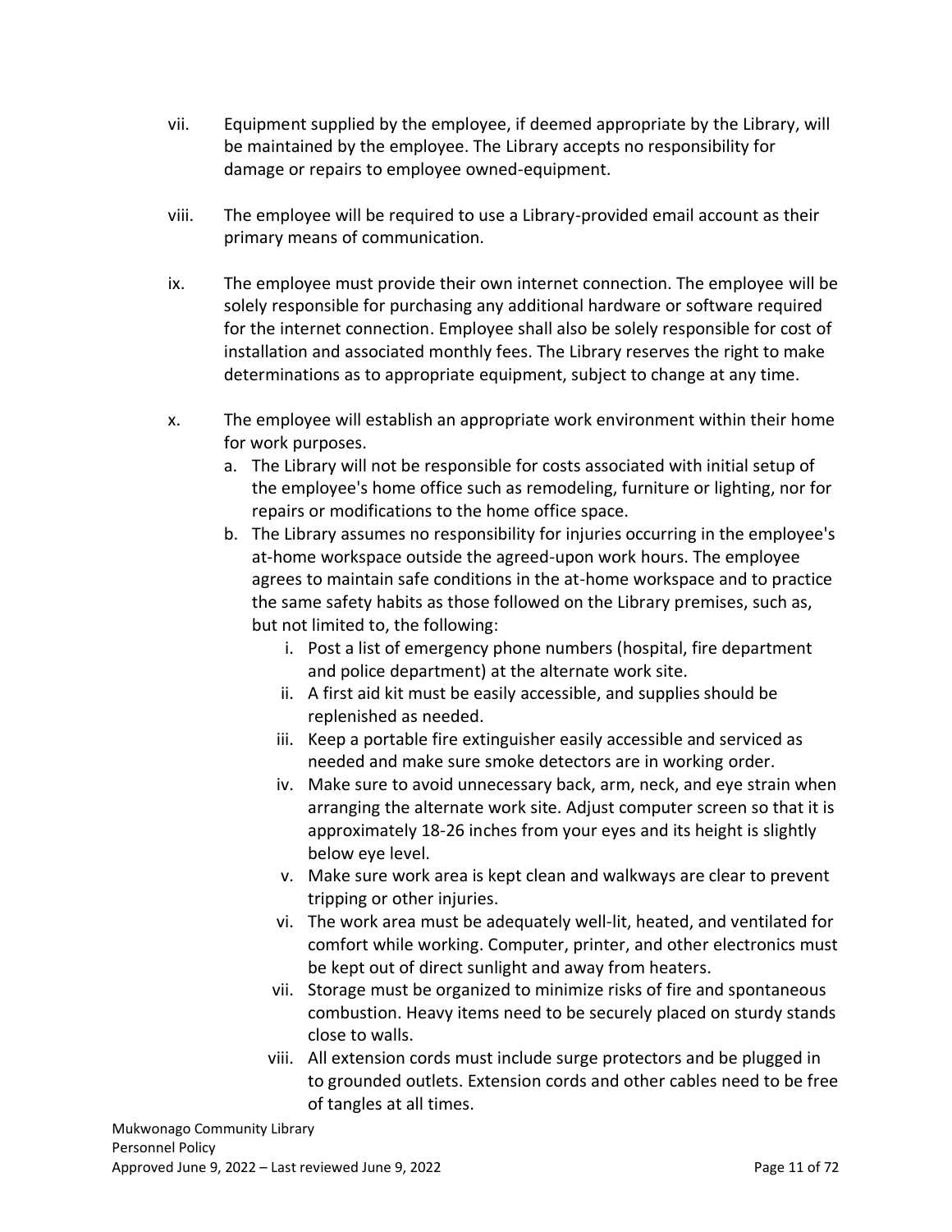vii. Equipment supplied by the employee, if deemed appropriate by the Library, will be maintained by the employee. The Library accepts no responsibility for damage or repairs to employee owned-equipment.

viii. The employee will be required to use a Library-provided email account as their primary means of communication.

ix. The employee must provide their own internet connection. The employee will be solely responsible for purchasing any additional hardware or software required for the internet connection. Employee shall also be solely responsible for cost of installation and associated monthly fees. The Library reserves the right to make determinations as to appropriate equipment, subject to change at any time.

x. The employee will establish an appropriate work environment within their home for work purposes.
   a. The Library will not be responsible for costs associated with initial setup of the employee's home office such as remodeling, furniture or lighting, nor for repairs or modifications to the home office space.
   b. The Library assumes no responsibility for injuries occurring in the employee's at-home workspace outside the agreed-upon work hours. The employee agrees to maintain safe conditions in the at-home workspace and to practice the same safety habits as those followed on the Library premises, such as, but not limited to, the following:
      i. Post a list of emergency phone numbers (hospital, fire department and police department) at the alternate work site.
      ii. A first aid kit must be easily accessible, and supplies should be replenished as needed.
      iii. Keep a portable fire extinguisher easily accessible and serviced as needed and make sure smoke detectors are in working order.
      iv. Make sure to avoid unnecessary back, arm, neck, and eye strain when arranging the alternate work site. Adjust computer screen so that it is approximately 18-26 inches from your eyes and its height is slightly below eye level.
      v. Make sure work area is kept clean and walkways are clear to prevent tripping or other injuries.
      vi. The work area must be adequately well-lit, heated, and ventilated for comfort while working. Computer, printer, and other electronics must be kept out of direct sunlight and away from heaters.
      vii. Storage must be organized to minimize risks of fire and spontaneous combustion. Heavy items need to be securely placed on sturdy stands close to walls.
      viii. All extension cords must include surge protectors and be plugged in to grounded outlets. Extension cords and other cables need to be free of tangles at all times.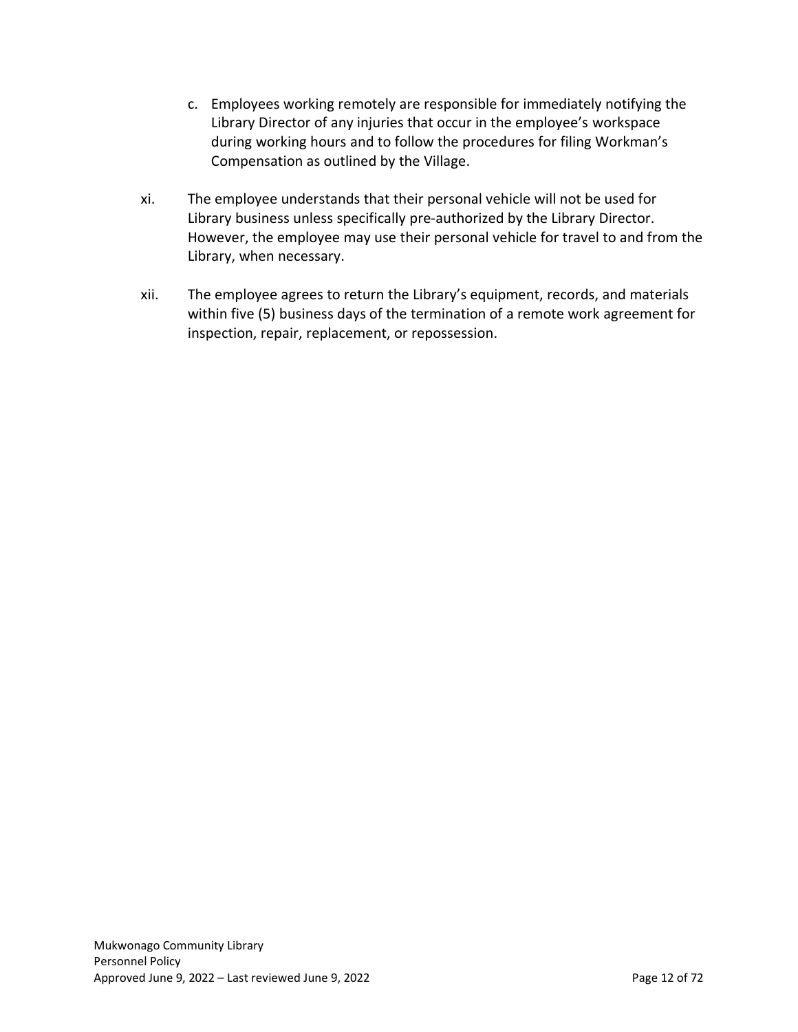c. Employees working remotely are responsible for immediately notifying the Library Director of any injuries that occur in the employee's workspace during working hours and to follow the procedures for filing Workman's Compensation as outlined by the Village.

xi. The employee understands that their personal vehicle will not be used for Library business unless specifically pre-authorized by the Library Director. However, the employee may use their personal vehicle for travel to and from the Library, when necessary.

xii. The employee agrees to return the Library's equipment, records, and materials within five (5) business days of the termination of a remote work agreement for inspection, repair, replacement, or repossession.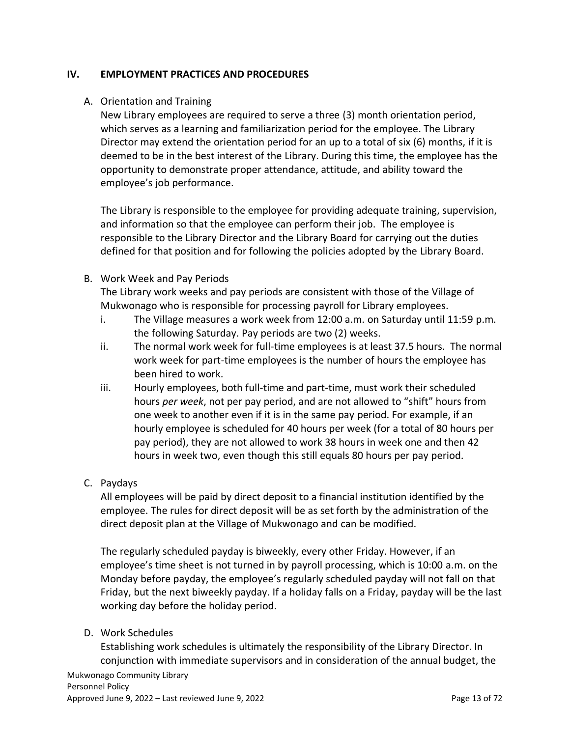## IV. EMPLOYMENT PRACTICES AND PROCEDURES

### A. Orientation and Training

New Library employees are required to serve a three (3) month orientation period, which serves as a learning and familiarization period for the employee. The Library Director may extend the orientation period for an up to a total of six (6) months, if it is deemed to be in the best interest of the Library. During this time, the employee has the opportunity to demonstrate proper attendance, attitude, and ability toward the employee's job performance.

The Library is responsible to the employee for providing adequate training, supervision, and information so that the employee can perform their job. The employee is responsible to the Library Director and the Library Board for carrying out the duties defined for that position and for following the policies adopted by the Library Board.

### B. Work Week and Pay Periods

The Library work weeks and pay periods are consistent with those of the Village of Mukwonago who is responsible for processing payroll for Library employees.

i. The Village measures a work week from 12:00 a.m. on Saturday until 11:59 p.m. the following Saturday. Pay periods are two (2) weeks.

ii. The normal work week for full-time employees is at least 37.5 hours. The normal work week for part-time employees is the number of hours the employee has been hired to work.

iii. Hourly employees, both full-time and part-time, must work their scheduled hours *per week*, not per pay period, and are not allowed to "shift" hours from one week to another even if it is in the same pay period. For example, if an hourly employee is scheduled for 40 hours per week (for a total of 80 hours per pay period), they are not allowed to work 38 hours in week one and then 42 hours in week two, even though this still equals 80 hours per pay period.

### C. Paydays

All employees will be paid by direct deposit to a financial institution identified by the employee. The rules for direct deposit will be as set forth by the administration of the direct deposit plan at the Village of Mukwonago and can be modified.

The regularly scheduled payday is biweekly, every other Friday. However, if an employee's time sheet is not turned in by payroll processing, which is 10:00 a.m. on the Monday before payday, the employee's regularly scheduled payday will not fall on that Friday, but the next biweekly payday. If a holiday falls on a Friday, payday will be the last working day before the holiday period.

### D. Work Schedules

Establishing work schedules is ultimately the responsibility of the Library Director. In conjunction with immediate supervisors and in consideration of the annual budget, the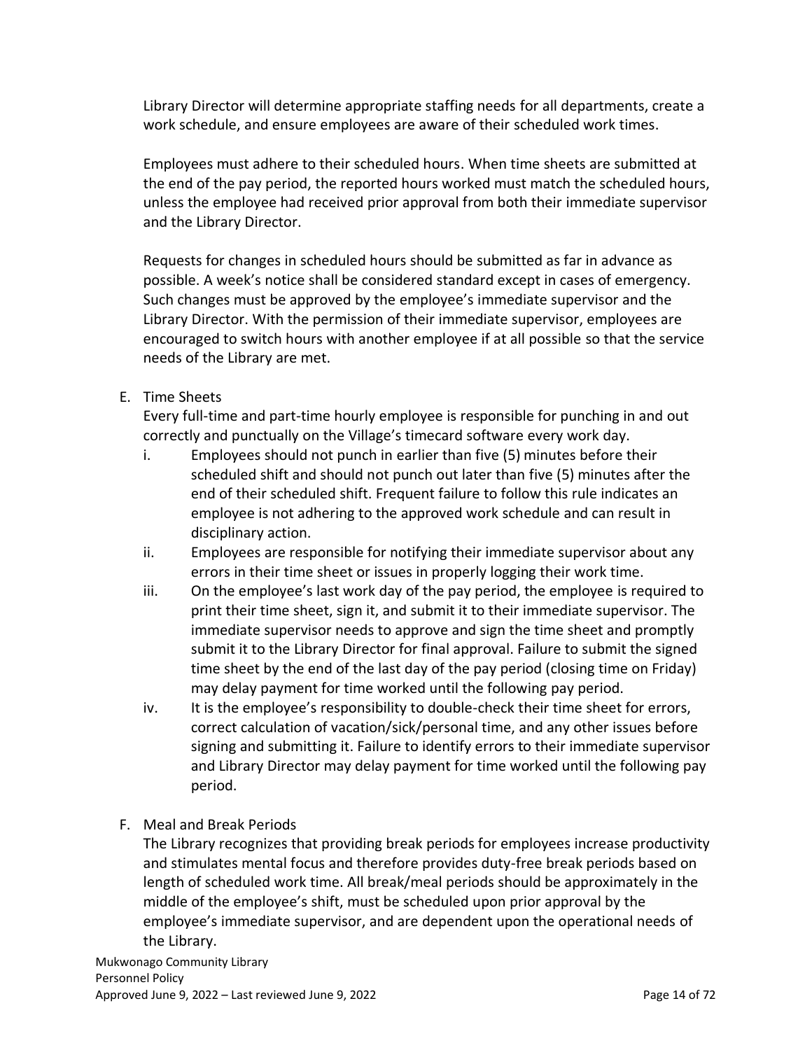Library Director will determine appropriate staffing needs for all departments, create a work schedule, and ensure employees are aware of their scheduled work times.

Employees must adhere to their scheduled hours. When time sheets are submitted at the end of the pay period, the reported hours worked must match the scheduled hours, unless the employee had received prior approval from both their immediate supervisor and the Library Director.

Requests for changes in scheduled hours should be submitted as far in advance as possible. A week's notice shall be considered standard except in cases of emergency. Such changes must be approved by the employee's immediate supervisor and the Library Director. With the permission of their immediate supervisor, employees are encouraged to switch hours with another employee if at all possible so that the service needs of the Library are met.

E. Time Sheets

Every full-time and part-time hourly employee is responsible for punching in and out correctly and punctually on the Village's timecard software every work day.

i. Employees should not punch in earlier than five (5) minutes before their scheduled shift and should not punch out later than five (5) minutes after the end of their scheduled shift. Frequent failure to follow this rule indicates an employee is not adhering to the approved work schedule and can result in disciplinary action.

ii. Employees are responsible for notifying their immediate supervisor about any errors in their time sheet or issues in properly logging their work time.

iii. On the employee's last work day of the pay period, the employee is required to print their time sheet, sign it, and submit it to their immediate supervisor. The immediate supervisor needs to approve and sign the time sheet and promptly submit it to the Library Director for final approval. Failure to submit the signed time sheet by the end of the last day of the pay period (closing time on Friday) may delay payment for time worked until the following pay period.

iv. It is the employee's responsibility to double-check their time sheet for errors, correct calculation of vacation/sick/personal time, and any other issues before signing and submitting it. Failure to identify errors to their immediate supervisor and Library Director may delay payment for time worked until the following pay period.

F. Meal and Break Periods

The Library recognizes that providing break periods for employees increase productivity and stimulates mental focus and therefore provides duty-free break periods based on length of scheduled work time. All break/meal periods should be approximately in the middle of the employee's shift, must be scheduled upon prior approval by the employee's immediate supervisor, and are dependent upon the operational needs of the Library.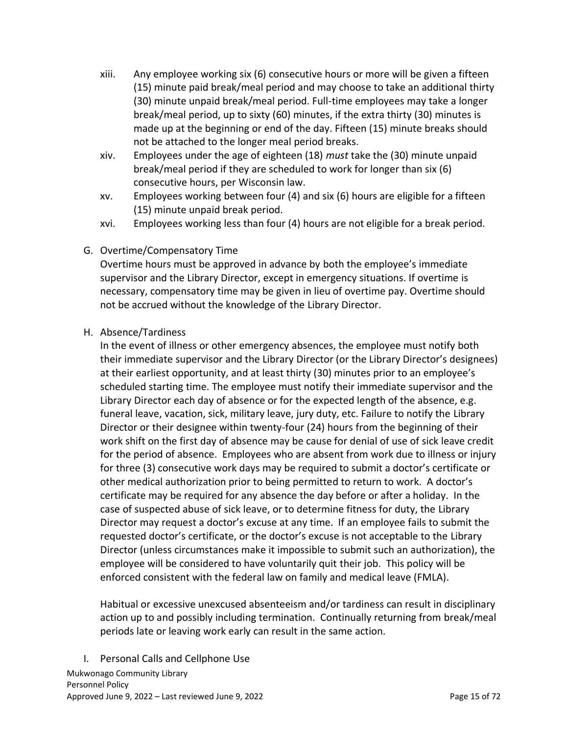xiii. Any employee working six (6) consecutive hours or more will be given a fifteen (15) minute paid break/meal period and may choose to take an additional thirty (30) minute unpaid break/meal period. Full-time employees may take a longer break/meal period, up to sixty (60) minutes, if the extra thirty (30) minutes is made up at the beginning or end of the day. Fifteen (15) minute breaks should not be attached to the longer meal period breaks.

xiv. Employees under the age of eighteen (18) *must* take the (30) minute unpaid break/meal period if they are scheduled to work for longer than six (6) consecutive hours, per Wisconsin law.

xv. Employees working between four (4) and six (6) hours are eligible for a fifteen (15) minute unpaid break period.

xvi. Employees working less than four (4) hours are not eligible for a break period.

G. Overtime/Compensatory Time

Overtime hours must be approved in advance by both the employee's immediate supervisor and the Library Director, except in emergency situations. If overtime is necessary, compensatory time may be given in lieu of overtime pay. Overtime should not be accrued without the knowledge of the Library Director.

H. Absence/Tardiness

In the event of illness or other emergency absences, the employee must notify both their immediate supervisor and the Library Director (or the Library Director's designees) at their earliest opportunity, and at least thirty (30) minutes prior to an employee's scheduled starting time. The employee must notify their immediate supervisor and the Library Director each day of absence or for the expected length of the absence, e.g. funeral leave, vacation, sick, military leave, jury duty, etc. Failure to notify the Library Director or their designee within twenty-four (24) hours from the beginning of their work shift on the first day of absence may be cause for denial of use of sick leave credit for the period of absence. Employees who are absent from work due to illness or injury for three (3) consecutive work days may be required to submit a doctor's certificate or other medical authorization prior to being permitted to return to work. A doctor's certificate may be required for any absence the day before or after a holiday. In the case of suspected abuse of sick leave, or to determine fitness for duty, the Library Director may request a doctor's excuse at any time. If an employee fails to submit the requested doctor's certificate, or the doctor's excuse is not acceptable to the Library Director (unless circumstances make it impossible to submit such an authorization), the employee will be considered to have voluntarily quit their job. This policy will be enforced consistent with the federal law on family and medical leave (FMLA).

Habitual or excessive unexcused absenteeism and/or tardiness can result in disciplinary action up to and possibly including termination. Continually returning from break/meal periods late or leaving work early can result in the same action.

I. Personal Calls and Cellphone Use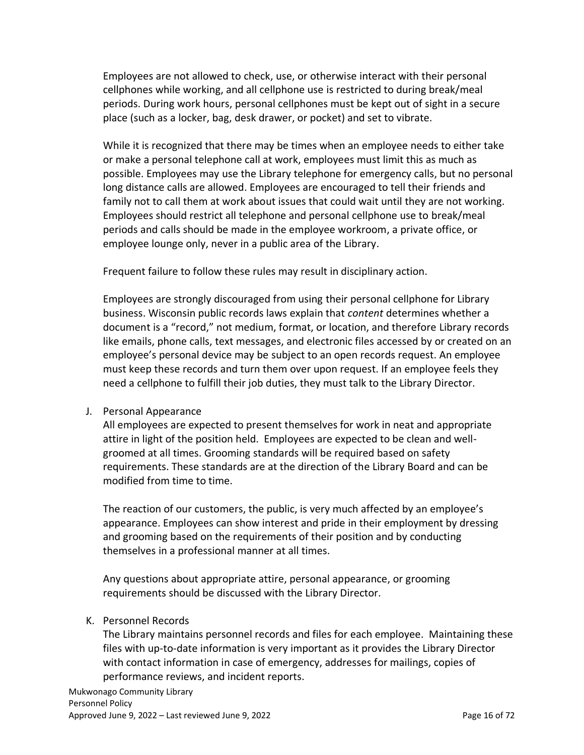Employees are not allowed to check, use, or otherwise interact with their personal cellphones while working, and all cellphone use is restricted to during break/meal periods. During work hours, personal cellphones must be kept out of sight in a secure place (such as a locker, bag, desk drawer, or pocket) and set to vibrate.

While it is recognized that there may be times when an employee needs to either take or make a personal telephone call at work, employees must limit this as much as possible. Employees may use the Library telephone for emergency calls, but no personal long distance calls are allowed. Employees are encouraged to tell their friends and family not to call them at work about issues that could wait until they are not working. Employees should restrict all telephone and personal cellphone use to break/meal periods and calls should be made in the employee workroom, a private office, or employee lounge only, never in a public area of the Library.

Frequent failure to follow these rules may result in disciplinary action.

Employees are strongly discouraged from using their personal cellphone for Library business. Wisconsin public records laws explain that *content* determines whether a document is a "record," not medium, format, or location, and therefore Library records like emails, phone calls, text messages, and electronic files accessed by or created on an employee's personal device may be subject to an open records request. An employee must keep these records and turn them over upon request. If an employee feels they need a cellphone to fulfill their job duties, they must talk to the Library Director.

J. Personal Appearance

All employees are expected to present themselves for work in neat and appropriate attire in light of the position held. Employees are expected to be clean and well-groomed at all times. Grooming standards will be required based on safety requirements. These standards are at the direction of the Library Board and can be modified from time to time.

The reaction of our customers, the public, is very much affected by an employee's appearance. Employees can show interest and pride in their employment by dressing and grooming based on the requirements of their position and by conducting themselves in a professional manner at all times.

Any questions about appropriate attire, personal appearance, or grooming requirements should be discussed with the Library Director.

K. Personnel Records

The Library maintains personnel records and files for each employee. Maintaining these files with up-to-date information is very important as it provides the Library Director with contact information in case of emergency, addresses for mailings, copies of performance reviews, and incident reports.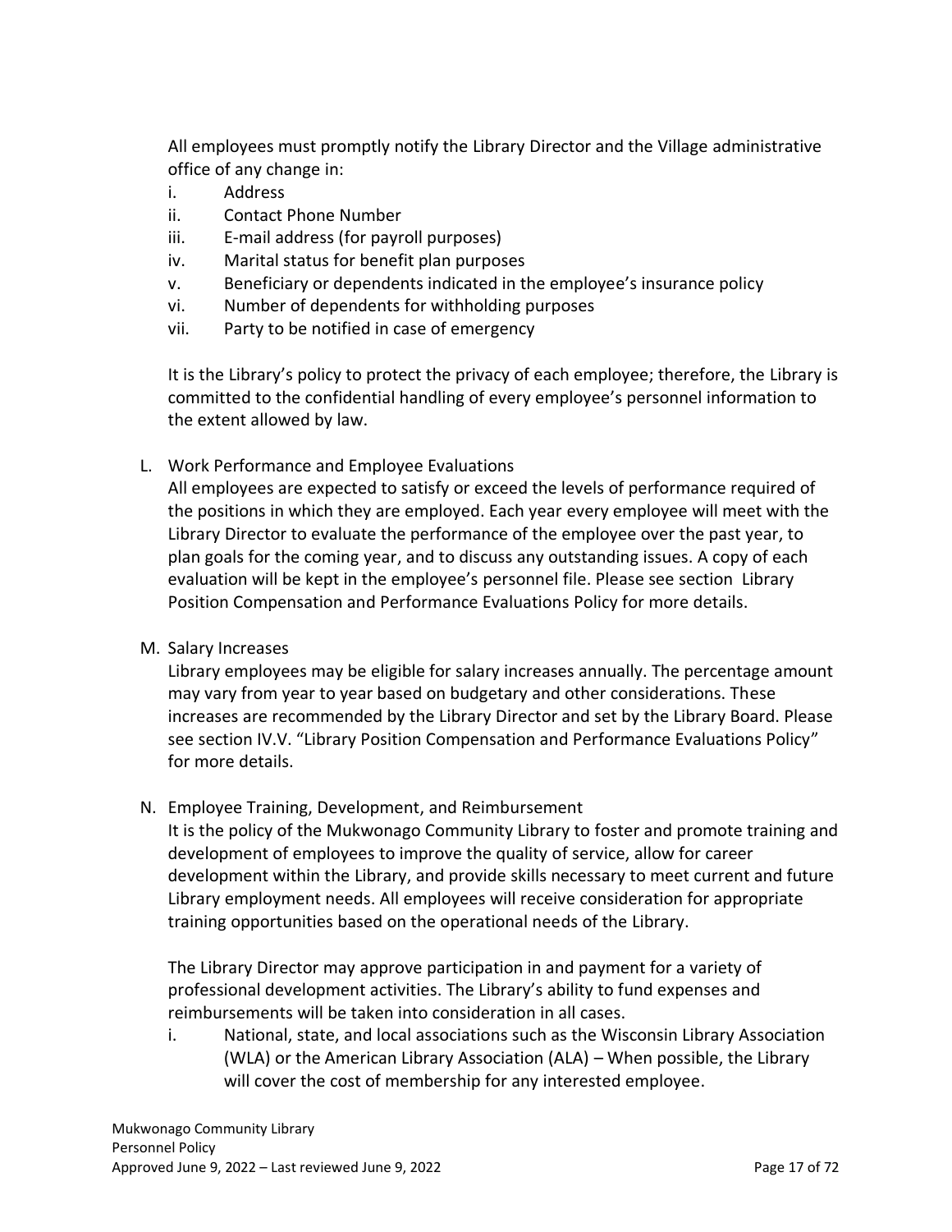All employees must promptly notify the Library Director and the Village administrative office of any change in:

i. Address
ii. Contact Phone Number
iii. E-mail address (for payroll purposes)
iv. Marital status for benefit plan purposes
v. Beneficiary or dependents indicated in the employee's insurance policy
vi. Number of dependents for withholding purposes
vii. Party to be notified in case of emergency

It is the Library's policy to protect the privacy of each employee; therefore, the Library is committed to the confidential handling of every employee's personnel information to the extent allowed by law.

L. Work Performance and Employee Evaluations

All employees are expected to satisfy or exceed the levels of performance required of the positions in which they are employed. Each year every employee will meet with the Library Director to evaluate the performance of the employee over the past year, to plan goals for the coming year, and to discuss any outstanding issues. A copy of each evaluation will be kept in the employee's personnel file. Please see section Library Position Compensation and Performance Evaluations Policy for more details.

M. Salary Increases

Library employees may be eligible for salary increases annually. The percentage amount may vary from year to year based on budgetary and other considerations. These increases are recommended by the Library Director and set by the Library Board. Please see section IV.V. "Library Position Compensation and Performance Evaluations Policy" for more details.

N. Employee Training, Development, and Reimbursement

It is the policy of the Mukwonago Community Library to foster and promote training and development of employees to improve the quality of service, allow for career development within the Library, and provide skills necessary to meet current and future Library employment needs. All employees will receive consideration for appropriate training opportunities based on the operational needs of the Library.

The Library Director may approve participation in and payment for a variety of professional development activities. The Library's ability to fund expenses and reimbursements will be taken into consideration in all cases.

i. National, state, and local associations such as the Wisconsin Library Association (WLA) or the American Library Association (ALA) – When possible, the Library will cover the cost of membership for any interested employee.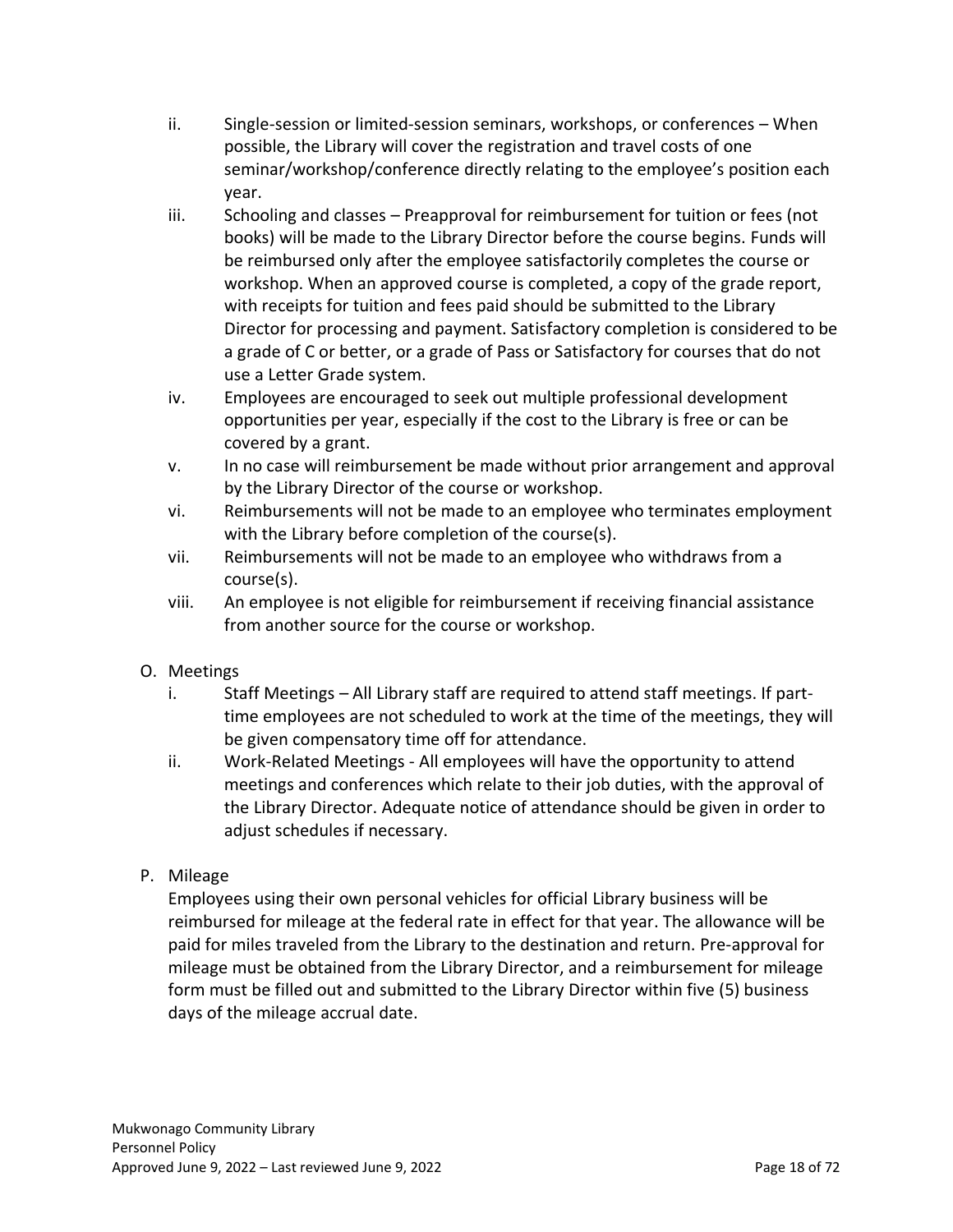ii. Single-session or limited-session seminars, workshops, or conferences – When possible, the Library will cover the registration and travel costs of one seminar/workshop/conference directly relating to the employee's position each year.

iii. Schooling and classes – Preapproval for reimbursement for tuition or fees (not books) will be made to the Library Director before the course begins. Funds will be reimbursed only after the employee satisfactorily completes the course or workshop. When an approved course is completed, a copy of the grade report, with receipts for tuition and fees paid should be submitted to the Library Director for processing and payment. Satisfactory completion is considered to be a grade of C or better, or a grade of Pass or Satisfactory for courses that do not use a Letter Grade system.

iv. Employees are encouraged to seek out multiple professional development opportunities per year, especially if the cost to the Library is free or can be covered by a grant.

v. In no case will reimbursement be made without prior arrangement and approval by the Library Director of the course or workshop.

vi. Reimbursements will not be made to an employee who terminates employment with the Library before completion of the course(s).

vii. Reimbursements will not be made to an employee who withdraws from a course(s).

viii. An employee is not eligible for reimbursement if receiving financial assistance from another source for the course or workshop.

O. Meetings

i. Staff Meetings – All Library staff are required to attend staff meetings. If part-time employees are not scheduled to work at the time of the meetings, they will be given compensatory time off for attendance.

ii. Work-Related Meetings - All employees will have the opportunity to attend meetings and conferences which relate to their job duties, with the approval of the Library Director. Adequate notice of attendance should be given in order to adjust schedules if necessary.

P. Mileage

Employees using their own personal vehicles for official Library business will be reimbursed for mileage at the federal rate in effect for that year. The allowance will be paid for miles traveled from the Library to the destination and return. Pre-approval for mileage must be obtained from the Library Director, and a reimbursement for mileage form must be filled out and submitted to the Library Director within five (5) business days of the mileage accrual date.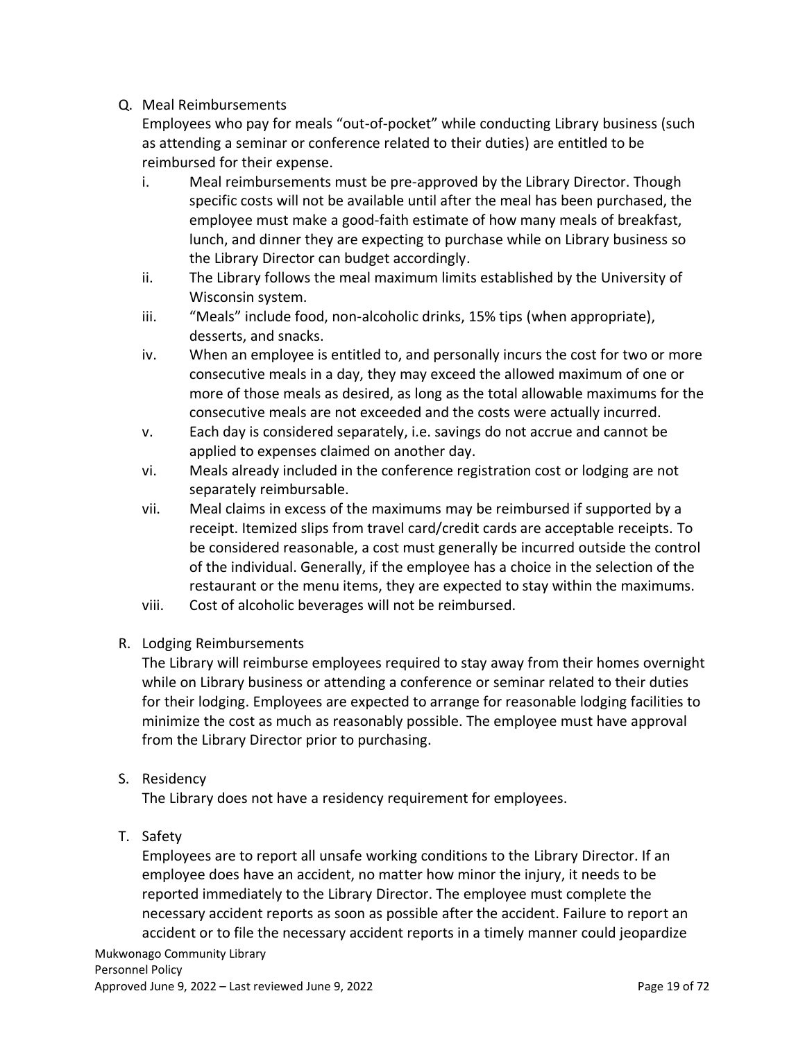Q. Meal Reimbursements

Employees who pay for meals "out-of-pocket" while conducting Library business (such as attending a seminar or conference related to their duties) are entitled to be reimbursed for their expense.

i. Meal reimbursements must be pre-approved by the Library Director. Though specific costs will not be available until after the meal has been purchased, the employee must make a good-faith estimate of how many meals of breakfast, lunch, and dinner they are expecting to purchase while on Library business so the Library Director can budget accordingly.
ii. The Library follows the meal maximum limits established by the University of Wisconsin system.
iii. "Meals" include food, non-alcoholic drinks, 15% tips (when appropriate), desserts, and snacks.
iv. When an employee is entitled to, and personally incurs the cost for two or more consecutive meals in a day, they may exceed the allowed maximum of one or more of those meals as desired, as long as the total allowable maximums for the consecutive meals are not exceeded and the costs were actually incurred.
v. Each day is considered separately, i.e. savings do not accrue and cannot be applied to expenses claimed on another day.
vi. Meals already included in the conference registration cost or lodging are not separately reimbursable.
vii. Meal claims in excess of the maximums may be reimbursed if supported by a receipt. Itemized slips from travel card/credit cards are acceptable receipts. To be considered reasonable, a cost must generally be incurred outside the control of the individual. Generally, if the employee has a choice in the selection of the restaurant or the menu items, they are expected to stay within the maximums.
viii. Cost of alcoholic beverages will not be reimbursed.

R. Lodging Reimbursements

The Library will reimburse employees required to stay away from their homes overnight while on Library business or attending a conference or seminar related to their duties for their lodging. Employees are expected to arrange for reasonable lodging facilities to minimize the cost as much as reasonably possible. The employee must have approval from the Library Director prior to purchasing.

S. Residency

The Library does not have a residency requirement for employees.

T. Safety

Employees are to report all unsafe working conditions to the Library Director. If an employee does have an accident, no matter how minor the injury, it needs to be reported immediately to the Library Director. The employee must complete the necessary accident reports as soon as possible after the accident. Failure to report an accident or to file the necessary accident reports in a timely manner could jeopardize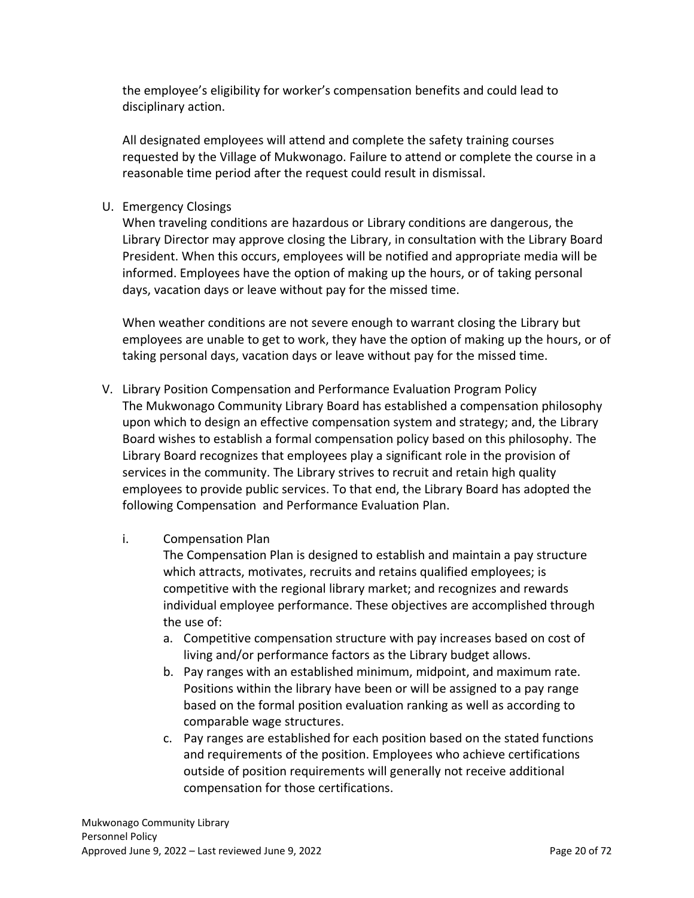the employee's eligibility for worker's compensation benefits and could lead to disciplinary action.

All designated employees will attend and complete the safety training courses requested by the Village of Mukwonago. Failure to attend or complete the course in a reasonable time period after the request could result in dismissal.

U. Emergency Closings

When traveling conditions are hazardous or Library conditions are dangerous, the Library Director may approve closing the Library, in consultation with the Library Board President. When this occurs, employees will be notified and appropriate media will be informed. Employees have the option of making up the hours, or of taking personal days, vacation days or leave without pay for the missed time.

When weather conditions are not severe enough to warrant closing the Library but employees are unable to get to work, they have the option of making up the hours, or of taking personal days, vacation days or leave without pay for the missed time.

V. Library Position Compensation and Performance Evaluation Program Policy

The Mukwonago Community Library Board has established a compensation philosophy upon which to design an effective compensation system and strategy; and, the Library Board wishes to establish a formal compensation policy based on this philosophy. The Library Board recognizes that employees play a significant role in the provision of services in the community. The Library strives to recruit and retain high quality employees to provide public services. To that end, the Library Board has adopted the following Compensation and Performance Evaluation Plan.

i. Compensation Plan

The Compensation Plan is designed to establish and maintain a pay structure which attracts, motivates, recruits and retains qualified employees; is competitive with the regional library market; and recognizes and rewards individual employee performance. These objectives are accomplished through the use of:

a. Competitive compensation structure with pay increases based on cost of living and/or performance factors as the Library budget allows.
b. Pay ranges with an established minimum, midpoint, and maximum rate. Positions within the library have been or will be assigned to a pay range based on the formal position evaluation ranking as well as according to comparable wage structures.
c. Pay ranges are established for each position based on the stated functions and requirements of the position. Employees who achieve certifications outside of position requirements will generally not receive additional compensation for those certifications.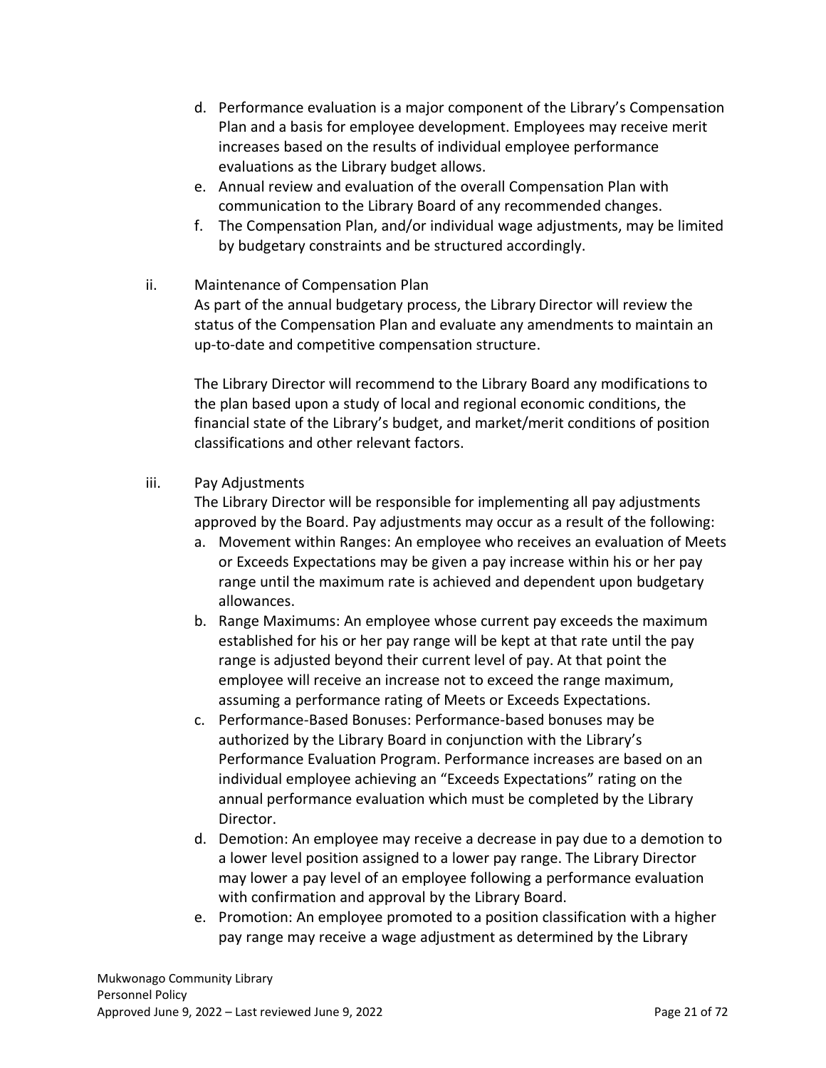d. Performance evaluation is a major component of the Library's Compensation Plan and a basis for employee development. Employees may receive merit increases based on the results of individual employee performance evaluations as the Library budget allows.
e. Annual review and evaluation of the overall Compensation Plan with communication to the Library Board of any recommended changes.
f. The Compensation Plan, and/or individual wage adjustments, may be limited by budgetary constraints and be structured accordingly.

ii. Maintenance of Compensation Plan

As part of the annual budgetary process, the Library Director will review the status of the Compensation Plan and evaluate any amendments to maintain an up-to-date and competitive compensation structure.

The Library Director will recommend to the Library Board any modifications to the plan based upon a study of local and regional economic conditions, the financial state of the Library's budget, and market/merit conditions of position classifications and other relevant factors.

iii. Pay Adjustments

The Library Director will be responsible for implementing all pay adjustments approved by the Board. Pay adjustments may occur as a result of the following:

a. Movement within Ranges: An employee who receives an evaluation of Meets or Exceeds Expectations may be given a pay increase within his or her pay range until the maximum rate is achieved and dependent upon budgetary allowances.
b. Range Maximums: An employee whose current pay exceeds the maximum established for his or her pay range will be kept at that rate until the pay range is adjusted beyond their current level of pay. At that point the employee will receive an increase not to exceed the range maximum, assuming a performance rating of Meets or Exceeds Expectations.
c. Performance-Based Bonuses: Performance-based bonuses may be authorized by the Library Board in conjunction with the Library's Performance Evaluation Program. Performance increases are based on an individual employee achieving an "Exceeds Expectations" rating on the annual performance evaluation which must be completed by the Library Director.
d. Demotion: An employee may receive a decrease in pay due to a demotion to a lower level position assigned to a lower pay range. The Library Director may lower a pay level of an employee following a performance evaluation with confirmation and approval by the Library Board.
e. Promotion: An employee promoted to a position classification with a higher pay range may receive a wage adjustment as determined by the Library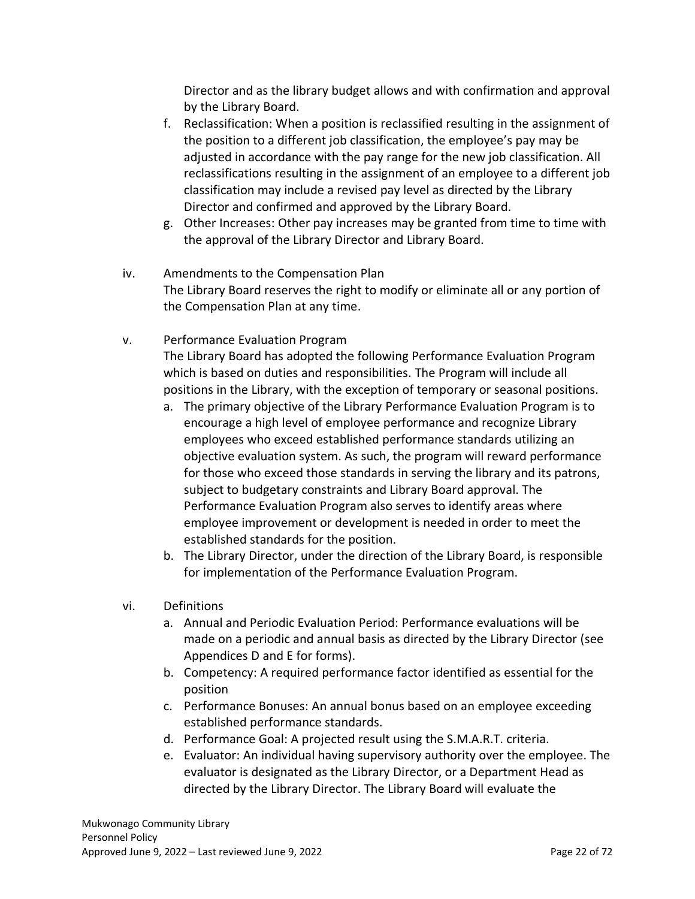Director and as the library budget allows and with confirmation and approval by the Library Board.

f. Reclassification: When a position is reclassified resulting in the assignment of the position to a different job classification, the employee's pay may be adjusted in accordance with the pay range for the new job classification. All reclassifications resulting in the assignment of an employee to a different job classification may include a revised pay level as directed by the Library Director and confirmed and approved by the Library Board.
g. Other Increases: Other pay increases may be granted from time to time with the approval of the Library Director and Library Board.

iv. Amendments to the Compensation Plan

The Library Board reserves the right to modify or eliminate all or any portion of the Compensation Plan at any time.

v. Performance Evaluation Program

The Library Board has adopted the following Performance Evaluation Program which is based on duties and responsibilities. The Program will include all positions in the Library, with the exception of temporary or seasonal positions.

a. The primary objective of the Library Performance Evaluation Program is to encourage a high level of employee performance and recognize Library employees who exceed established performance standards utilizing an objective evaluation system. As such, the program will reward performance for those who exceed those standards in serving the library and its patrons, subject to budgetary constraints and Library Board approval. The Performance Evaluation Program also serves to identify areas where employee improvement or development is needed in order to meet the established standards for the position.
b. The Library Director, under the direction of the Library Board, is responsible for implementation of the Performance Evaluation Program.

vi. Definitions

a. Annual and Periodic Evaluation Period: Performance evaluations will be made on a periodic and annual basis as directed by the Library Director (see Appendices D and E for forms).
b. Competency: A required performance factor identified as essential for the position
c. Performance Bonuses: An annual bonus based on an employee exceeding established performance standards.
d. Performance Goal: A projected result using the S.M.A.R.T. criteria.
e. Evaluator: An individual having supervisory authority over the employee. The evaluator is designated as the Library Director, or a Department Head as directed by the Library Director. The Library Board will evaluate the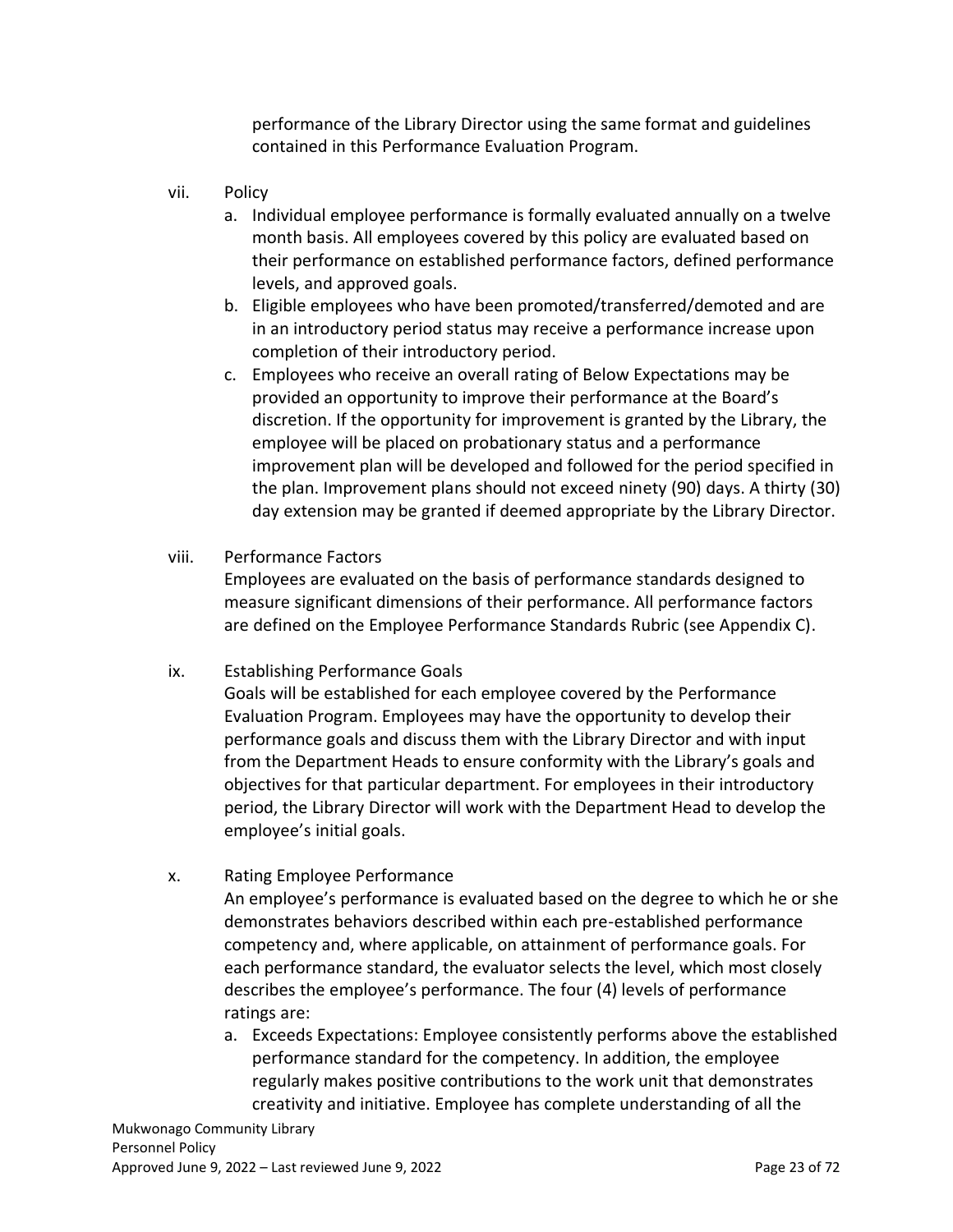performance of the Library Director using the same format and guidelines contained in this Performance Evaluation Program.

vii. Policy

a. Individual employee performance is formally evaluated annually on a twelve month basis. All employees covered by this policy are evaluated based on their performance on established performance factors, defined performance levels, and approved goals.
b. Eligible employees who have been promoted/transferred/demoted and are in an introductory period status may receive a performance increase upon completion of their introductory period.
c. Employees who receive an overall rating of Below Expectations may be provided an opportunity to improve their performance at the Board's discretion. If the opportunity for improvement is granted by the Library, the employee will be placed on probationary status and a performance improvement plan will be developed and followed for the period specified in the plan. Improvement plans should not exceed ninety (90) days. A thirty (30) day extension may be granted if deemed appropriate by the Library Director.

viii. Performance Factors

Employees are evaluated on the basis of performance standards designed to measure significant dimensions of their performance. All performance factors are defined on the Employee Performance Standards Rubric (see Appendix C).

ix. Establishing Performance Goals

Goals will be established for each employee covered by the Performance Evaluation Program. Employees may have the opportunity to develop their performance goals and discuss them with the Library Director and with input from the Department Heads to ensure conformity with the Library's goals and objectives for that particular department. For employees in their introductory period, the Library Director will work with the Department Head to develop the employee's initial goals.

x. Rating Employee Performance

An employee's performance is evaluated based on the degree to which he or she demonstrates behaviors described within each pre-established performance competency and, where applicable, on attainment of performance goals. For each performance standard, the evaluator selects the level, which most closely describes the employee's performance. The four (4) levels of performance ratings are:

a. Exceeds Expectations: Employee consistently performs above the established performance standard for the competency. In addition, the employee regularly makes positive contributions to the work unit that demonstrates creativity and initiative. Employee has complete understanding of all the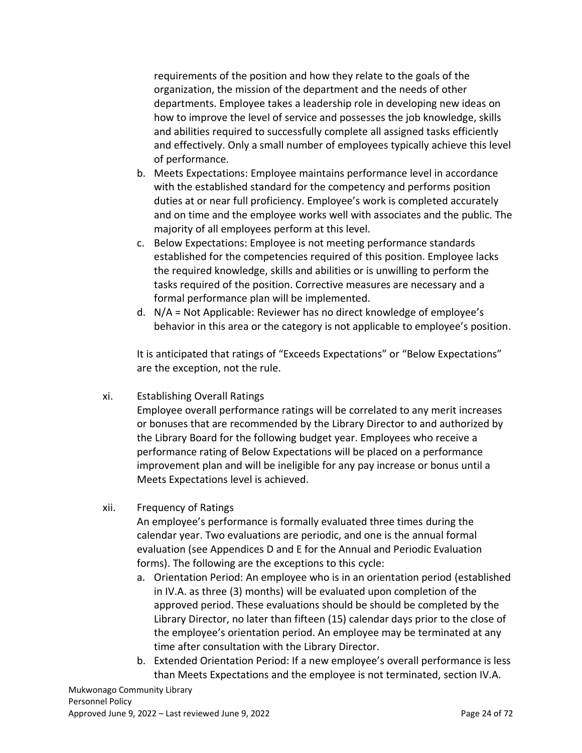requirements of the position and how they relate to the goals of the organization, the mission of the department and the needs of other departments. Employee takes a leadership role in developing new ideas on how to improve the level of service and possesses the job knowledge, skills and abilities required to successfully complete all assigned tasks efficiently and effectively. Only a small number of employees typically achieve this level of performance.

b. Meets Expectations: Employee maintains performance level in accordance with the established standard for the competency and performs position duties at or near full proficiency. Employee's work is completed accurately and on time and the employee works well with associates and the public. The majority of all employees perform at this level.
c. Below Expectations: Employee is not meeting performance standards established for the competencies required of this position. Employee lacks the required knowledge, skills and abilities or is unwilling to perform the tasks required of the position. Corrective measures are necessary and a formal performance plan will be implemented.
d. N/A = Not Applicable: Reviewer has no direct knowledge of employee's behavior in this area or the category is not applicable to employee's position.

It is anticipated that ratings of "Exceeds Expectations" or "Below Expectations" are the exception, not the rule.

xi. Establishing Overall Ratings

Employee overall performance ratings will be correlated to any merit increases or bonuses that are recommended by the Library Director to and authorized by the Library Board for the following budget year. Employees who receive a performance rating of Below Expectations will be placed on a performance improvement plan and will be ineligible for any pay increase or bonus until a Meets Expectations level is achieved.

xii. Frequency of Ratings

An employee's performance is formally evaluated three times during the calendar year. Two evaluations are periodic, and one is the annual formal evaluation (see Appendices D and E for the Annual and Periodic Evaluation forms). The following are the exceptions to this cycle:

a. Orientation Period: An employee who is in an orientation period (established in IV.A. as three (3) months) will be evaluated upon completion of the approved period. These evaluations should be should be completed by the Library Director, no later than fifteen (15) calendar days prior to the close of the employee's orientation period. An employee may be terminated at any time after consultation with the Library Director.
b. Extended Orientation Period: If a new employee's overall performance is less than Meets Expectations and the employee is not terminated, section IV.A.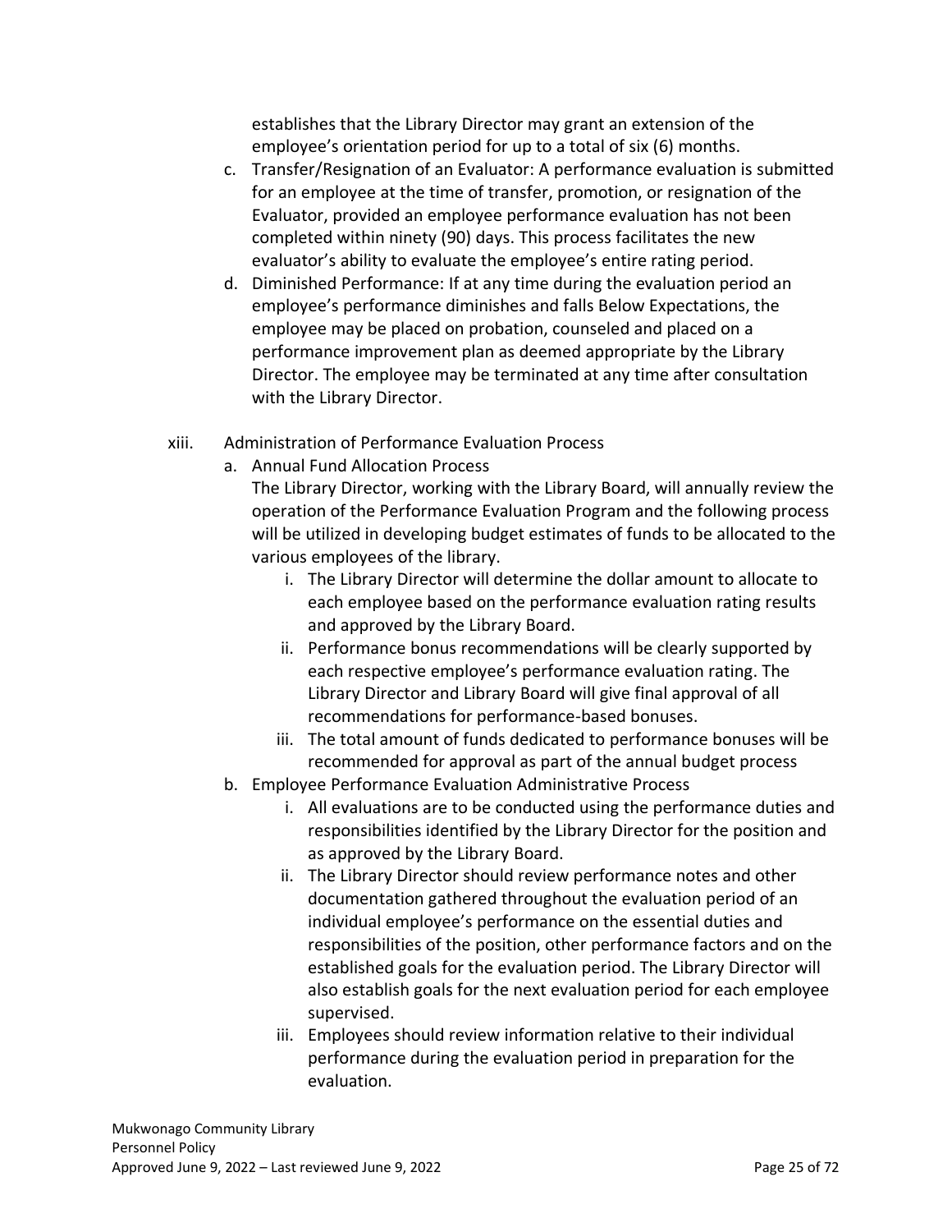establishes that the Library Director may grant an extension of the employee's orientation period for up to a total of six (6) months.

c. Transfer/Resignation of an Evaluator: A performance evaluation is submitted for an employee at the time of transfer, promotion, or resignation of the Evaluator, provided an employee performance evaluation has not been completed within ninety (90) days. This process facilitates the new evaluator's ability to evaluate the employee's entire rating period.

d. Diminished Performance: If at any time during the evaluation period an employee's performance diminishes and falls Below Expectations, the employee may be placed on probation, counseled and placed on a performance improvement plan as deemed appropriate by the Library Director. The employee may be terminated at any time after consultation with the Library Director.

xiii. Administration of Performance Evaluation Process

a. Annual Fund Allocation Process

The Library Director, working with the Library Board, will annually review the operation of the Performance Evaluation Program and the following process will be utilized in developing budget estimates of funds to be allocated to the various employees of the library.

i. The Library Director will determine the dollar amount to allocate to each employee based on the performance evaluation rating results and approved by the Library Board.

ii. Performance bonus recommendations will be clearly supported by each respective employee's performance evaluation rating. The Library Director and Library Board will give final approval of all recommendations for performance-based bonuses.

iii. The total amount of funds dedicated to performance bonuses will be recommended for approval as part of the annual budget process

b. Employee Performance Evaluation Administrative Process

i. All evaluations are to be conducted using the performance duties and responsibilities identified by the Library Director for the position and as approved by the Library Board.

ii. The Library Director should review performance notes and other documentation gathered throughout the evaluation period of an individual employee's performance on the essential duties and responsibilities of the position, other performance factors and on the established goals for the evaluation period. The Library Director will also establish goals for the next evaluation period for each employee supervised.

iii. Employees should review information relative to their individual performance during the evaluation period in preparation for the evaluation.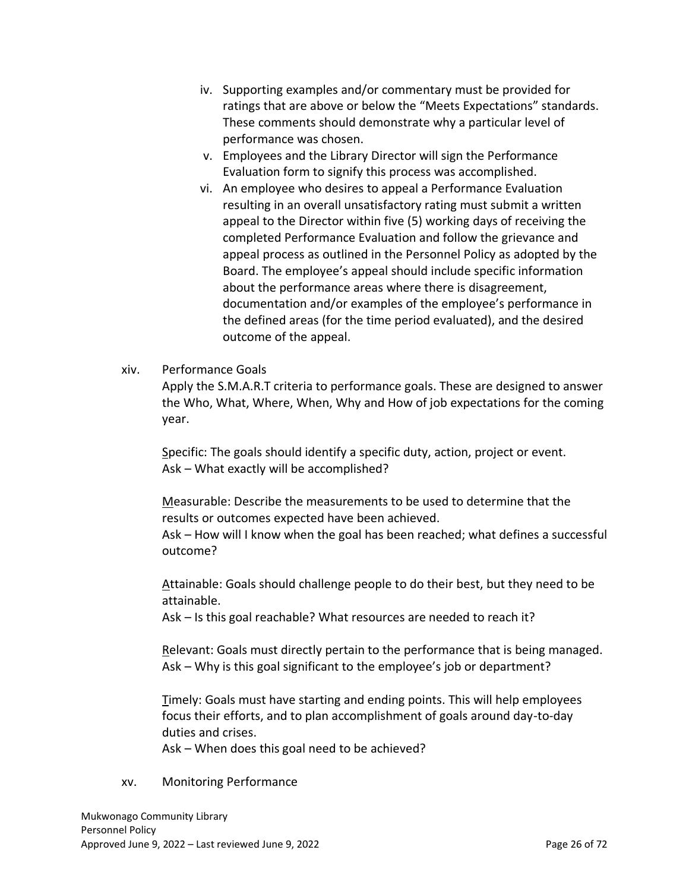iv. Supporting examples and/or commentary must be provided for ratings that are above or below the "Meets Expectations" standards. These comments should demonstrate why a particular level of performance was chosen.

v. Employees and the Library Director will sign the Performance Evaluation form to signify this process was accomplished.

vi. An employee who desires to appeal a Performance Evaluation resulting in an overall unsatisfactory rating must submit a written appeal to the Director within five (5) working days of receiving the completed Performance Evaluation and follow the grievance and appeal process as outlined in the Personnel Policy as adopted by the Board. The employee's appeal should include specific information about the performance areas where there is disagreement, documentation and/or examples of the employee's performance in the defined areas (for the time period evaluated), and the desired outcome of the appeal.

xiv. Performance Goals

Apply the S.M.A.R.T criteria to performance goals. These are designed to answer the Who, What, Where, When, Why and How of job expectations for the coming year.

Specific: The goals should identify a specific duty, action, project or event.
Ask – What exactly will be accomplished?

Measurable: Describe the measurements to be used to determine that the results or outcomes expected have been achieved.
Ask – How will I know when the goal has been reached; what defines a successful outcome?

Attainable: Goals should challenge people to do their best, but they need to be attainable.
Ask – Is this goal reachable? What resources are needed to reach it?

Relevant: Goals must directly pertain to the performance that is being managed.
Ask – Why is this goal significant to the employee's job or department?

Timely: Goals must have starting and ending points. This will help employees focus their efforts, and to plan accomplishment of goals around day-to-day duties and crises.
Ask – When does this goal need to be achieved?

xv. Monitoring Performance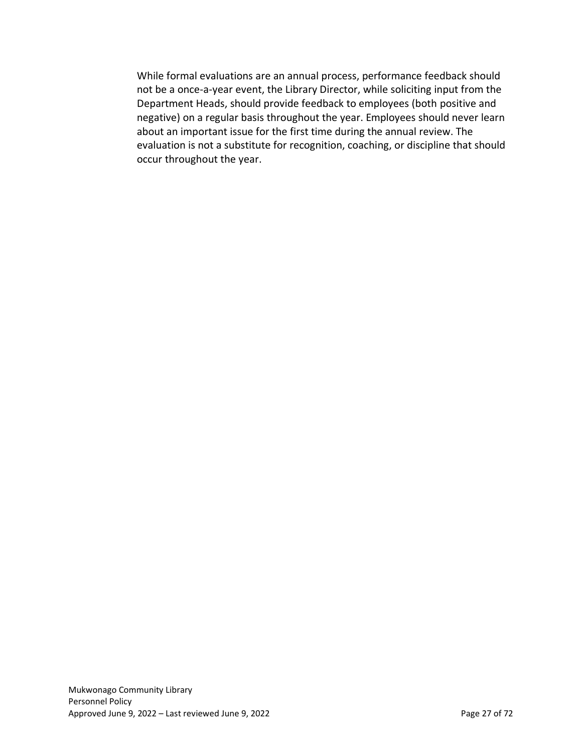While formal evaluations are an annual process, performance feedback should not be a once-a-year event, the Library Director, while soliciting input from the Department Heads, should provide feedback to employees (both positive and negative) on a regular basis throughout the year. Employees should never learn about an important issue for the first time during the annual review. The evaluation is not a substitute for recognition, coaching, or discipline that should occur throughout the year.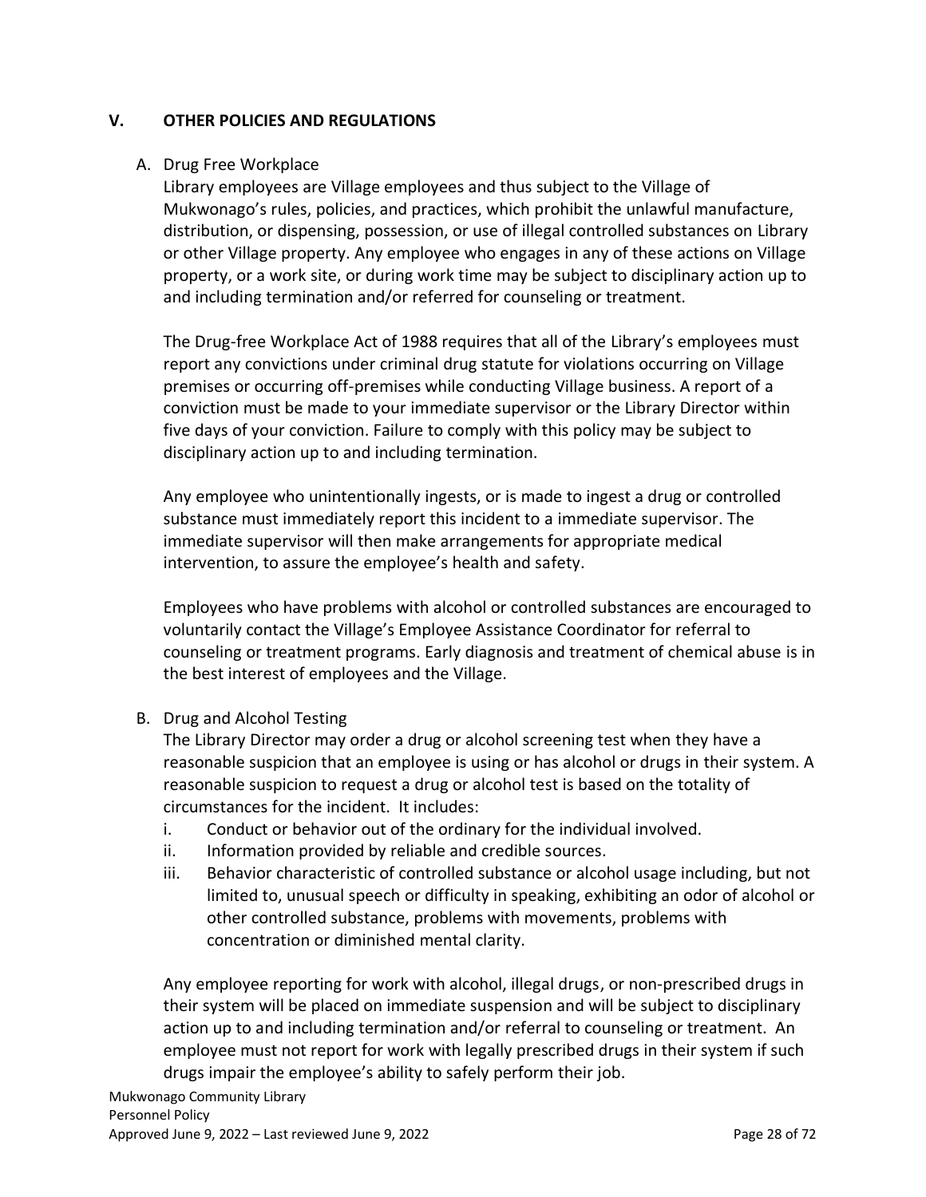## V. OTHER POLICIES AND REGULATIONS

### A. Drug Free Workplace

Library employees are Village employees and thus subject to the Village of Mukwonago's rules, policies, and practices, which prohibit the unlawful manufacture, distribution, or dispensing, possession, or use of illegal controlled substances on Library or other Village property. Any employee who engages in any of these actions on Village property, or a work site, or during work time may be subject to disciplinary action up to and including termination and/or referred for counseling or treatment.

The Drug-free Workplace Act of 1988 requires that all of the Library's employees must report any convictions under criminal drug statute for violations occurring on Village premises or occurring off-premises while conducting Village business. A report of a conviction must be made to your immediate supervisor or the Library Director within five days of your conviction. Failure to comply with this policy may be subject to disciplinary action up to and including termination.

Any employee who unintentionally ingests, or is made to ingest a drug or controlled substance must immediately report this incident to a immediate supervisor. The immediate supervisor will then make arrangements for appropriate medical intervention, to assure the employee's health and safety.

Employees who have problems with alcohol or controlled substances are encouraged to voluntarily contact the Village's Employee Assistance Coordinator for referral to counseling or treatment programs. Early diagnosis and treatment of chemical abuse is in the best interest of employees and the Village.

### B. Drug and Alcohol Testing

The Library Director may order a drug or alcohol screening test when they have a reasonable suspicion that an employee is using or has alcohol or drugs in their system. A reasonable suspicion to request a drug or alcohol test is based on the totality of circumstances for the incident. It includes:

i. Conduct or behavior out of the ordinary for the individual involved.
ii. Information provided by reliable and credible sources.
iii. Behavior characteristic of controlled substance or alcohol usage including, but not limited to, unusual speech or difficulty in speaking, exhibiting an odor of alcohol or other controlled substance, problems with movements, problems with concentration or diminished mental clarity.

Any employee reporting for work with alcohol, illegal drugs, or non-prescribed drugs in their system will be placed on immediate suspension and will be subject to disciplinary action up to and including termination and/or referral to counseling or treatment. An employee must not report for work with legally prescribed drugs in their system if such drugs impair the employee's ability to safely perform their job.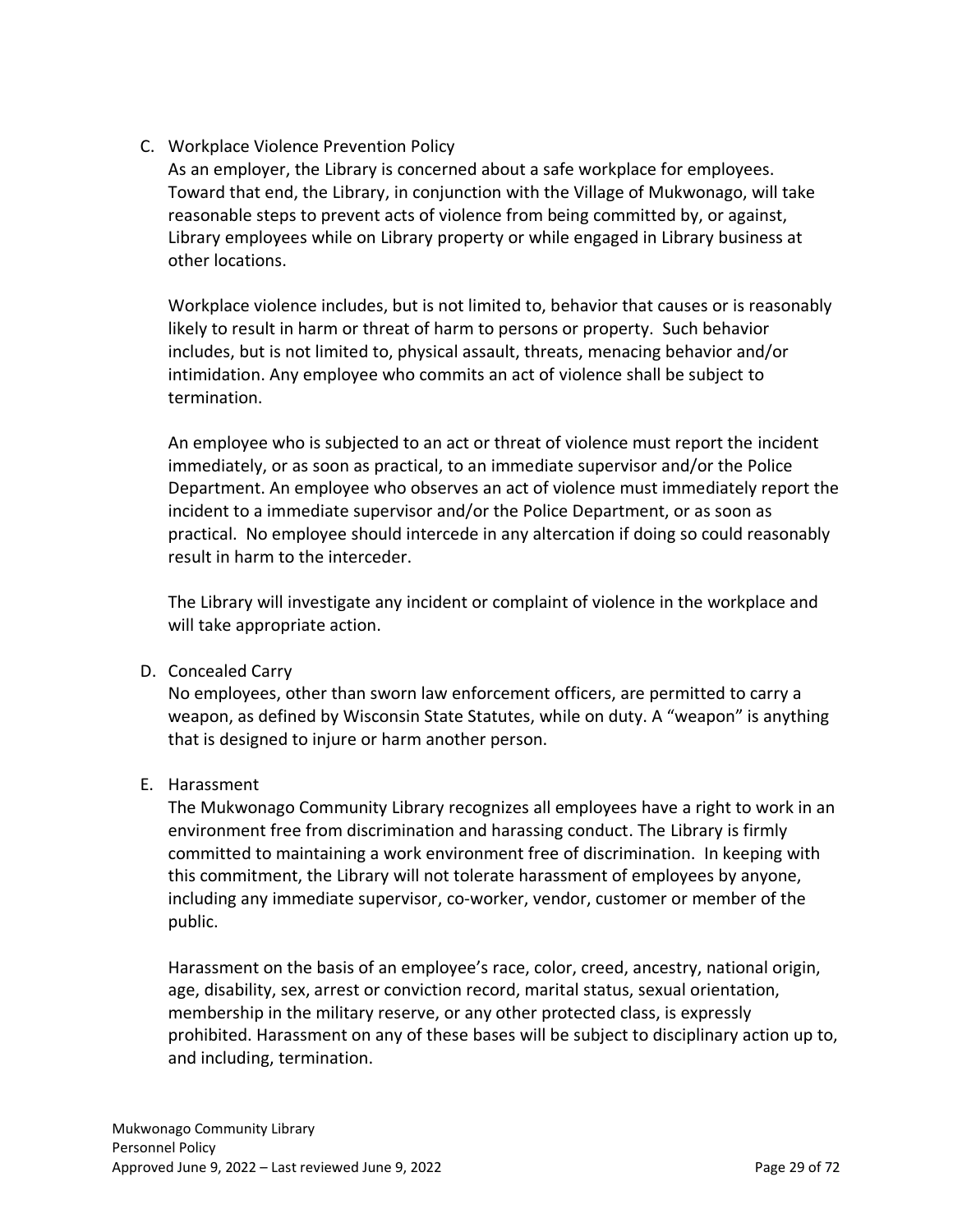C. Workplace Violence Prevention Policy

As an employer, the Library is concerned about a safe workplace for employees. Toward that end, the Library, in conjunction with the Village of Mukwonago, will take reasonable steps to prevent acts of violence from being committed by, or against, Library employees while on Library property or while engaged in Library business at other locations.

Workplace violence includes, but is not limited to, behavior that causes or is reasonably likely to result in harm or threat of harm to persons or property. Such behavior includes, but is not limited to, physical assault, threats, menacing behavior and/or intimidation. Any employee who commits an act of violence shall be subject to termination.

An employee who is subjected to an act or threat of violence must report the incident immediately, or as soon as practical, to an immediate supervisor and/or the Police Department. An employee who observes an act of violence must immediately report the incident to a immediate supervisor and/or the Police Department, or as soon as practical. No employee should intercede in any altercation if doing so could reasonably result in harm to the interceder.

The Library will investigate any incident or complaint of violence in the workplace and will take appropriate action.

D. Concealed Carry

No employees, other than sworn law enforcement officers, are permitted to carry a weapon, as defined by Wisconsin State Statutes, while on duty. A "weapon" is anything that is designed to injure or harm another person.

E. Harassment

The Mukwonago Community Library recognizes all employees have a right to work in an environment free from discrimination and harassing conduct. The Library is firmly committed to maintaining a work environment free of discrimination. In keeping with this commitment, the Library will not tolerate harassment of employees by anyone, including any immediate supervisor, co-worker, vendor, customer or member of the public.

Harassment on the basis of an employee's race, color, creed, ancestry, national origin, age, disability, sex, arrest or conviction record, marital status, sexual orientation, membership in the military reserve, or any other protected class, is expressly prohibited. Harassment on any of these bases will be subject to disciplinary action up to, and including, termination.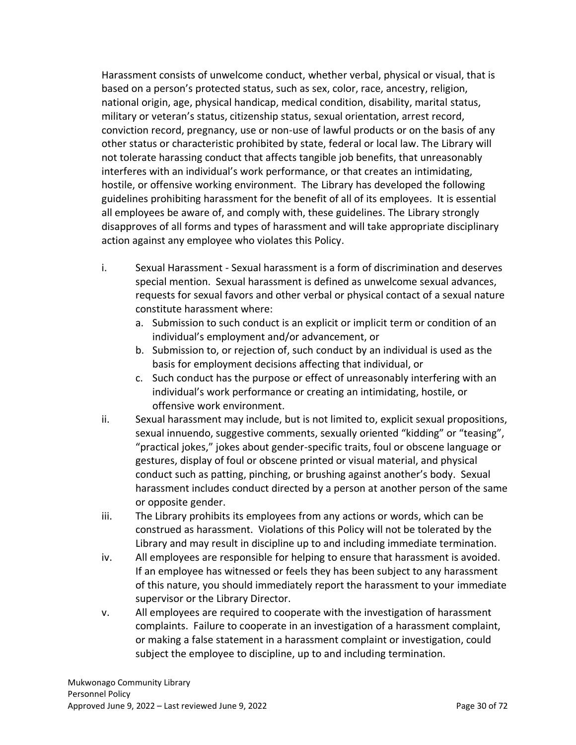Harassment consists of unwelcome conduct, whether verbal, physical or visual, that is based on a person's protected status, such as sex, color, race, ancestry, religion, national origin, age, physical handicap, medical condition, disability, marital status, military or veteran's status, citizenship status, sexual orientation, arrest record, conviction record, pregnancy, use or non-use of lawful products or on the basis of any other status or characteristic prohibited by state, federal or local law. The Library will not tolerate harassing conduct that affects tangible job benefits, that unreasonably interferes with an individual's work performance, or that creates an intimidating, hostile, or offensive working environment. The Library has developed the following guidelines prohibiting harassment for the benefit of all of its employees. It is essential all employees be aware of, and comply with, these guidelines. The Library strongly disapproves of all forms and types of harassment and will take appropriate disciplinary action against any employee who violates this Policy.

i. Sexual Harassment - Sexual harassment is a form of discrimination and deserves special mention. Sexual harassment is defined as unwelcome sexual advances, requests for sexual favors and other verbal or physical contact of a sexual nature constitute harassment where:
   a. Submission to such conduct is an explicit or implicit term or condition of an individual's employment and/or advancement, or
   b. Submission to, or rejection of, such conduct by an individual is used as the basis for employment decisions affecting that individual, or
   c. Such conduct has the purpose or effect of unreasonably interfering with an individual's work performance or creating an intimidating, hostile, or offensive work environment.

ii. Sexual harassment may include, but is not limited to, explicit sexual propositions, sexual innuendo, suggestive comments, sexually oriented "kidding" or "teasing", "practical jokes," jokes about gender-specific traits, foul or obscene language or gestures, display of foul or obscene printed or visual material, and physical conduct such as patting, pinching, or brushing against another's body. Sexual harassment includes conduct directed by a person at another person of the same or opposite gender.

iii. The Library prohibits its employees from any actions or words, which can be construed as harassment. Violations of this Policy will not be tolerated by the Library and may result in discipline up to and including immediate termination.

iv. All employees are responsible for helping to ensure that harassment is avoided. If an employee has witnessed or feels they has been subject to any harassment of this nature, you should immediately report the harassment to your immediate supervisor or the Library Director.

v. All employees are required to cooperate with the investigation of harassment complaints. Failure to cooperate in an investigation of a harassment complaint, or making a false statement in a harassment complaint or investigation, could subject the employee to discipline, up to and including termination.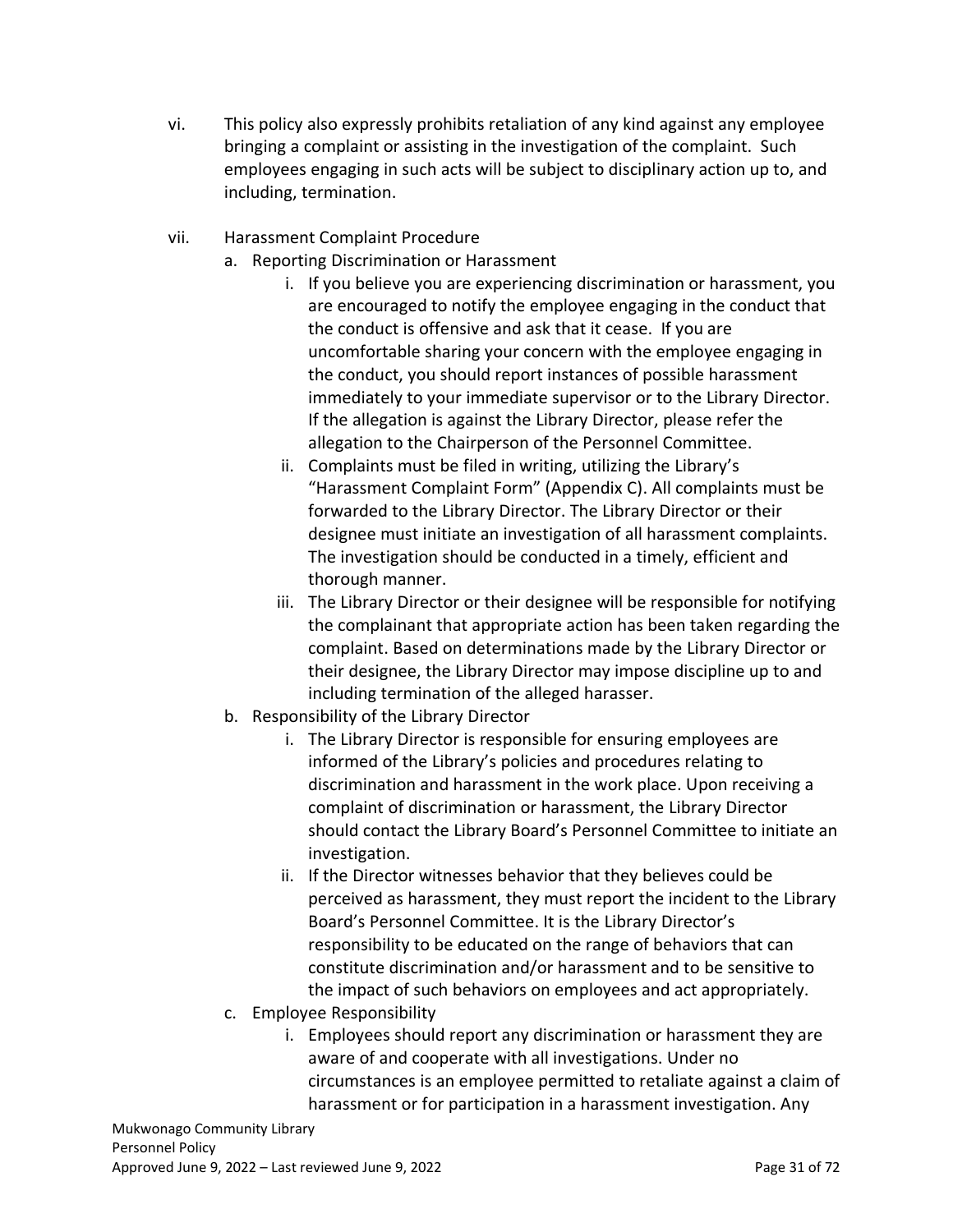vi. This policy also expressly prohibits retaliation of any kind against any employee bringing a complaint or assisting in the investigation of the complaint. Such employees engaging in such acts will be subject to disciplinary action up to, and including, termination.

vii. Harassment Complaint Procedure

   a. Reporting Discrimination or Harassment

      i. If you believe you are experiencing discrimination or harassment, you are encouraged to notify the employee engaging in the conduct that the conduct is offensive and ask that it cease. If you are uncomfortable sharing your concern with the employee engaging in the conduct, you should report instances of possible harassment immediately to your immediate supervisor or to the Library Director. If the allegation is against the Library Director, please refer the allegation to the Chairperson of the Personnel Committee.

      ii. Complaints must be filed in writing, utilizing the Library's "Harassment Complaint Form" (Appendix C). All complaints must be forwarded to the Library Director. The Library Director or their designee must initiate an investigation of all harassment complaints. The investigation should be conducted in a timely, efficient and thorough manner.

      iii. The Library Director or their designee will be responsible for notifying the complainant that appropriate action has been taken regarding the complaint. Based on determinations made by the Library Director or their designee, the Library Director may impose discipline up to and including termination of the alleged harasser.

   b. Responsibility of the Library Director

      i. The Library Director is responsible for ensuring employees are informed of the Library's policies and procedures relating to discrimination and harassment in the work place. Upon receiving a complaint of discrimination or harassment, the Library Director should contact the Library Board's Personnel Committee to initiate an investigation.

      ii. If the Director witnesses behavior that they believes could be perceived as harassment, they must report the incident to the Library Board's Personnel Committee. It is the Library Director's responsibility to be educated on the range of behaviors that can constitute discrimination and/or harassment and to be sensitive to the impact of such behaviors on employees and act appropriately.

   c. Employee Responsibility

      i. Employees should report any discrimination or harassment they are aware of and cooperate with all investigations. Under no circumstances is an employee permitted to retaliate against a claim of harassment or for participation in a harassment investigation. Any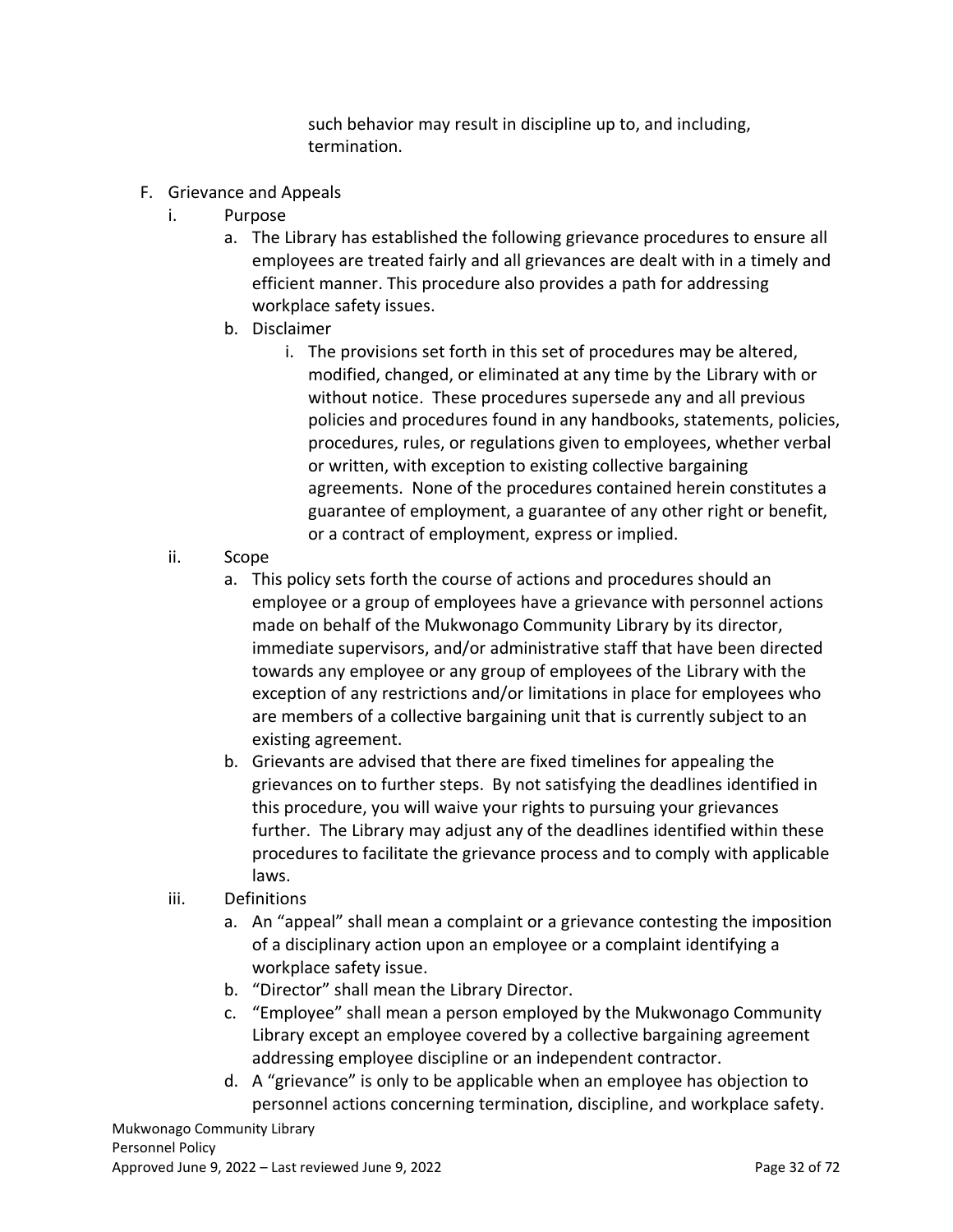such behavior may result in discipline up to, and including, termination.

F. Grievance and Appeals

   i. Purpose

      a. The Library has established the following grievance procedures to ensure all employees are treated fairly and all grievances are dealt with in a timely and efficient manner. This procedure also provides a path for addressing workplace safety issues.

      b. Disclaimer

         i. The provisions set forth in this set of procedures may be altered, modified, changed, or eliminated at any time by the Library with or without notice. These procedures supersede any and all previous policies and procedures found in any handbooks, statements, policies, procedures, rules, or regulations given to employees, whether verbal or written, with exception to existing collective bargaining agreements. None of the procedures contained herein constitutes a guarantee of employment, a guarantee of any other right or benefit, or a contract of employment, express or implied.

   ii. Scope

      a. This policy sets forth the course of actions and procedures should an employee or a group of employees have a grievance with personnel actions made on behalf of the Mukwonago Community Library by its director, immediate supervisors, and/or administrative staff that have been directed towards any employee or any group of employees of the Library with the exception of any restrictions and/or limitations in place for employees who are members of a collective bargaining unit that is currently subject to an existing agreement.

      b. Grievants are advised that there are fixed timelines for appealing the grievances on to further steps. By not satisfying the deadlines identified in this procedure, you will waive your rights to pursuing your grievances further. The Library may adjust any of the deadlines identified within these procedures to facilitate the grievance process and to comply with applicable laws.

   iii. Definitions

      a. An "appeal" shall mean a complaint or a grievance contesting the imposition of a disciplinary action upon an employee or a complaint identifying a workplace safety issue.

      b. "Director" shall mean the Library Director.

      c. "Employee" shall mean a person employed by the Mukwonago Community Library except an employee covered by a collective bargaining agreement addressing employee discipline or an independent contractor.

      d. A "grievance" is only to be applicable when an employee has objection to personnel actions concerning termination, discipline, and workplace safety.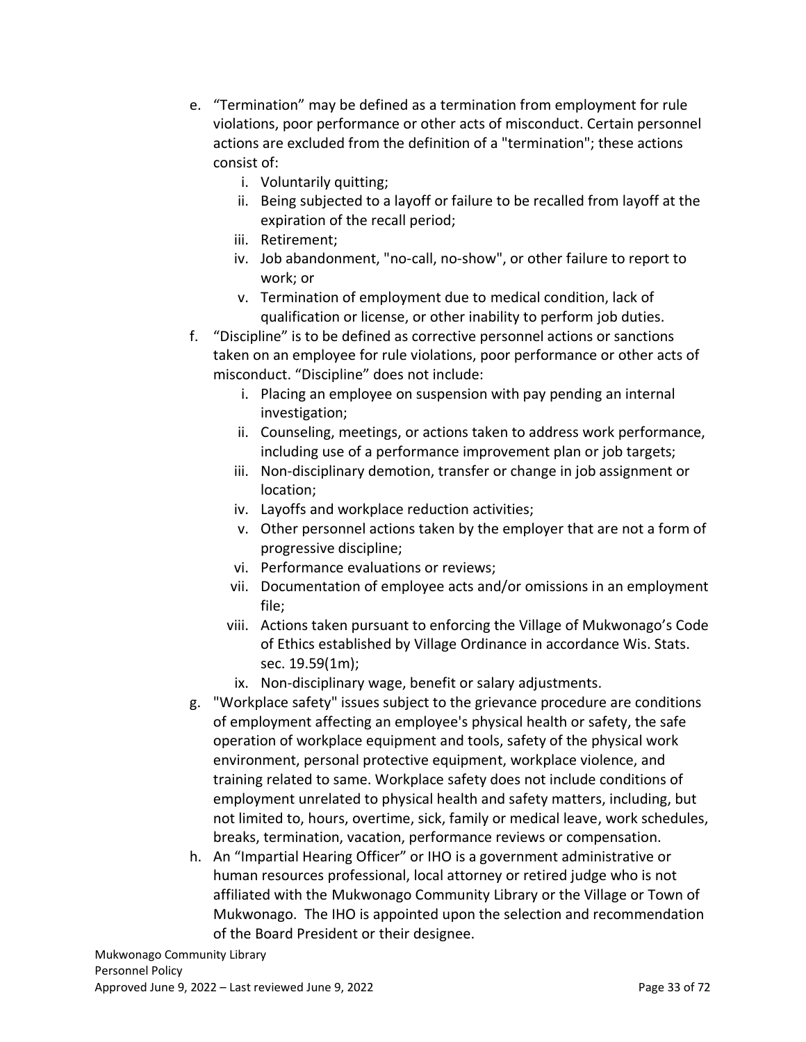e. “Termination” may be defined as a termination from employment for rule violations, poor performance or other acts of misconduct. Certain personnel actions are excluded from the definition of a "termination"; these actions consist of:
    i. Voluntarily quitting;
    ii. Being subjected to a layoff or failure to be recalled from layoff at the expiration of the recall period;
    iii. Retirement;
    iv. Job abandonment, "no-call, no-show", or other failure to report to work; or
    v. Termination of employment due to medical condition, lack of qualification or license, or other inability to perform job duties.

f. “Discipline” is to be defined as corrective personnel actions or sanctions taken on an employee for rule violations, poor performance or other acts of misconduct. “Discipline” does not include:
    i. Placing an employee on suspension with pay pending an internal investigation;
    ii. Counseling, meetings, or actions taken to address work performance, including use of a performance improvement plan or job targets;
    iii. Non-disciplinary demotion, transfer or change in job assignment or location;
    iv. Layoffs and workplace reduction activities;
    v. Other personnel actions taken by the employer that are not a form of progressive discipline;
    vi. Performance evaluations or reviews;
    vii. Documentation of employee acts and/or omissions in an employment file;
    viii. Actions taken pursuant to enforcing the Village of Mukwonago’s Code of Ethics established by Village Ordinance in accordance Wis. Stats. sec. 19.59(1m);
    ix. Non-disciplinary wage, benefit or salary adjustments.

g. "Workplace safety" issues subject to the grievance procedure are conditions of employment affecting an employee's physical health or safety, the safe operation of workplace equipment and tools, safety of the physical work environment, personal protective equipment, workplace violence, and training related to same. Workplace safety does not include conditions of employment unrelated to physical health and safety matters, including, but not limited to, hours, overtime, sick, family or medical leave, work schedules, breaks, termination, vacation, performance reviews or compensation.

h. An “Impartial Hearing Officer” or IHO is a government administrative or human resources professional, local attorney or retired judge who is not affiliated with the Mukwonago Community Library or the Village or Town of Mukwonago. The IHO is appointed upon the selection and recommendation of the Board President or their designee.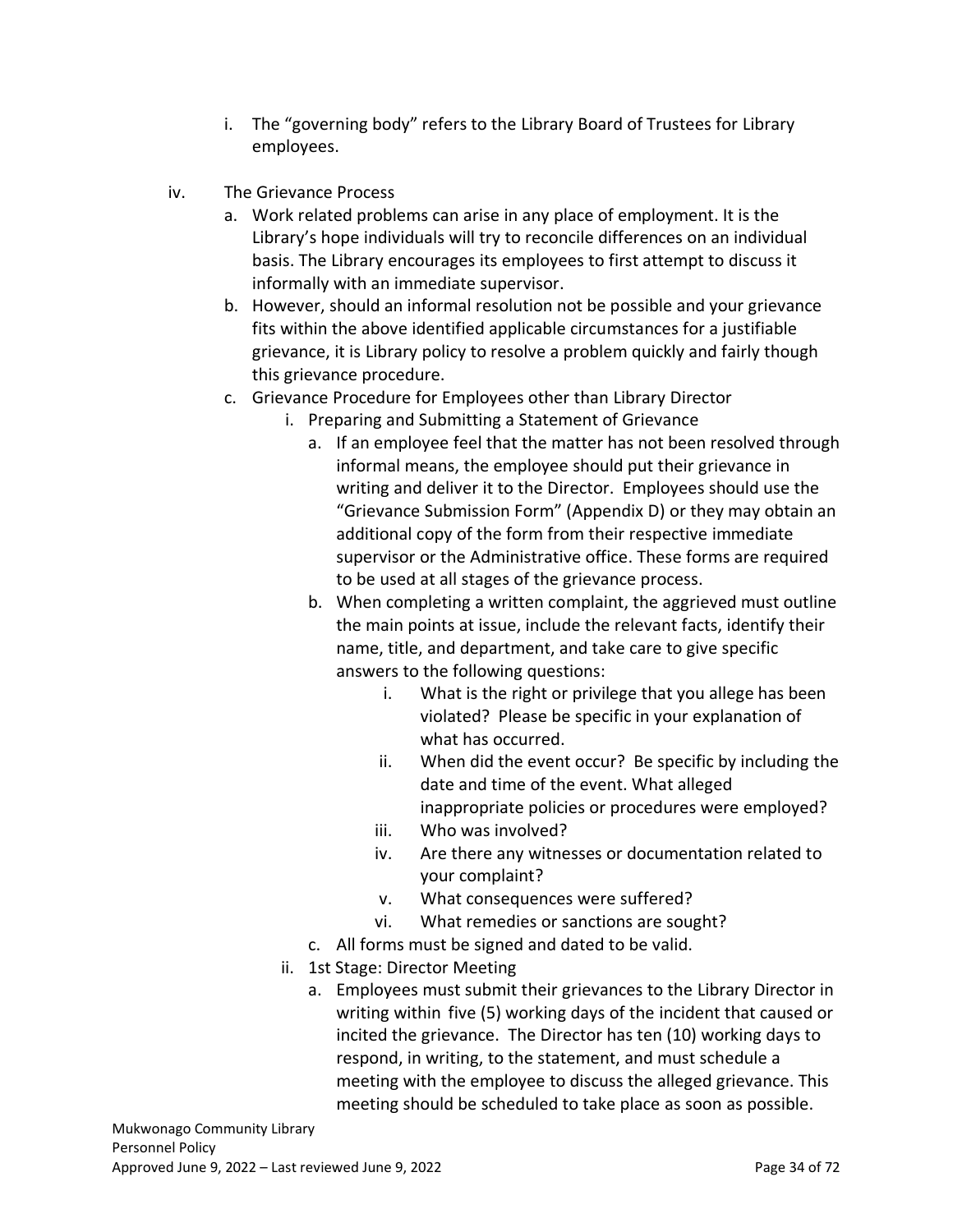i. The "governing body" refers to the Library Board of Trustees for Library employees.

iv. The Grievance Process

a. Work related problems can arise in any place of employment. It is the Library's hope individuals will try to reconcile differences on an individual basis. The Library encourages its employees to first attempt to discuss it informally with an immediate supervisor.

b. However, should an informal resolution not be possible and your grievance fits within the above identified applicable circumstances for a justifiable grievance, it is Library policy to resolve a problem quickly and fairly though this grievance procedure.

c. Grievance Procedure for Employees other than Library Director

i. Preparing and Submitting a Statement of Grievance

a. If an employee feel that the matter has not been resolved through informal means, the employee should put their grievance in writing and deliver it to the Director. Employees should use the "Grievance Submission Form" (Appendix D) or they may obtain an additional copy of the form from their respective immediate supervisor or the Administrative office. These forms are required to be used at all stages of the grievance process.

b. When completing a written complaint, the aggrieved must outline the main points at issue, include the relevant facts, identify their name, title, and department, and take care to give specific answers to the following questions:

i. What is the right or privilege that you allege has been violated? Please be specific in your explanation of what has occurred.

ii. When did the event occur? Be specific by including the date and time of the event. What alleged inappropriate policies or procedures were employed?

iii. Who was involved?

iv. Are there any witnesses or documentation related to your complaint?

v. What consequences were suffered?

vi. What remedies or sanctions are sought?

c. All forms must be signed and dated to be valid.

ii. 1st Stage: Director Meeting

a. Employees must submit their grievances to the Library Director in writing within five (5) working days of the incident that caused or incited the grievance. The Director has ten (10) working days to respond, in writing, to the statement, and must schedule a meeting with the employee to discuss the alleged grievance. This meeting should be scheduled to take place as soon as possible.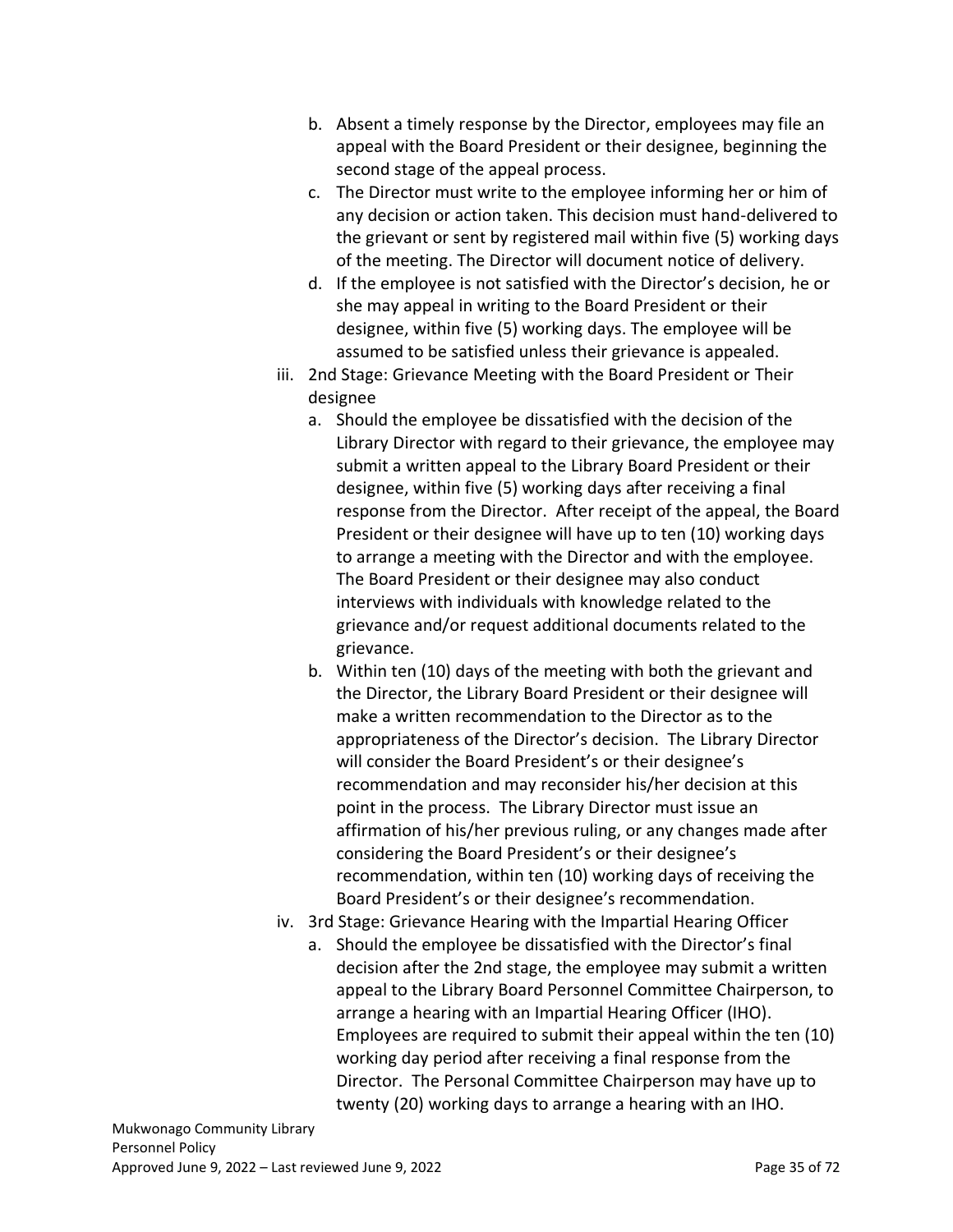b. Absent a timely response by the Director, employees may file an appeal with the Board President or their designee, beginning the second stage of the appeal process.
   c. The Director must write to the employee informing her or him of any decision or action taken. This decision must hand-delivered to the grievant or sent by registered mail within five (5) working days of the meeting. The Director will document notice of delivery.
   d. If the employee is not satisfied with the Director's decision, he or she may appeal in writing to the Board President or their designee, within five (5) working days. The employee will be assumed to be satisfied unless their grievance is appealed.

iii. 2nd Stage: Grievance Meeting with the Board President or Their designee
   a. Should the employee be dissatisfied with the decision of the Library Director with regard to their grievance, the employee may submit a written appeal to the Library Board President or their designee, within five (5) working days after receiving a final response from the Director. After receipt of the appeal, the Board President or their designee will have up to ten (10) working days to arrange a meeting with the Director and with the employee. The Board President or their designee may also conduct interviews with individuals with knowledge related to the grievance and/or request additional documents related to the grievance.
   b. Within ten (10) days of the meeting with both the grievant and the Director, the Library Board President or their designee will make a written recommendation to the Director as to the appropriateness of the Director's decision. The Library Director will consider the Board President's or their designee's recommendation and may reconsider his/her decision at this point in the process. The Library Director must issue an affirmation of his/her previous ruling, or any changes made after considering the Board President's or their designee's recommendation, within ten (10) working days of receiving the Board President's or their designee's recommendation.

iv. 3rd Stage: Grievance Hearing with the Impartial Hearing Officer
   a. Should the employee be dissatisfied with the Director's final decision after the 2nd stage, the employee may submit a written appeal to the Library Board Personnel Committee Chairperson, to arrange a hearing with an Impartial Hearing Officer (IHO). Employees are required to submit their appeal within the ten (10) working day period after receiving a final response from the Director. The Personal Committee Chairperson may have up to twenty (20) working days to arrange a hearing with an IHO.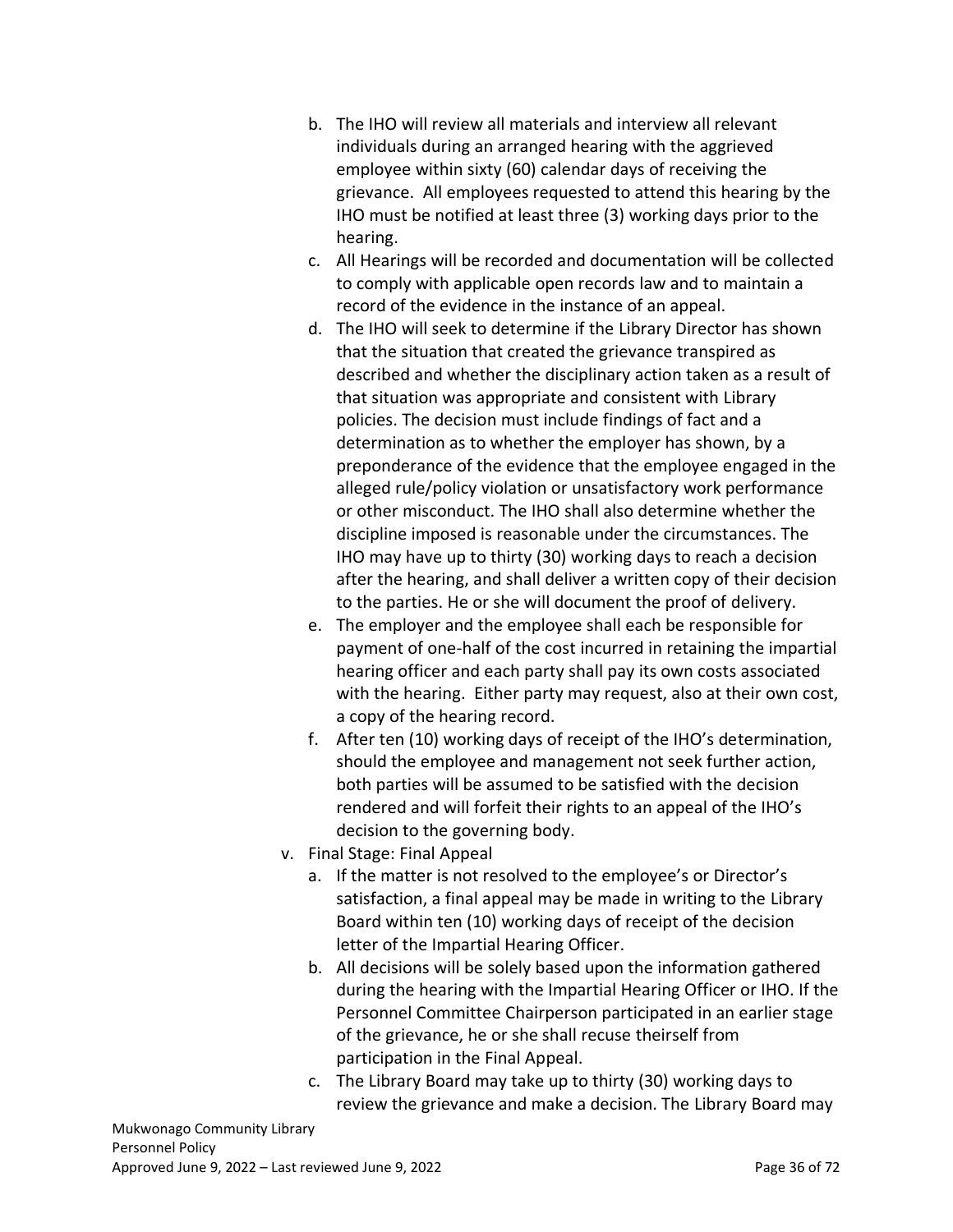b. The IHO will review all materials and interview all relevant individuals during an arranged hearing with the aggrieved employee within sixty (60) calendar days of receiving the grievance. All employees requested to attend this hearing by the IHO must be notified at least three (3) working days prior to the hearing.
c. All Hearings will be recorded and documentation will be collected to comply with applicable open records law and to maintain a record of the evidence in the instance of an appeal.
d. The IHO will seek to determine if the Library Director has shown that the situation that created the grievance transpired as described and whether the disciplinary action taken as a result of that situation was appropriate and consistent with Library policies. The decision must include findings of fact and a determination as to whether the employer has shown, by a preponderance of the evidence that the employee engaged in the alleged rule/policy violation or unsatisfactory work performance or other misconduct. The IHO shall also determine whether the discipline imposed is reasonable under the circumstances. The IHO may have up to thirty (30) working days to reach a decision after the hearing, and shall deliver a written copy of their decision to the parties. He or she will document the proof of delivery.
e. The employer and the employee shall each be responsible for payment of one-half of the cost incurred in retaining the impartial hearing officer and each party shall pay its own costs associated with the hearing. Either party may request, also at their own cost, a copy of the hearing record.
f. After ten (10) working days of receipt of the IHO's determination, should the employee and management not seek further action, both parties will be assumed to be satisfied with the decision rendered and will forfeit their rights to an appeal of the IHO's decision to the governing body.

v. Final Stage: Final Appeal

a. If the matter is not resolved to the employee's or Director's satisfaction, a final appeal may be made in writing to the Library Board within ten (10) working days of receipt of the decision letter of the Impartial Hearing Officer.
b. All decisions will be solely based upon the information gathered during the hearing with the Impartial Hearing Officer or IHO. If the Personnel Committee Chairperson participated in an earlier stage of the grievance, he or she shall recuse theirself from participation in the Final Appeal.
c. The Library Board may take up to thirty (30) working days to review the grievance and make a decision. The Library Board may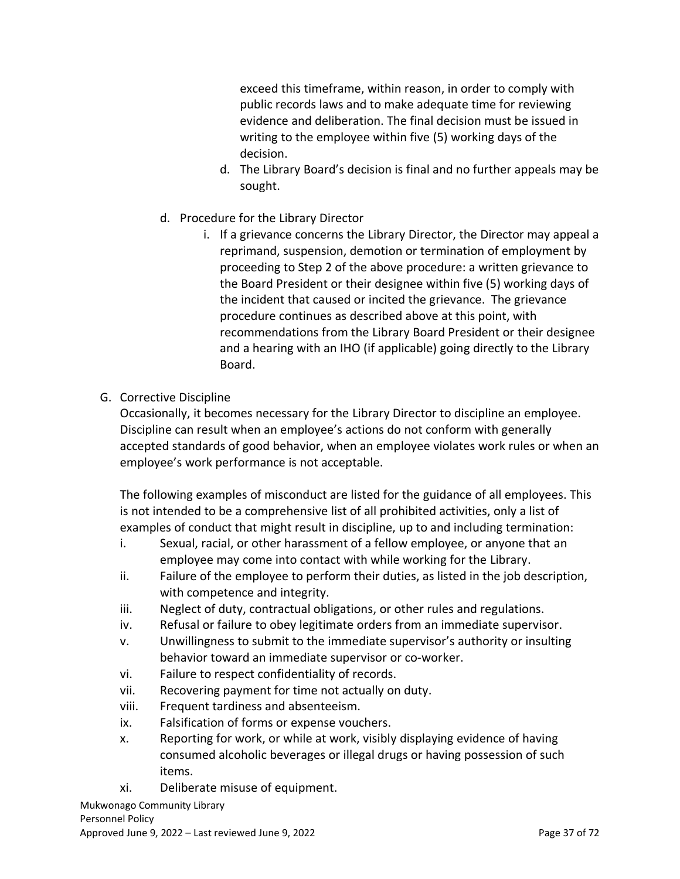exceed this timeframe, within reason, in order to comply with public records laws and to make adequate time for reviewing evidence and deliberation. The final decision must be issued in writing to the employee within five (5) working days of the decision.

d. The Library Board's decision is final and no further appeals may be sought.

d. Procedure for the Library Director

   i. If a grievance concerns the Library Director, the Director may appeal a reprimand, suspension, demotion or termination of employment by proceeding to Step 2 of the above procedure: a written grievance to the Board President or their designee within five (5) working days of the incident that caused or incited the grievance. The grievance procedure continues as described above at this point, with recommendations from the Library Board President or their designee and a hearing with an IHO (if applicable) going directly to the Library Board.

G. Corrective Discipline

Occasionally, it becomes necessary for the Library Director to discipline an employee. Discipline can result when an employee's actions do not conform with generally accepted standards of good behavior, when an employee violates work rules or when an employee's work performance is not acceptable.

The following examples of misconduct are listed for the guidance of all employees. This is not intended to be a comprehensive list of all prohibited activities, only a list of examples of conduct that might result in discipline, up to and including termination:

i. Sexual, racial, or other harassment of a fellow employee, or anyone that an employee may come into contact with while working for the Library.
ii. Failure of the employee to perform their duties, as listed in the job description, with competence and integrity.
iii. Neglect of duty, contractual obligations, or other rules and regulations.
iv. Refusal or failure to obey legitimate orders from an immediate supervisor.
v. Unwillingness to submit to the immediate supervisor's authority or insulting behavior toward an immediate supervisor or co-worker.
vi. Failure to respect confidentiality of records.
vii. Recovering payment for time not actually on duty.
viii. Frequent tardiness and absenteeism.
ix. Falsification of forms or expense vouchers.
x. Reporting for work, or while at work, visibly displaying evidence of having consumed alcoholic beverages or illegal drugs or having possession of such items.
xi. Deliberate misuse of equipment.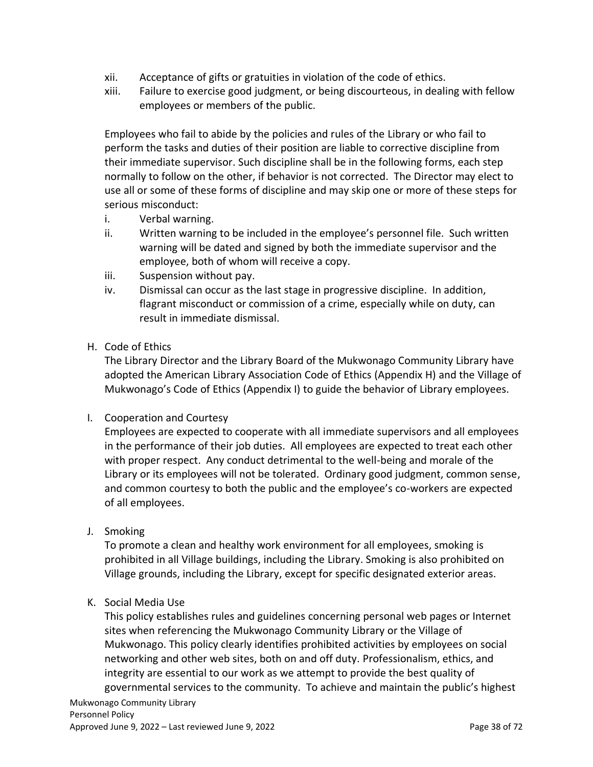xii. Acceptance of gifts or gratuities in violation of the code of ethics.

xiii. Failure to exercise good judgment, or being discourteous, in dealing with fellow employees or members of the public.

Employees who fail to abide by the policies and rules of the Library or who fail to perform the tasks and duties of their position are liable to corrective discipline from their immediate supervisor. Such discipline shall be in the following forms, each step normally to follow on the other, if behavior is not corrected. The Director may elect to use all or some of these forms of discipline and may skip one or more of these steps for serious misconduct:

i. Verbal warning.

ii. Written warning to be included in the employee's personnel file. Such written warning will be dated and signed by both the immediate supervisor and the employee, both of whom will receive a copy.

iii. Suspension without pay.

iv. Dismissal can occur as the last stage in progressive discipline. In addition, flagrant misconduct or commission of a crime, especially while on duty, can result in immediate dismissal.

### H. Code of Ethics

The Library Director and the Library Board of the Mukwonago Community Library have adopted the American Library Association Code of Ethics (Appendix H) and the Village of Mukwonago's Code of Ethics (Appendix I) to guide the behavior of Library employees.

### I. Cooperation and Courtesy

Employees are expected to cooperate with all immediate supervisors and all employees in the performance of their job duties. All employees are expected to treat each other with proper respect. Any conduct detrimental to the well-being and morale of the Library or its employees will not be tolerated. Ordinary good judgment, common sense, and common courtesy to both the public and the employee's co-workers are expected of all employees.

### J. Smoking

To promote a clean and healthy work environment for all employees, smoking is prohibited in all Village buildings, including the Library. Smoking is also prohibited on Village grounds, including the Library, except for specific designated exterior areas.

### K. Social Media Use

This policy establishes rules and guidelines concerning personal web pages or Internet sites when referencing the Mukwonago Community Library or the Village of Mukwonago. This policy clearly identifies prohibited activities by employees on social networking and other web sites, both on and off duty. Professionalism, ethics, and integrity are essential to our work as we attempt to provide the best quality of governmental services to the community. To achieve and maintain the public's highest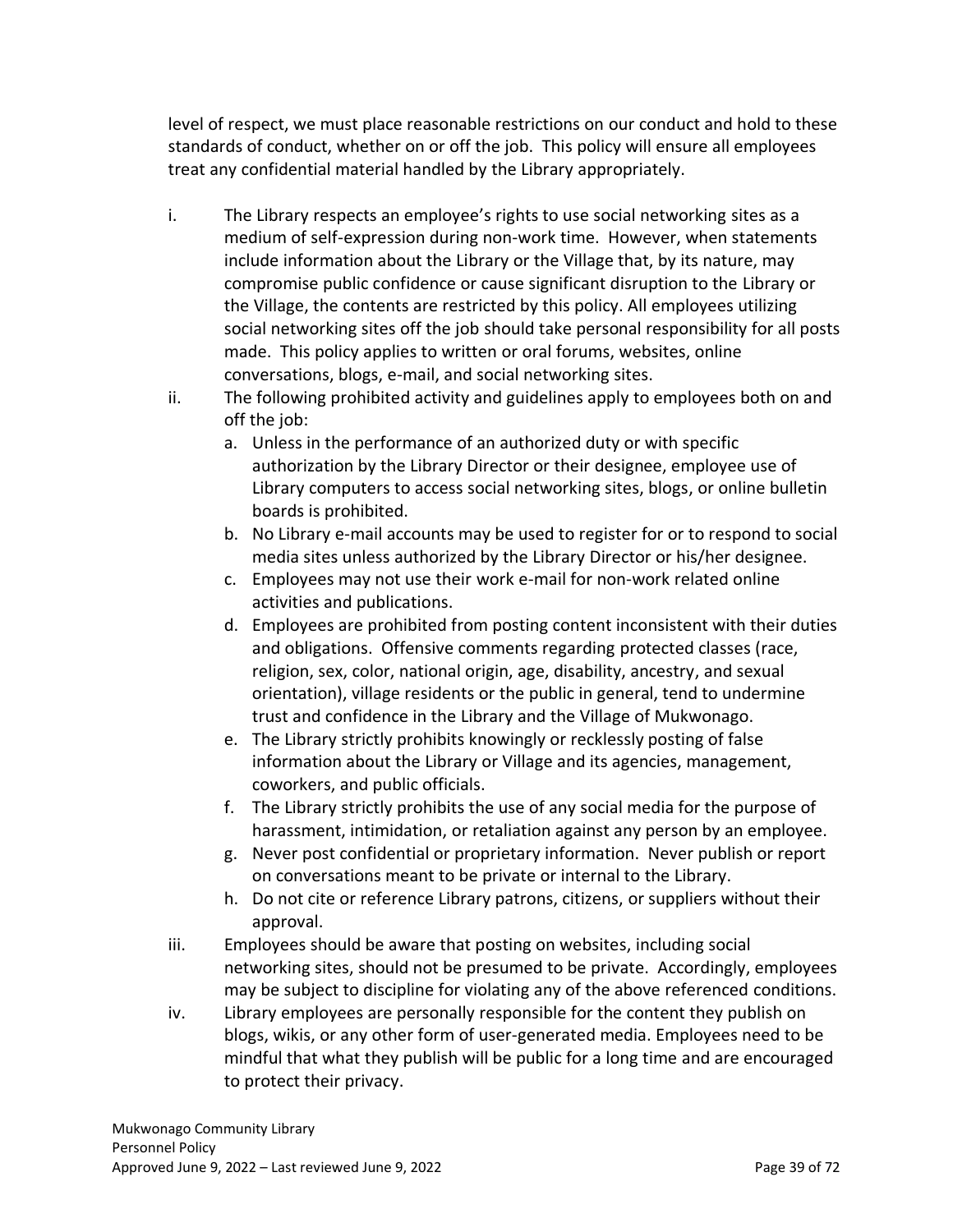level of respect, we must place reasonable restrictions on our conduct and hold to these standards of conduct, whether on or off the job. This policy will ensure all employees treat any confidential material handled by the Library appropriately.

i. The Library respects an employee's rights to use social networking sites as a medium of self-expression during non-work time. However, when statements include information about the Library or the Village that, by its nature, may compromise public confidence or cause significant disruption to the Library or the Village, the contents are restricted by this policy. All employees utilizing social networking sites off the job should take personal responsibility for all posts made. This policy applies to written or oral forums, websites, online conversations, blogs, e-mail, and social networking sites.

ii. The following prohibited activity and guidelines apply to employees both on and off the job:

   a. Unless in the performance of an authorized duty or with specific authorization by the Library Director or their designee, employee use of Library computers to access social networking sites, blogs, or online bulletin boards is prohibited.
   b. No Library e-mail accounts may be used to register for or to respond to social media sites unless authorized by the Library Director or his/her designee.
   c. Employees may not use their work e-mail for non-work related online activities and publications.
   d. Employees are prohibited from posting content inconsistent with their duties and obligations. Offensive comments regarding protected classes (race, religion, sex, color, national origin, age, disability, ancestry, and sexual orientation), village residents or the public in general, tend to undermine trust and confidence in the Library and the Village of Mukwonago.
   e. The Library strictly prohibits knowingly or recklessly posting of false information about the Library or Village and its agencies, management, coworkers, and public officials.
   f. The Library strictly prohibits the use of any social media for the purpose of harassment, intimidation, or retaliation against any person by an employee.
   g. Never post confidential or proprietary information. Never publish or report on conversations meant to be private or internal to the Library.
   h. Do not cite or reference Library patrons, citizens, or suppliers without their approval.

iii. Employees should be aware that posting on websites, including social networking sites, should not be presumed to be private. Accordingly, employees may be subject to discipline for violating any of the above referenced conditions.

iv. Library employees are personally responsible for the content they publish on blogs, wikis, or any other form of user-generated media. Employees need to be mindful that what they publish will be public for a long time and are encouraged to protect their privacy.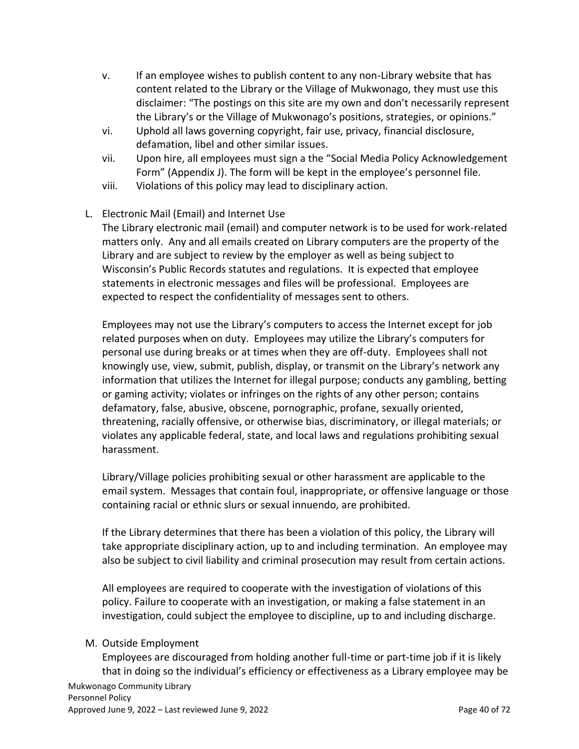v. If an employee wishes to publish content to any non-Library website that has content related to the Library or the Village of Mukwonago, they must use this disclaimer: "The postings on this site are my own and don't necessarily represent the Library's or the Village of Mukwonago's positions, strategies, or opinions."

vi. Uphold all laws governing copyright, fair use, privacy, financial disclosure, defamation, libel and other similar issues.

vii. Upon hire, all employees must sign a the "Social Media Policy Acknowledgement Form" (Appendix J). The form will be kept in the employee's personnel file.

viii. Violations of this policy may lead to disciplinary action.

L. Electronic Mail (Email) and Internet Use

The Library electronic mail (email) and computer network is to be used for work-related matters only. Any and all emails created on Library computers are the property of the Library and are subject to review by the employer as well as being subject to Wisconsin's Public Records statutes and regulations. It is expected that employee statements in electronic messages and files will be professional. Employees are expected to respect the confidentiality of messages sent to others.

Employees may not use the Library's computers to access the Internet except for job related purposes when on duty. Employees may utilize the Library's computers for personal use during breaks or at times when they are off-duty. Employees shall not knowingly use, view, submit, publish, display, or transmit on the Library's network any information that utilizes the Internet for illegal purpose; conducts any gambling, betting or gaming activity; violates or infringes on the rights of any other person; contains defamatory, false, abusive, obscene, pornographic, profane, sexually oriented, threatening, racially offensive, or otherwise bias, discriminatory, or illegal materials; or violates any applicable federal, state, and local laws and regulations prohibiting sexual harassment.

Library/Village policies prohibiting sexual or other harassment are applicable to the email system. Messages that contain foul, inappropriate, or offensive language or those containing racial or ethnic slurs or sexual innuendo, are prohibited.

If the Library determines that there has been a violation of this policy, the Library will take appropriate disciplinary action, up to and including termination. An employee may also be subject to civil liability and criminal prosecution may result from certain actions.

All employees are required to cooperate with the investigation of violations of this policy. Failure to cooperate with an investigation, or making a false statement in an investigation, could subject the employee to discipline, up to and including discharge.

M. Outside Employment

Employees are discouraged from holding another full-time or part-time job if it is likely that in doing so the individual's efficiency or effectiveness as a Library employee may be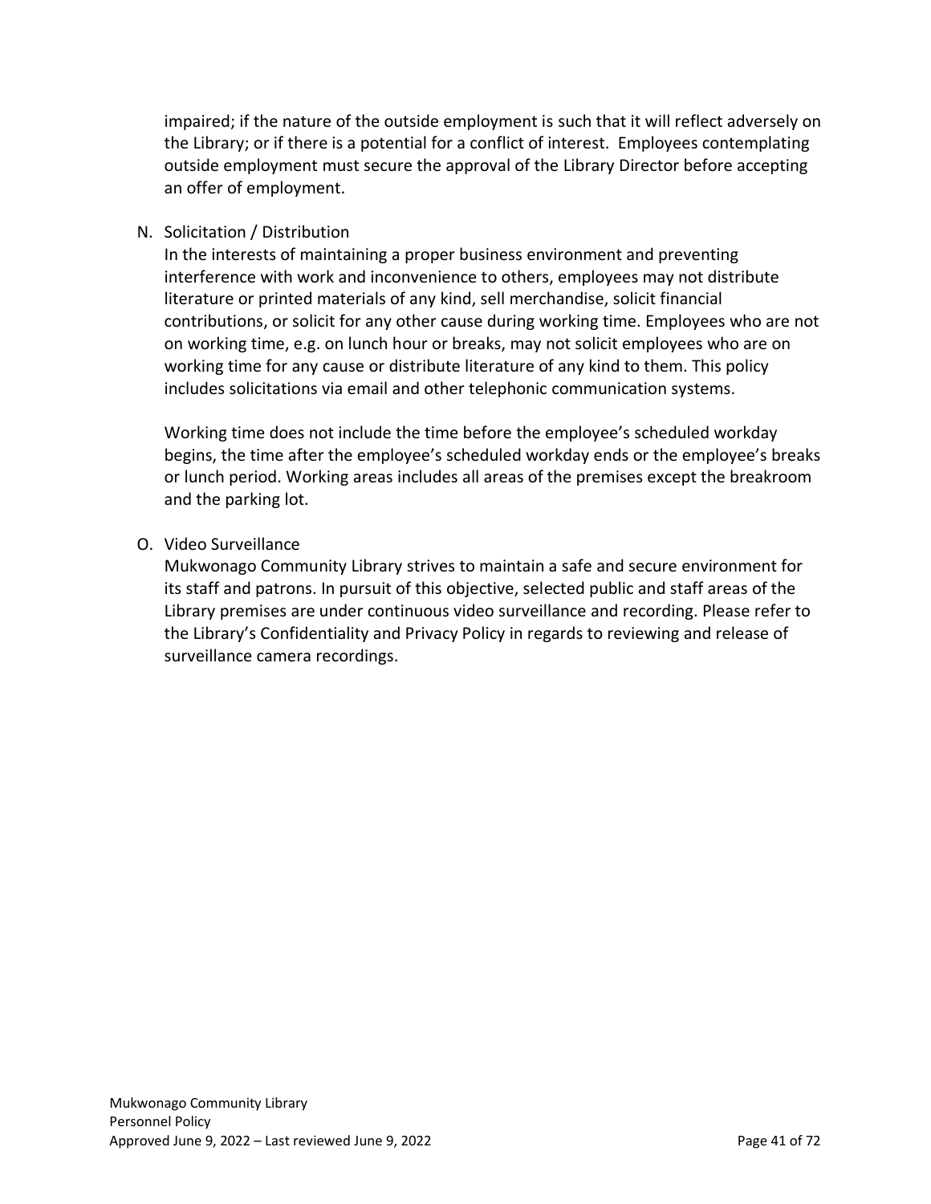impaired; if the nature of the outside employment is such that it will reflect adversely on the Library; or if there is a potential for a conflict of interest. Employees contemplating outside employment must secure the approval of the Library Director before accepting an offer of employment.

N. Solicitation / Distribution

In the interests of maintaining a proper business environment and preventing interference with work and inconvenience to others, employees may not distribute literature or printed materials of any kind, sell merchandise, solicit financial contributions, or solicit for any other cause during working time. Employees who are not on working time, e.g. on lunch hour or breaks, may not solicit employees who are on working time for any cause or distribute literature of any kind to them. This policy includes solicitations via email and other telephonic communication systems.

Working time does not include the time before the employee's scheduled workday begins, the time after the employee's scheduled workday ends or the employee's breaks or lunch period. Working areas includes all areas of the premises except the breakroom and the parking lot.

O. Video Surveillance

Mukwonago Community Library strives to maintain a safe and secure environment for its staff and patrons. In pursuit of this objective, selected public and staff areas of the Library premises are under continuous video surveillance and recording. Please refer to the Library's Confidentiality and Privacy Policy in regards to reviewing and release of surveillance camera recordings.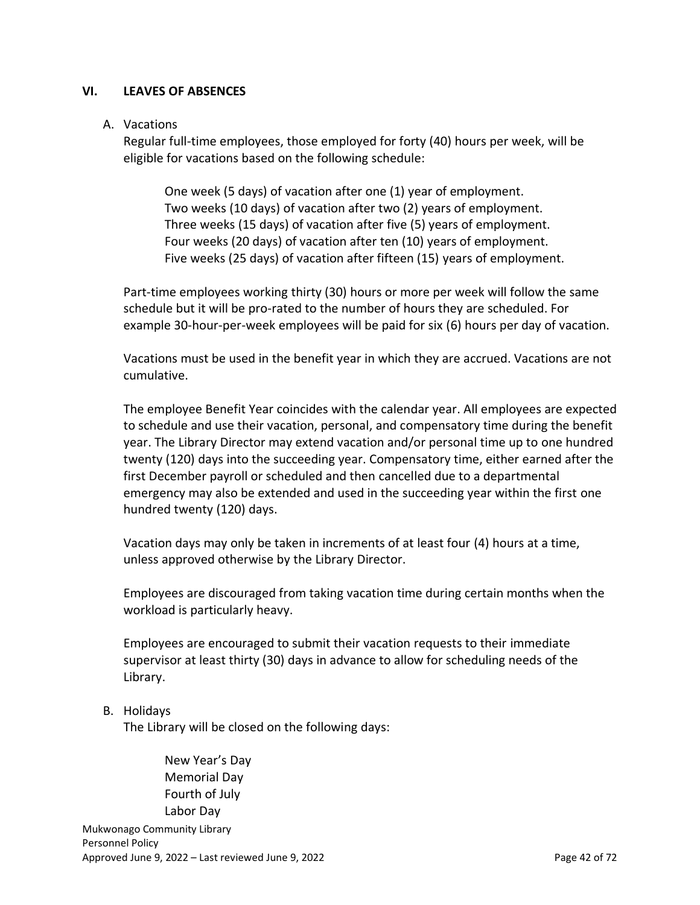## VI. LEAVES OF ABSENCES

A. Vacations

Regular full-time employees, those employed for forty (40) hours per week, will be eligible for vacations based on the following schedule:

One week (5 days) of vacation after one (1) year of employment.
Two weeks (10 days) of vacation after two (2) years of employment.
Three weeks (15 days) of vacation after five (5) years of employment.
Four weeks (20 days) of vacation after ten (10) years of employment.
Five weeks (25 days) of vacation after fifteen (15) years of employment.

Part-time employees working thirty (30) hours or more per week will follow the same schedule but it will be pro-rated to the number of hours they are scheduled. For example 30-hour-per-week employees will be paid for six (6) hours per day of vacation.

Vacations must be used in the benefit year in which they are accrued. Vacations are not cumulative.

The employee Benefit Year coincides with the calendar year. All employees are expected to schedule and use their vacation, personal, and compensatory time during the benefit year. The Library Director may extend vacation and/or personal time up to one hundred twenty (120) days into the succeeding year. Compensatory time, either earned after the first December payroll or scheduled and then cancelled due to a departmental emergency may also be extended and used in the succeeding year within the first one hundred twenty (120) days.

Vacation days may only be taken in increments of at least four (4) hours at a time, unless approved otherwise by the Library Director.

Employees are discouraged from taking vacation time during certain months when the workload is particularly heavy.

Employees are encouraged to submit their vacation requests to their immediate supervisor at least thirty (30) days in advance to allow for scheduling needs of the Library.

B. Holidays

The Library will be closed on the following days:

New Year's Day
Memorial Day
Fourth of July
Labor Day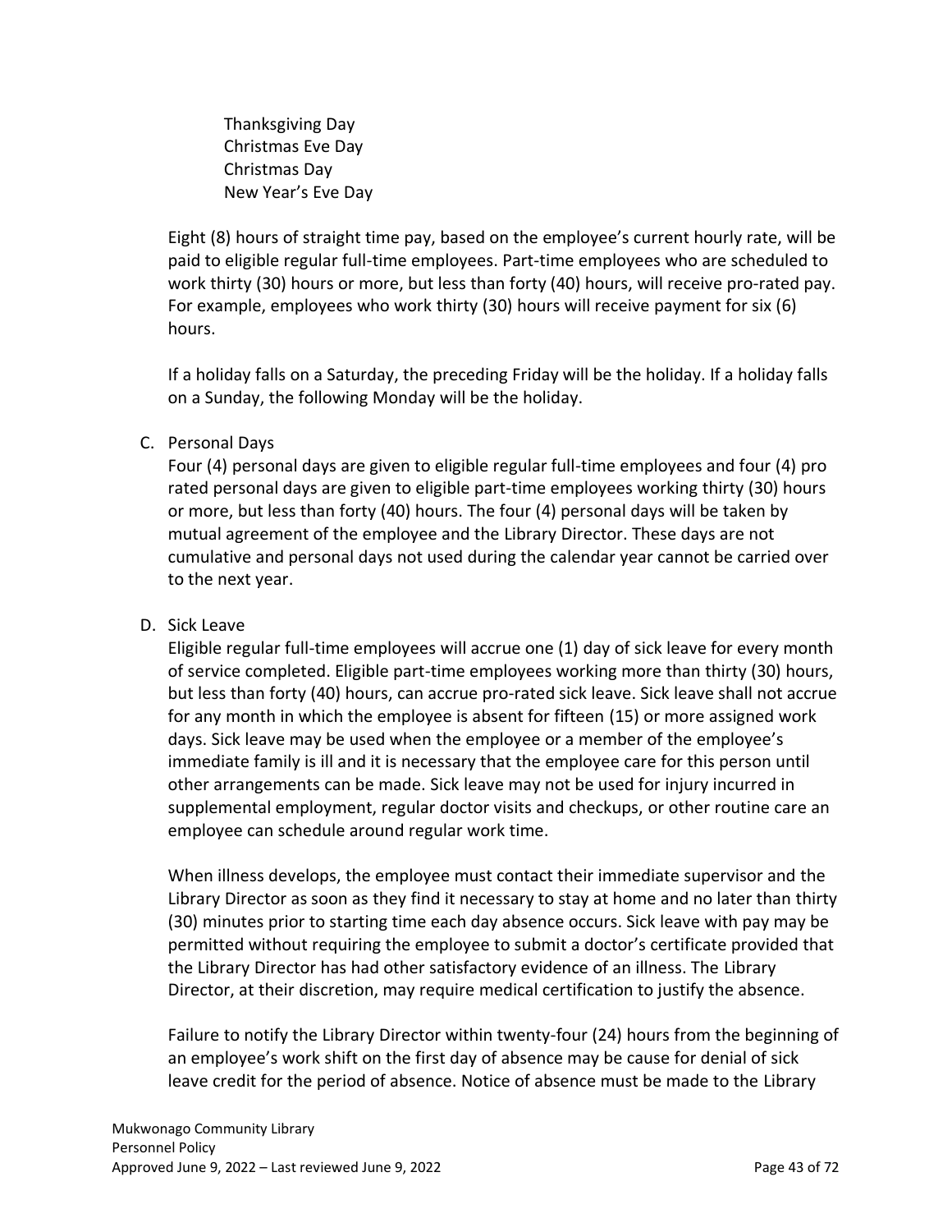Thanksgiving Day
Christmas Eve Day
Christmas Day
New Year's Eve Day

Eight (8) hours of straight time pay, based on the employee's current hourly rate, will be paid to eligible regular full-time employees. Part-time employees who are scheduled to work thirty (30) hours or more, but less than forty (40) hours, will receive pro-rated pay. For example, employees who work thirty (30) hours will receive payment for six (6) hours.

If a holiday falls on a Saturday, the preceding Friday will be the holiday. If a holiday falls on a Sunday, the following Monday will be the holiday.

C. Personal Days

Four (4) personal days are given to eligible regular full-time employees and four (4) pro rated personal days are given to eligible part-time employees working thirty (30) hours or more, but less than forty (40) hours. The four (4) personal days will be taken by mutual agreement of the employee and the Library Director. These days are not cumulative and personal days not used during the calendar year cannot be carried over to the next year.

D. Sick Leave

Eligible regular full-time employees will accrue one (1) day of sick leave for every month of service completed. Eligible part-time employees working more than thirty (30) hours, but less than forty (40) hours, can accrue pro-rated sick leave. Sick leave shall not accrue for any month in which the employee is absent for fifteen (15) or more assigned work days. Sick leave may be used when the employee or a member of the employee's immediate family is ill and it is necessary that the employee care for this person until other arrangements can be made. Sick leave may not be used for injury incurred in supplemental employment, regular doctor visits and checkups, or other routine care an employee can schedule around regular work time.

When illness develops, the employee must contact their immediate supervisor and the Library Director as soon as they find it necessary to stay at home and no later than thirty (30) minutes prior to starting time each day absence occurs. Sick leave with pay may be permitted without requiring the employee to submit a doctor's certificate provided that the Library Director has had other satisfactory evidence of an illness. The Library Director, at their discretion, may require medical certification to justify the absence.

Failure to notify the Library Director within twenty-four (24) hours from the beginning of an employee's work shift on the first day of absence may be cause for denial of sick leave credit for the period of absence. Notice of absence must be made to the Library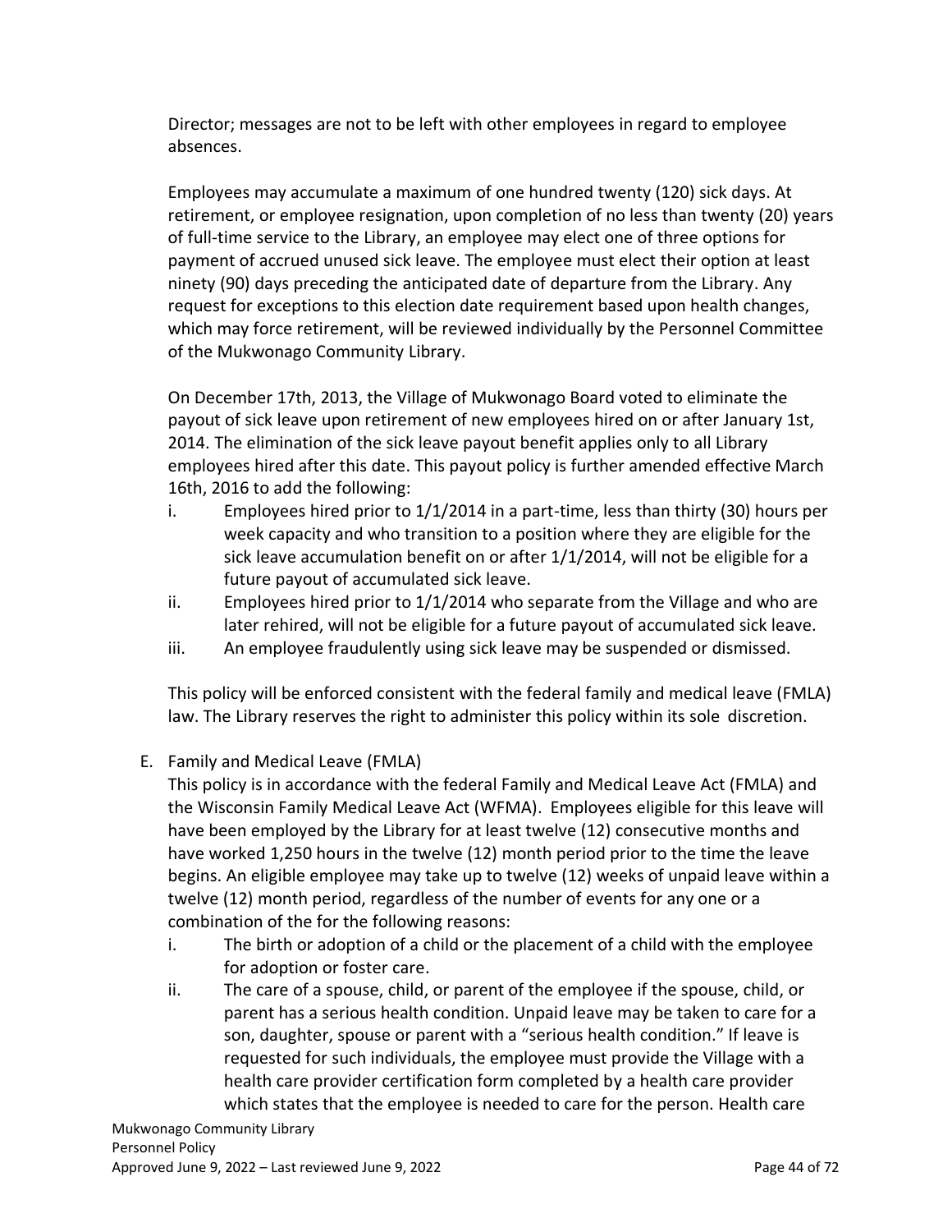Director; messages are not to be left with other employees in regard to employee absences.

Employees may accumulate a maximum of one hundred twenty (120) sick days. At retirement, or employee resignation, upon completion of no less than twenty (20) years of full-time service to the Library, an employee may elect one of three options for payment of accrued unused sick leave. The employee must elect their option at least ninety (90) days preceding the anticipated date of departure from the Library. Any request for exceptions to this election date requirement based upon health changes, which may force retirement, will be reviewed individually by the Personnel Committee of the Mukwonago Community Library.

On December 17th, 2013, the Village of Mukwonago Board voted to eliminate the payout of sick leave upon retirement of new employees hired on or after January 1st, 2014. The elimination of the sick leave payout benefit applies only to all Library employees hired after this date. This payout policy is further amended effective March 16th, 2016 to add the following:

i. Employees hired prior to 1/1/2014 in a part-time, less than thirty (30) hours per week capacity and who transition to a position where they are eligible for the sick leave accumulation benefit on or after 1/1/2014, will not be eligible for a future payout of accumulated sick leave.
ii. Employees hired prior to 1/1/2014 who separate from the Village and who are later rehired, will not be eligible for a future payout of accumulated sick leave.
iii. An employee fraudulently using sick leave may be suspended or dismissed.

This policy will be enforced consistent with the federal family and medical leave (FMLA) law. The Library reserves the right to administer this policy within its sole discretion.

E. Family and Medical Leave (FMLA)

This policy is in accordance with the federal Family and Medical Leave Act (FMLA) and the Wisconsin Family Medical Leave Act (WFMA). Employees eligible for this leave will have been employed by the Library for at least twelve (12) consecutive months and have worked 1,250 hours in the twelve (12) month period prior to the time the leave begins. An eligible employee may take up to twelve (12) weeks of unpaid leave within a twelve (12) month period, regardless of the number of events for any one or a combination of the for the following reasons:

i. The birth or adoption of a child or the placement of a child with the employee for adoption or foster care.
ii. The care of a spouse, child, or parent of the employee if the spouse, child, or parent has a serious health condition. Unpaid leave may be taken to care for a son, daughter, spouse or parent with a "serious health condition." If leave is requested for such individuals, the employee must provide the Village with a health care provider certification form completed by a health care provider which states that the employee is needed to care for the person. Health care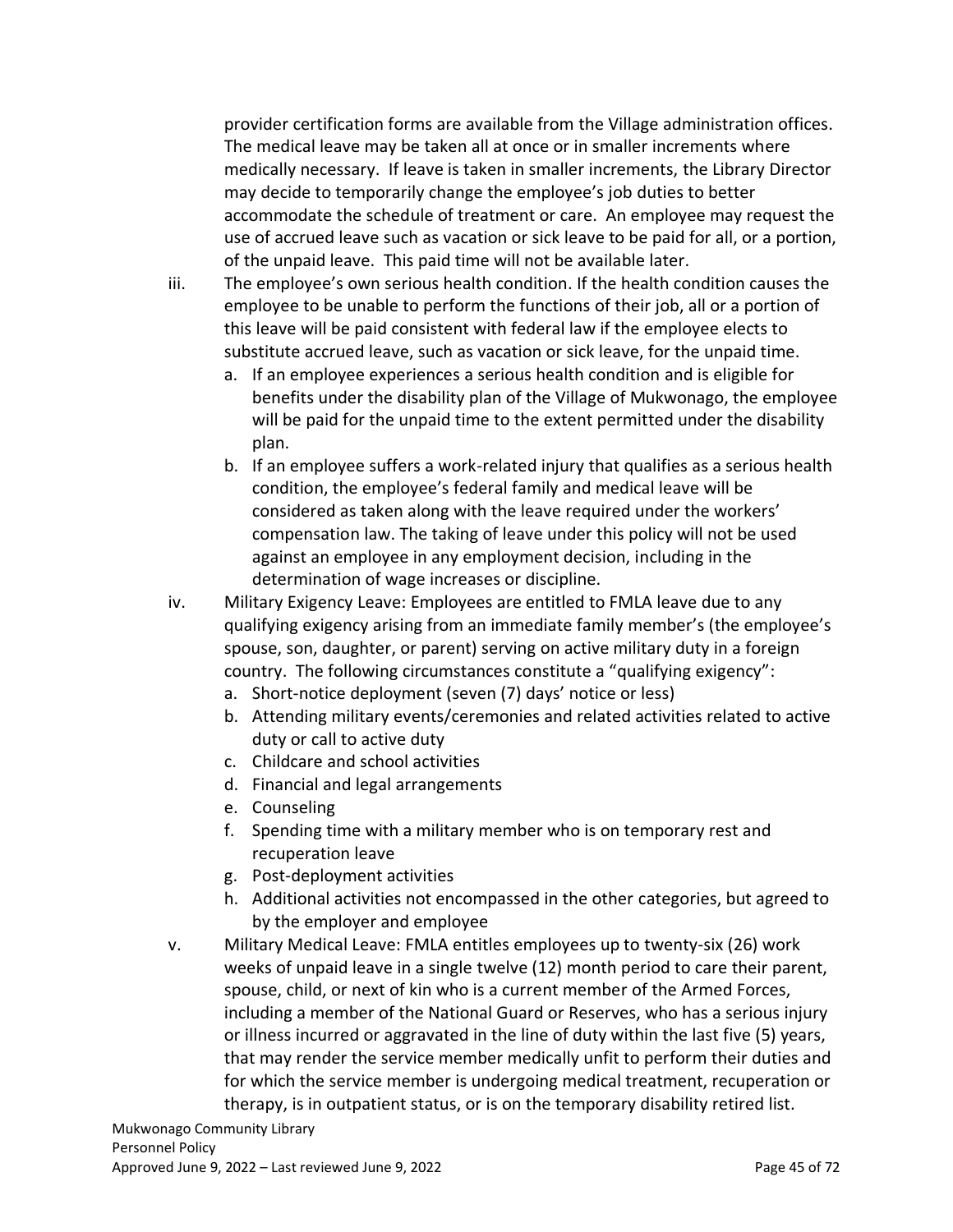provider certification forms are available from the Village administration offices. The medical leave may be taken all at once or in smaller increments where medically necessary. If leave is taken in smaller increments, the Library Director may decide to temporarily change the employee's job duties to better accommodate the schedule of treatment or care. An employee may request the use of accrued leave such as vacation or sick leave to be paid for all, or a portion, of the unpaid leave. This paid time will not be available later.

iii. The employee's own serious health condition. If the health condition causes the employee to be unable to perform the functions of their job, all or a portion of this leave will be paid consistent with federal law if the employee elects to substitute accrued leave, such as vacation or sick leave, for the unpaid time.
   a. If an employee experiences a serious health condition and is eligible for benefits under the disability plan of the Village of Mukwonago, the employee will be paid for the unpaid time to the extent permitted under the disability plan.
   b. If an employee suffers a work-related injury that qualifies as a serious health condition, the employee's federal family and medical leave will be considered as taken along with the leave required under the workers' compensation law. The taking of leave under this policy will not be used against an employee in any employment decision, including in the determination of wage increases or discipline.

iv. Military Exigency Leave: Employees are entitled to FMLA leave due to any qualifying exigency arising from an immediate family member's (the employee's spouse, son, daughter, or parent) serving on active military duty in a foreign country. The following circumstances constitute a "qualifying exigency":
   a. Short-notice deployment (seven (7) days' notice or less)
   b. Attending military events/ceremonies and related activities related to active duty or call to active duty
   c. Childcare and school activities
   d. Financial and legal arrangements
   e. Counseling
   f. Spending time with a military member who is on temporary rest and recuperation leave
   g. Post-deployment activities
   h. Additional activities not encompassed in the other categories, but agreed to by the employer and employee

v. Military Medical Leave: FMLA entitles employees up to twenty-six (26) work weeks of unpaid leave in a single twelve (12) month period to care their parent, spouse, child, or next of kin who is a current member of the Armed Forces, including a member of the National Guard or Reserves, who has a serious injury or illness incurred or aggravated in the line of duty within the last five (5) years, that may render the service member medically unfit to perform their duties and for which the service member is undergoing medical treatment, recuperation or therapy, is in outpatient status, or is on the temporary disability retired list.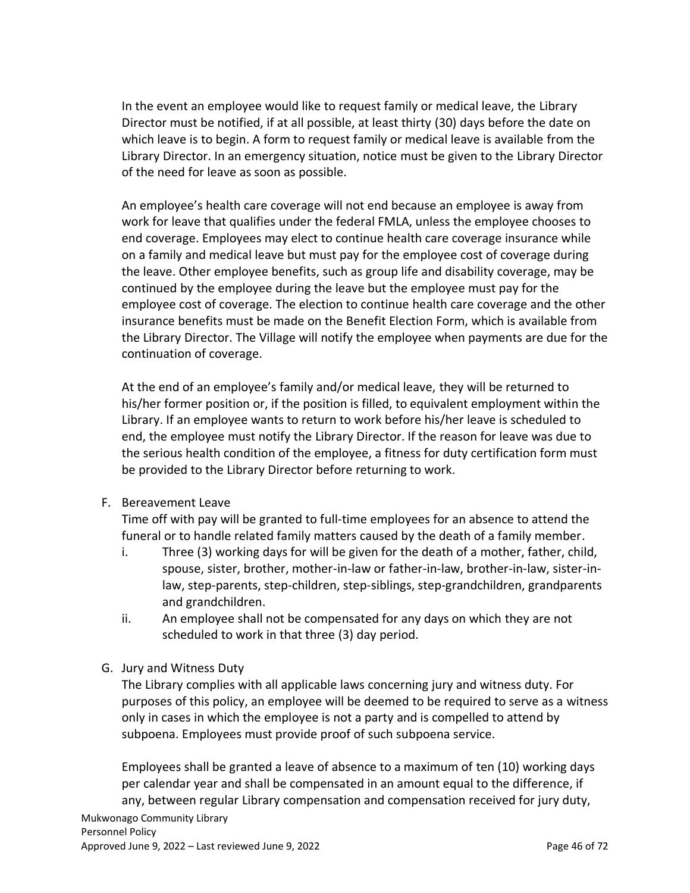In the event an employee would like to request family or medical leave, the Library Director must be notified, if at all possible, at least thirty (30) days before the date on which leave is to begin. A form to request family or medical leave is available from the Library Director. In an emergency situation, notice must be given to the Library Director of the need for leave as soon as possible.

An employee's health care coverage will not end because an employee is away from work for leave that qualifies under the federal FMLA, unless the employee chooses to end coverage. Employees may elect to continue health care coverage insurance while on a family and medical leave but must pay for the employee cost of coverage during the leave. Other employee benefits, such as group life and disability coverage, may be continued by the employee during the leave but the employee must pay for the employee cost of coverage. The election to continue health care coverage and the other insurance benefits must be made on the Benefit Election Form, which is available from the Library Director. The Village will notify the employee when payments are due for the continuation of coverage.

At the end of an employee's family and/or medical leave, they will be returned to his/her former position or, if the position is filled, to equivalent employment within the Library. If an employee wants to return to work before his/her leave is scheduled to end, the employee must notify the Library Director. If the reason for leave was due to the serious health condition of the employee, a fitness for duty certification form must be provided to the Library Director before returning to work.

F. Bereavement Leave

Time off with pay will be granted to full-time employees for an absence to attend the funeral or to handle related family matters caused by the death of a family member.

i. Three (3) working days for will be given for the death of a mother, father, child, spouse, sister, brother, mother-in-law or father-in-law, brother-in-law, sister-in-law, step-parents, step-children, step-siblings, step-grandchildren, grandparents and grandchildren.
ii. An employee shall not be compensated for any days on which they are not scheduled to work in that three (3) day period.

G. Jury and Witness Duty

The Library complies with all applicable laws concerning jury and witness duty. For purposes of this policy, an employee will be deemed to be required to serve as a witness only in cases in which the employee is not a party and is compelled to attend by subpoena. Employees must provide proof of such subpoena service.

Employees shall be granted a leave of absence to a maximum of ten (10) working days per calendar year and shall be compensated in an amount equal to the difference, if any, between regular Library compensation and compensation received for jury duty,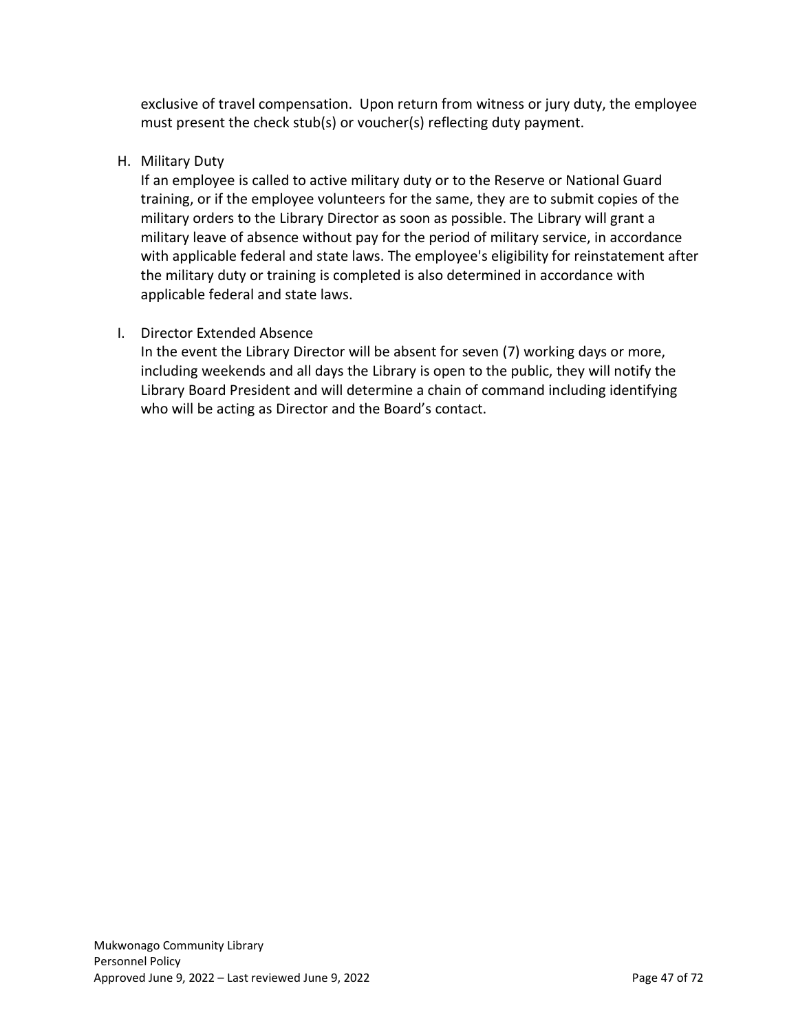exclusive of travel compensation. Upon return from witness or jury duty, the employee must present the check stub(s) or voucher(s) reflecting duty payment.

H. Military Duty

If an employee is called to active military duty or to the Reserve or National Guard training, or if the employee volunteers for the same, they are to submit copies of the military orders to the Library Director as soon as possible. The Library will grant a military leave of absence without pay for the period of military service, in accordance with applicable federal and state laws. The employee's eligibility for reinstatement after the military duty or training is completed is also determined in accordance with applicable federal and state laws.

I. Director Extended Absence

In the event the Library Director will be absent for seven (7) working days or more, including weekends and all days the Library is open to the public, they will notify the Library Board President and will determine a chain of command including identifying who will be acting as Director and the Board's contact.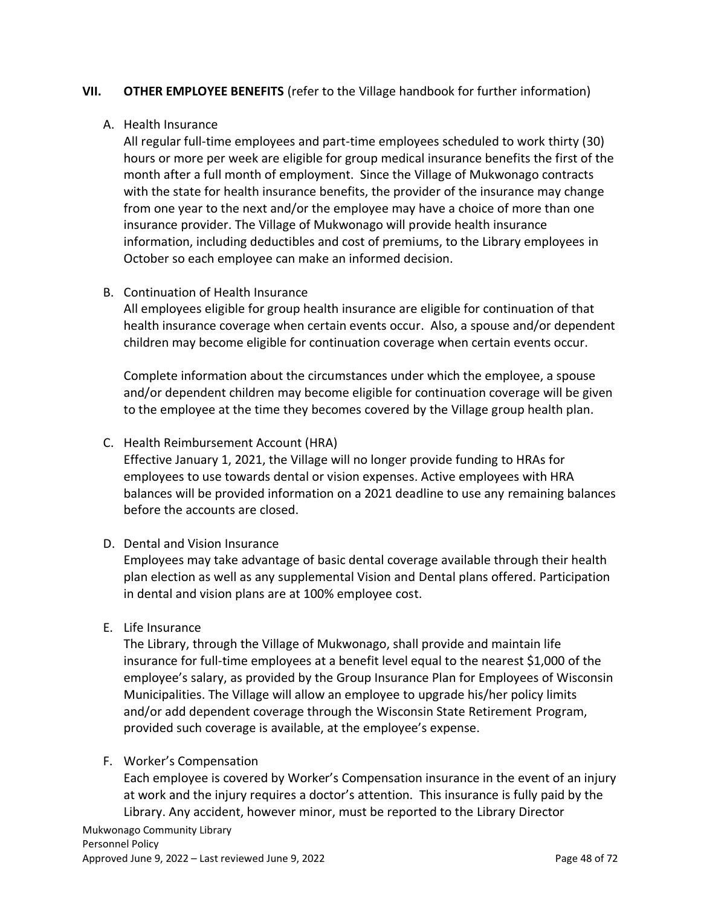## VII. OTHER EMPLOYEE BENEFITS (refer to the Village handbook for further information)

### A. Health Insurance

All regular full-time employees and part-time employees scheduled to work thirty (30) hours or more per week are eligible for group medical insurance benefits the first of the month after a full month of employment. Since the Village of Mukwonago contracts with the state for health insurance benefits, the provider of the insurance may change from one year to the next and/or the employee may have a choice of more than one insurance provider. The Village of Mukwonago will provide health insurance information, including deductibles and cost of premiums, to the Library employees in October so each employee can make an informed decision.

### B. Continuation of Health Insurance

All employees eligible for group health insurance are eligible for continuation of that health insurance coverage when certain events occur. Also, a spouse and/or dependent children may become eligible for continuation coverage when certain events occur.

Complete information about the circumstances under which the employee, a spouse and/or dependent children may become eligible for continuation coverage will be given to the employee at the time they becomes covered by the Village group health plan.

### C. Health Reimbursement Account (HRA)

Effective January 1, 2021, the Village will no longer provide funding to HRAs for employees to use towards dental or vision expenses. Active employees with HRA balances will be provided information on a 2021 deadline to use any remaining balances before the accounts are closed.

### D. Dental and Vision Insurance

Employees may take advantage of basic dental coverage available through their health plan election as well as any supplemental Vision and Dental plans offered. Participation in dental and vision plans are at 100% employee cost.

### E. Life Insurance

The Library, through the Village of Mukwonago, shall provide and maintain life insurance for full-time employees at a benefit level equal to the nearest $1,000 of the employee's salary, as provided by the Group Insurance Plan for Employees of Wisconsin Municipalities. The Village will allow an employee to upgrade his/her policy limits and/or add dependent coverage through the Wisconsin State Retirement Program, provided such coverage is available, at the employee's expense.

### F. Worker's Compensation

Each employee is covered by Worker's Compensation insurance in the event of an injury at work and the injury requires a doctor's attention. This insurance is fully paid by the Library. Any accident, however minor, must be reported to the Library Director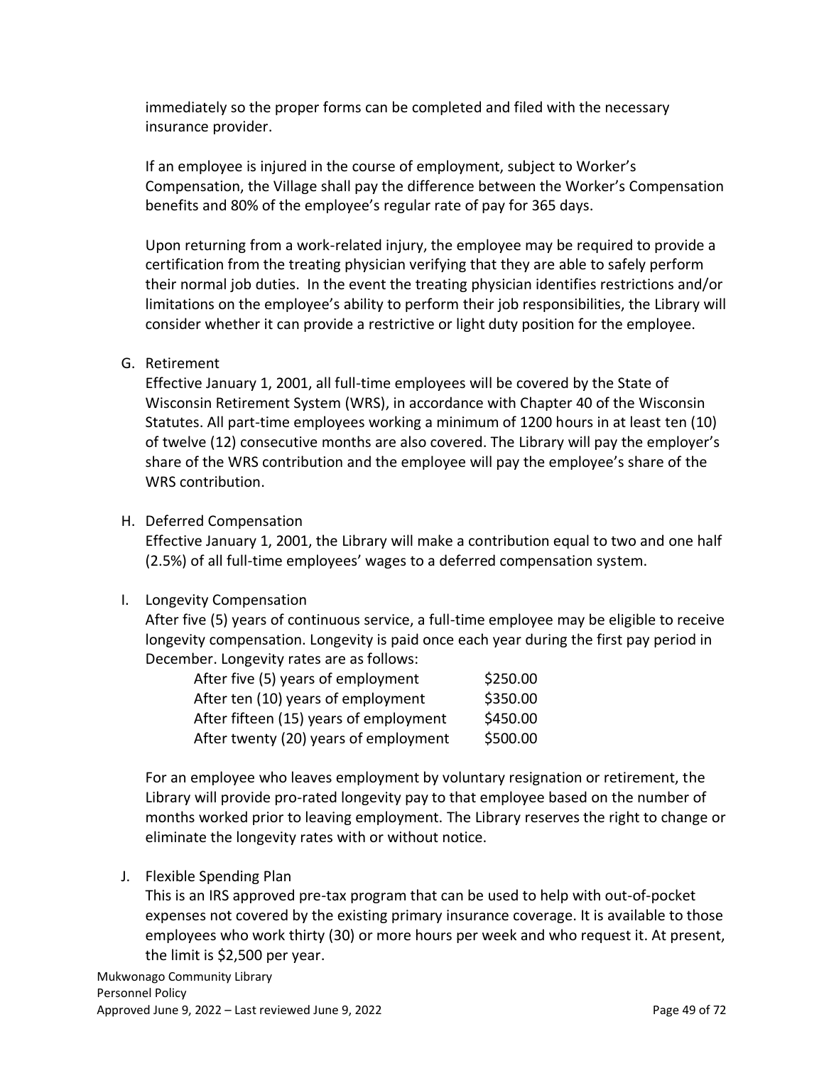immediately so the proper forms can be completed and filed with the necessary insurance provider.

If an employee is injured in the course of employment, subject to Worker's Compensation, the Village shall pay the difference between the Worker's Compensation benefits and 80% of the employee's regular rate of pay for 365 days.

Upon returning from a work-related injury, the employee may be required to provide a certification from the treating physician verifying that they are able to safely perform their normal job duties. In the event the treating physician identifies restrictions and/or limitations on the employee's ability to perform their job responsibilities, the Library will consider whether it can provide a restrictive or light duty position for the employee.

G. Retirement

Effective January 1, 2001, all full-time employees will be covered by the State of Wisconsin Retirement System (WRS), in accordance with Chapter 40 of the Wisconsin Statutes. All part-time employees working a minimum of 1200 hours in at least ten (10) of twelve (12) consecutive months are also covered. The Library will pay the employer's share of the WRS contribution and the employee will pay the employee's share of the WRS contribution.

H. Deferred Compensation

Effective January 1, 2001, the Library will make a contribution equal to two and one half (2.5%) of all full-time employees' wages to a deferred compensation system.

I. Longevity Compensation

After five (5) years of continuous service, a full-time employee may be eligible to receive longevity compensation. Longevity is paid once each year during the first pay period in December. Longevity rates are as follows:

| | |
|---|---|
| After five (5) years of employment | $250.00 |
| After ten (10) years of employment | $350.00 |
| After fifteen (15) years of employment | $450.00 |
| After twenty (20) years of employment | $500.00 |

For an employee who leaves employment by voluntary resignation or retirement, the Library will provide pro-rated longevity pay to that employee based on the number of months worked prior to leaving employment. The Library reserves the right to change or eliminate the longevity rates with or without notice.

J. Flexible Spending Plan

This is an IRS approved pre-tax program that can be used to help with out-of-pocket expenses not covered by the existing primary insurance coverage. It is available to those employees who work thirty (30) or more hours per week and who request it. At present, the limit is $2,500 per year.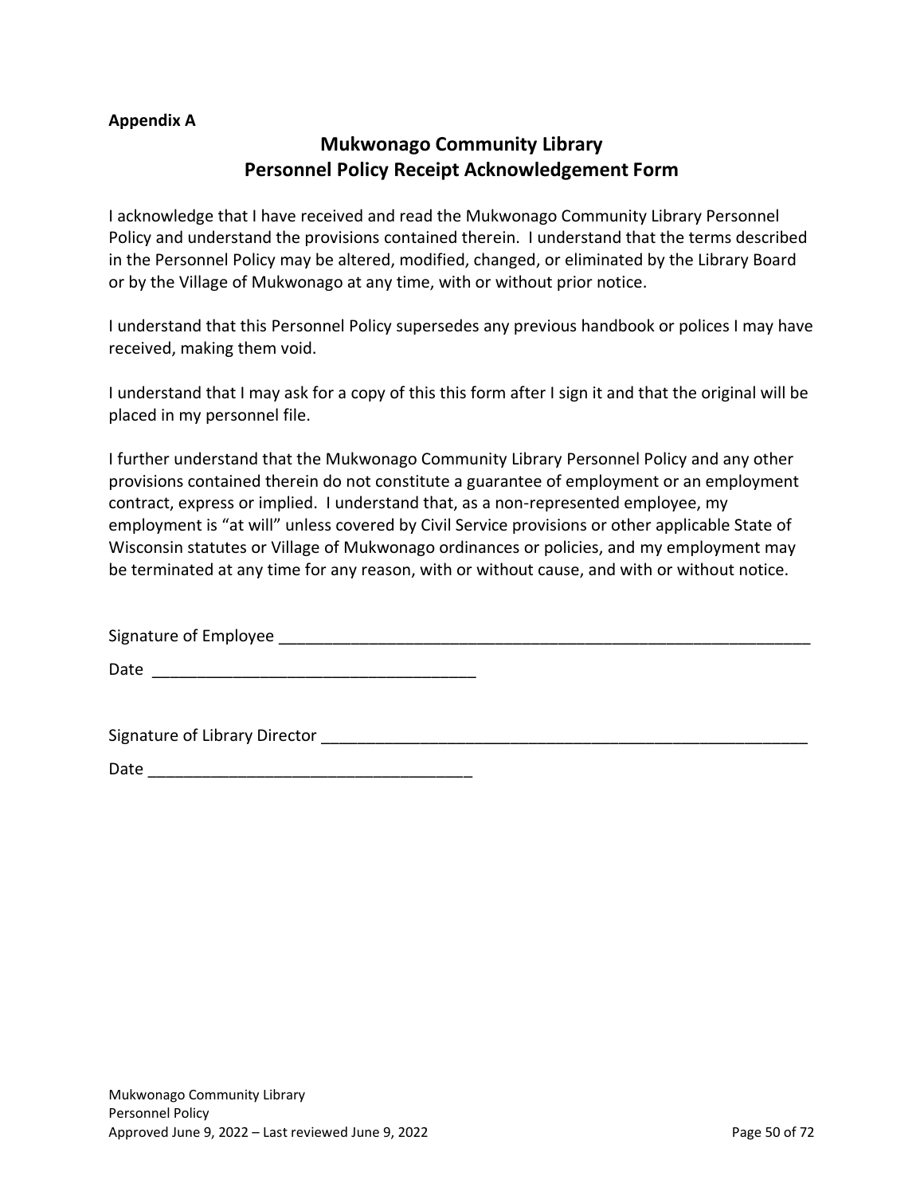**Appendix A**

## Mukwonago Community Library
## Personnel Policy Receipt Acknowledgement Form

I acknowledge that I have received and read the Mukwonago Community Library Personnel Policy and understand the provisions contained therein. I understand that the terms described in the Personnel Policy may be altered, modified, changed, or eliminated by the Library Board or by the Village of Mukwonago at any time, with or without prior notice.

I understand that this Personnel Policy supersedes any previous handbook or polices I may have received, making them void.

I understand that I may ask for a copy of this this form after I sign it and that the original will be placed in my personnel file.

I further understand that the Mukwonago Community Library Personnel Policy and any other provisions contained therein do not constitute a guarantee of employment or an employment contract, express or implied. I understand that, as a non-represented employee, my employment is "at will" unless covered by Civil Service provisions or other applicable State of Wisconsin statutes or Village of Mukwonago ordinances or policies, and my employment may be terminated at any time for any reason, with or without cause, and with or without notice.

Signature of Employee ____________________________________________________________

Date ___________________________________

Signature of Library Director ______________________________________________________

Date ___________________________________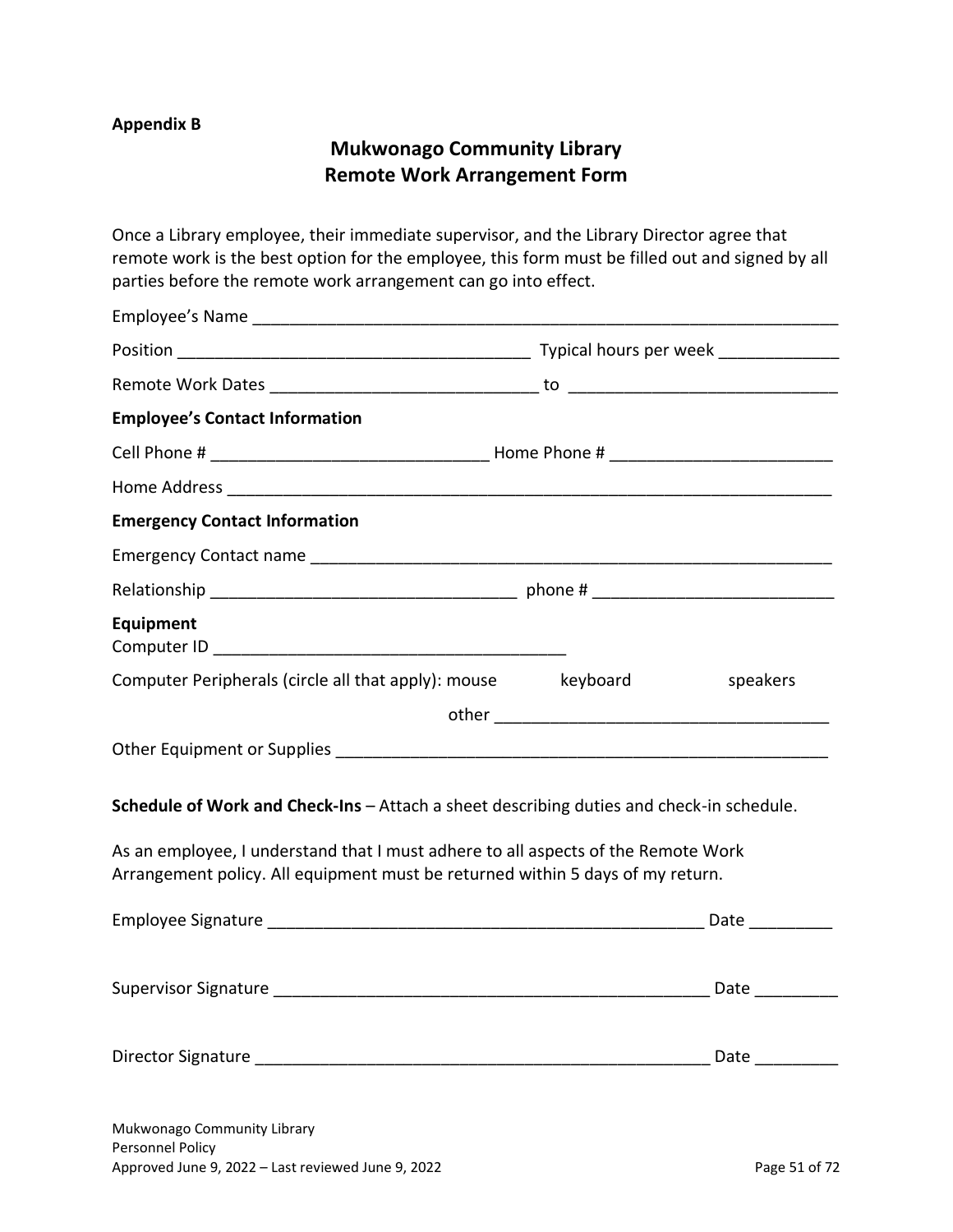**Appendix B**

# Mukwonago Community Library
## Remote Work Arrangement Form

Once a Library employee, their immediate supervisor, and the Library Director agree that remote work is the best option for the employee, this form must be filled out and signed by all parties before the remote work arrangement can go into effect.

Employee's Name ________________________________________________________________

Position ______________________________________ Typical hours per week ____________

Remote Work Dates ____________________________ to ____________________________

**Employee's Contact Information**

Cell Phone # ____________________________ Home Phone # _______________________

Home Address ___________________________________________________________________

**Emergency Contact Information**

Emergency Contact name ______________________________________________________

Relationship _______________________________ phone # _________________________

**Equipment**

Computer ID ______________________________________

Computer Peripherals (circle all that apply): mouse keyboard speakers

other __________________________________

Other Equipment or Supplies ___________________________________________________

**Schedule of Work and Check-Ins** – Attach a sheet describing duties and check-in schedule.

As an employee, I understand that I must adhere to all aspects of the Remote Work Arrangement policy. All equipment must be returned within 5 days of my return.

Employee Signature _______________________________________________ Date _________

Supervisor Signature ______________________________________________ Date _________

Director Signature ________________________________________________ Date _________

Mukwonago Community Library
Personnel Policy
Approved June 9, 2022 – Last reviewed June 9, 2022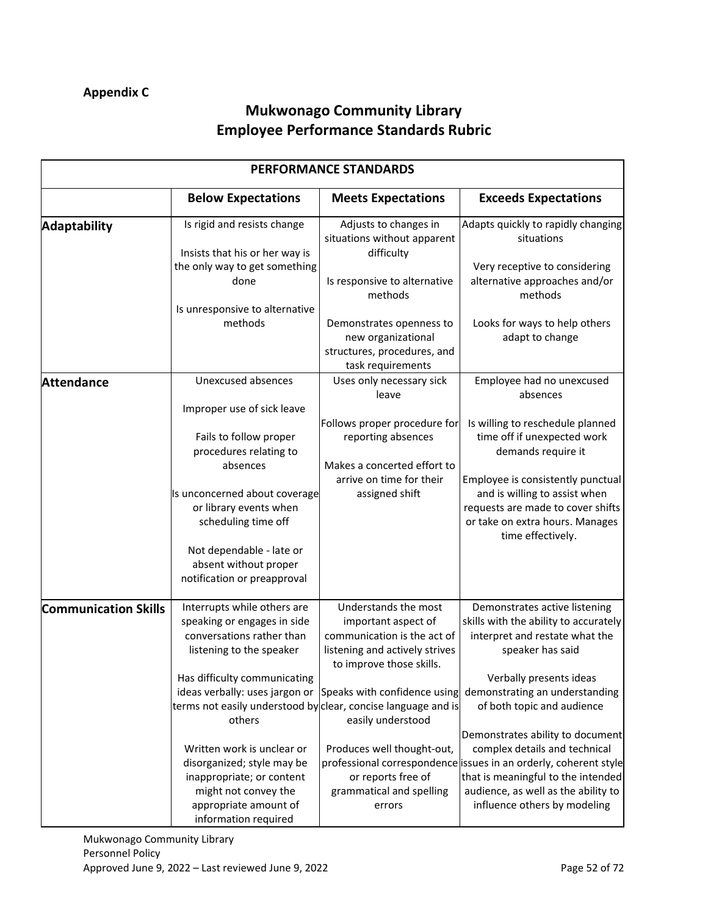**Appendix C**

# Mukwonago Community Library
# Employee Performance Standards Rubric

| PERFORMANCE STANDARDS | | | |
|---|---|---|---|
| | **Below Expectations** | **Meets Expectations** | **Exceeds Expectations** |
| **Adaptability** | Is rigid and resists change<br><br>Insists that his or her way is the only way to get something done<br><br>Is unresponsive to alternative methods | Adjusts to changes in situations without apparent difficulty<br><br>Is responsive to alternative methods<br><br>Demonstrates openness to new organizational structures, procedures, and task requirements | Adapts quickly to rapidly changing situations<br><br>Very receptive to considering alternative approaches and/or methods<br><br>Looks for ways to help others adapt to change |
| **Attendance** | Unexcused absences<br><br>Improper use of sick leave<br><br>Fails to follow proper procedures relating to absences<br><br>Is unconcerned about coverage or library events when scheduling time off<br><br>Not dependable - late or absent without proper notification or preapproval | Uses only necessary sick leave<br><br>Follows proper procedure for reporting absences<br><br>Makes a concerted effort to arrive on time for their assigned shift | Employee had no unexcused absences<br><br>Is willing to reschedule planned time off if unexpected work demands require it<br><br>Employee is consistently punctual and is willing to assist when requests are made to cover shifts or take on extra hours. Manages time effectively. |
| **Communication Skills** | Interrupts while others are speaking or engages in side conversations rather than listening to the speaker<br><br>Has difficulty communicating ideas verbally: uses jargon or terms not easily understood by others<br><br>Written work is unclear or disorganized; style may be inappropriate; or content might not convey the appropriate amount of information required | Understands the most important aspect of communication is the act of listening and actively strives to improve those skills.<br><br>Speaks with confidence using clear, concise language and is easily understood<br><br>Produces well thought-out, professional correspondence or reports free of grammatical and spelling errors | Demonstrates active listening skills with the ability to accurately interpret and restate what the speaker has said<br><br>Verbally presents ideas demonstrating an understanding of both topic and audience<br><br>Demonstrates ability to document complex details and technical issues in an orderly, coherent style that is meaningful to the intended audience, as well as the ability to influence others by modeling |

Mukwonago Community Library
Personnel Policy
Approved June 9, 2022 – Last reviewed June 9, 2022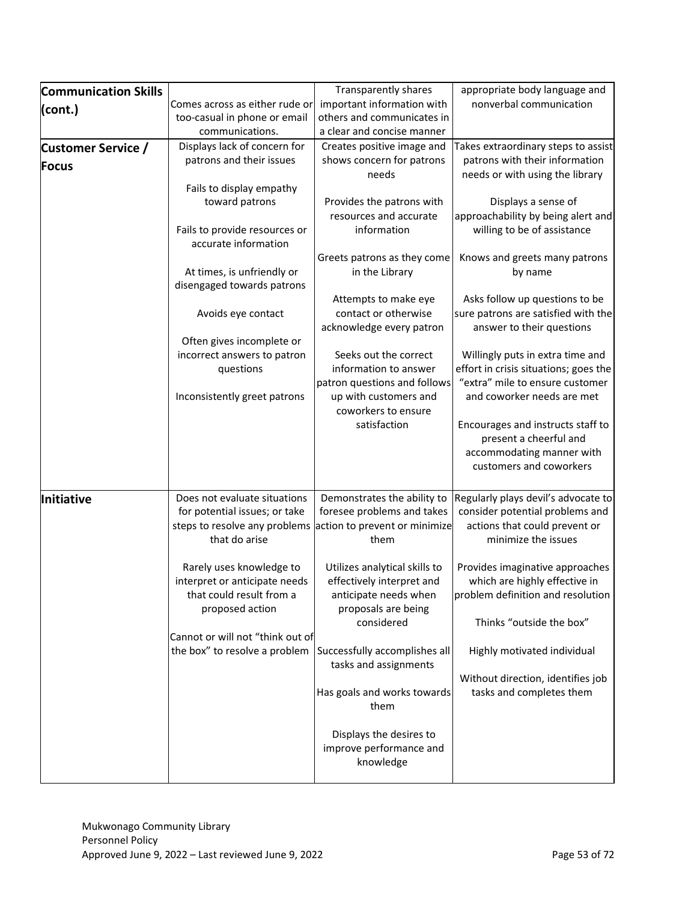| | | | |
|---|---|---|---|
| **Communication Skills (cont.)** | Comes across as either rude or too-casual in phone or email communications. | Transparently shares important information with others and communicates in a clear and concise manner | appropriate body language and nonverbal communication |
| **Customer Service / Focus** | Displays lack of concern for patrons and their issues<br><br>Fails to display empathy toward patrons<br><br>Fails to provide resources or accurate information<br><br>At times, is unfriendly or disengaged towards patrons<br><br>Avoids eye contact<br><br>Often gives incomplete or incorrect answers to patron questions<br><br>Inconsistently greet patrons | Creates positive image and shows concern for patrons needs<br><br>Provides the patrons with resources and accurate information<br><br>Greets patrons as they come in the Library<br><br>Attempts to make eye contact or otherwise acknowledge every patron<br><br>Seeks out the correct information to answer patron questions and follows up with customers and coworkers to ensure satisfaction | Takes extraordinary steps to assist patrons with their information needs or with using the library<br><br>Displays a sense of approachability by being alert and willing to be of assistance<br><br>Knows and greets many patrons by name<br><br>Asks follow up questions to be sure patrons are satisfied with the answer to their questions<br><br>Willingly puts in extra time and effort in crisis situations; goes the "extra" mile to ensure customer and coworker needs are met<br><br>Encourages and instructs staff to present a cheerful and accommodating manner with customers and coworkers |
| **Initiative** | Does not evaluate situations for potential issues; or take steps to resolve any problems that do arise<br><br>Rarely uses knowledge to interpret or anticipate needs that could result from a proposed action<br><br>Cannot or will not "think out of the box" to resolve a problem | Demonstrates the ability to foresee problems and takes action to prevent or minimize them<br><br>Utilizes analytical skills to effectively interpret and anticipate needs when proposals are being considered<br><br>Successfully accomplishes all tasks and assignments<br><br>Has goals and works towards them<br><br>Displays the desires to improve performance and knowledge | Regularly plays devil's advocate to consider potential problems and actions that could prevent or minimize the issues<br><br>Provides imaginative approaches which are highly effective in problem definition and resolution<br><br>Thinks "outside the box"<br><br>Highly motivated individual<br><br>Without direction, identifies job tasks and completes them |

Mukwonago Community Library
Personnel Policy
Approved June 9, 2022 – Last reviewed June 9, 2022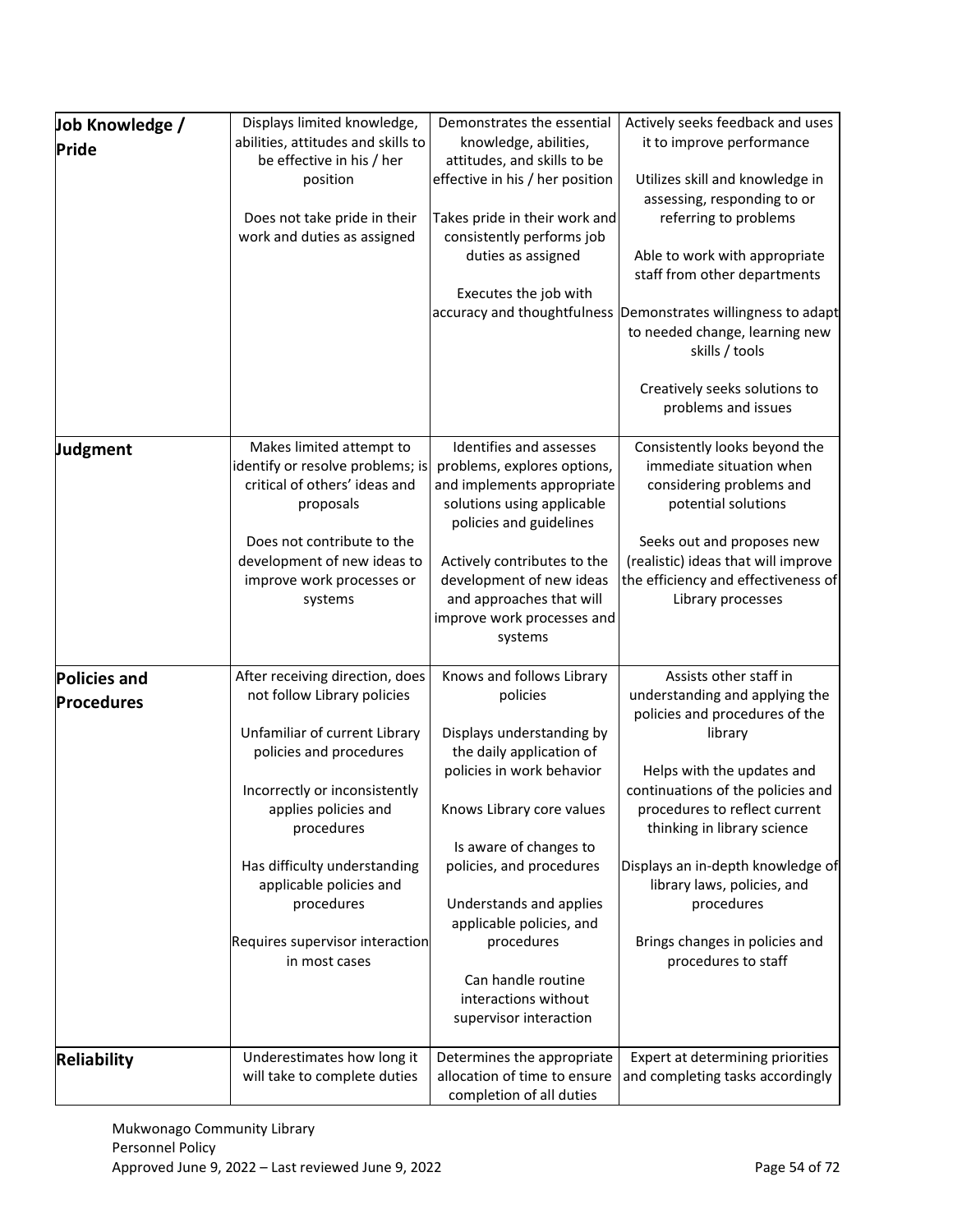| | | | |
|---|---|---|---|
| **Job Knowledge / Pride** | Displays limited knowledge, abilities, attitudes and skills to be effective in his / her position<br><br>Does not take pride in their work and duties as assigned | Demonstrates the essential knowledge, abilities, attitudes, and skills to be effective in his / her position<br><br>Takes pride in their work and consistently performs job duties as assigned<br><br>Executes the job with accuracy and thoughtfulness | Actively seeks feedback and uses it to improve performance<br><br>Utilizes skill and knowledge in assessing, responding to or referring to problems<br><br>Able to work with appropriate staff from other departments<br><br>Demonstrates willingness to adapt to needed change, learning new skills / tools<br><br>Creatively seeks solutions to problems and issues |
| **Judgment** | Makes limited attempt to identify or resolve problems; is critical of others' ideas and proposals<br><br>Does not contribute to the development of new ideas to improve work processes or systems | Identifies and assesses problems, explores options, and implements appropriate solutions using applicable policies and guidelines<br><br>Actively contributes to the development of new ideas and approaches that will improve work processes and systems | Consistently looks beyond the immediate situation when considering problems and potential solutions<br><br>Seeks out and proposes new (realistic) ideas that will improve the efficiency and effectiveness of Library processes |
| **Policies and Procedures** | After receiving direction, does not follow Library policies<br><br>Unfamiliar of current Library policies and procedures<br><br>Incorrectly or inconsistently applies policies and procedures<br><br>Has difficulty understanding applicable policies and procedures<br><br>Requires supervisor interaction in most cases | Knows and follows Library policies<br><br>Displays understanding by the daily application of policies in work behavior<br><br>Knows Library core values<br><br>Is aware of changes to policies, and procedures<br><br>Understands and applies applicable policies, and procedures<br><br>Can handle routine interactions without supervisor interaction | Assists other staff in understanding and applying the policies and procedures of the library<br><br>Helps with the updates and continuations of the policies and procedures to reflect current thinking in library science<br><br>Displays an in-depth knowledge of library laws, policies, and procedures<br><br>Brings changes in policies and procedures to staff |
| **Reliability** | Underestimates how long it will take to complete duties | Determines the appropriate allocation of time to ensure completion of all duties | Expert at determining priorities and completing tasks accordingly |

Mukwonago Community Library
Personnel Policy
Approved June 9, 2022 – Last reviewed June 9, 2022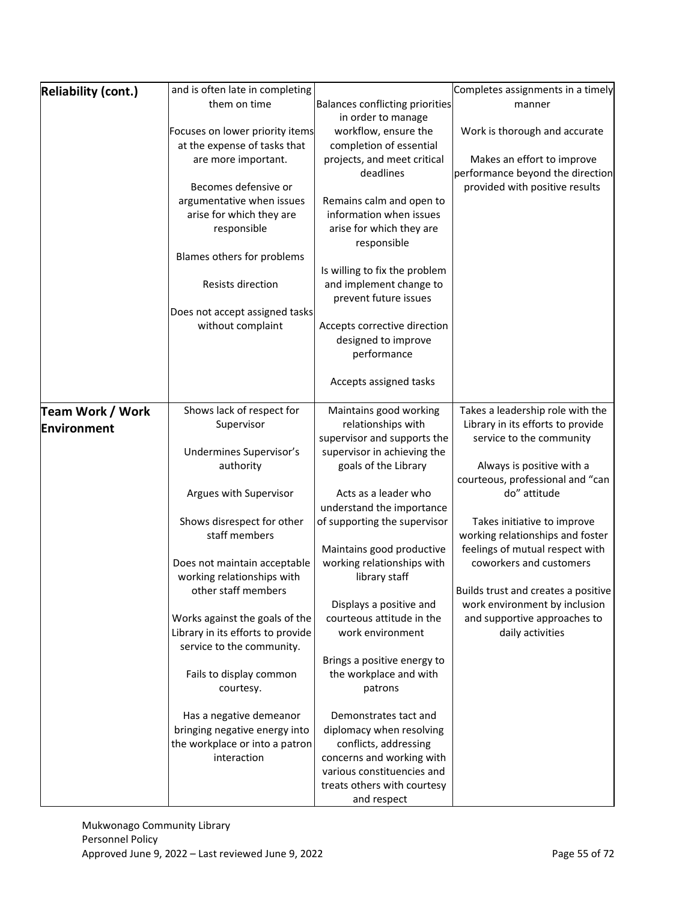| | | | |
|---|---|---|---|
| **Reliability (cont.)** | and is often late in completing them on time<br><br>Focuses on lower priority items at the expense of tasks that are more important.<br><br>Becomes defensive or argumentative when issues arise for which they are responsible<br><br>Blames others for problems<br><br>Resists direction<br><br>Does not accept assigned tasks without complaint | Balances conflicting priorities in order to manage workflow, ensure the completion of essential projects, and meet critical deadlines<br><br>Remains calm and open to information when issues arise for which they are responsible<br><br>Is willing to fix the problem and implement change to prevent future issues<br><br>Accepts corrective direction designed to improve performance<br><br>Accepts assigned tasks | Completes assignments in a timely manner<br><br>Work is thorough and accurate<br><br>Makes an effort to improve performance beyond the direction provided with positive results |
| **Team Work / Work Environment** | Shows lack of respect for Supervisor<br><br>Undermines Supervisor's authority<br><br>Argues with Supervisor<br><br>Shows disrespect for other staff members<br><br>Does not maintain acceptable working relationships with other staff members<br><br>Works against the goals of the Library in its efforts to provide service to the community.<br><br>Fails to display common courtesy.<br><br>Has a negative demeanor bringing negative energy into the workplace or into a patron interaction | Maintains good working relationships with supervisor and supports the supervisor in achieving the goals of the Library<br><br>Acts as a leader who understand the importance of supporting the supervisor<br><br>Maintains good productive working relationships with library staff<br><br>Displays a positive and courteous attitude in the work environment<br><br>Brings a positive energy to the workplace and with patrons<br><br>Demonstrates tact and diplomacy when resolving conflicts, addressing concerns and working with various constituencies and treats others with courtesy and respect | Takes a leadership role with the Library in its efforts to provide service to the community<br><br>Always is positive with a courteous, professional and "can do" attitude<br><br>Takes initiative to improve working relationships and foster feelings of mutual respect with coworkers and customers<br><br>Builds trust and creates a positive work environment by inclusion and supportive approaches to daily activities |

Mukwonago Community Library
Personnel Policy
Approved June 9, 2022 – Last reviewed June 9, 2022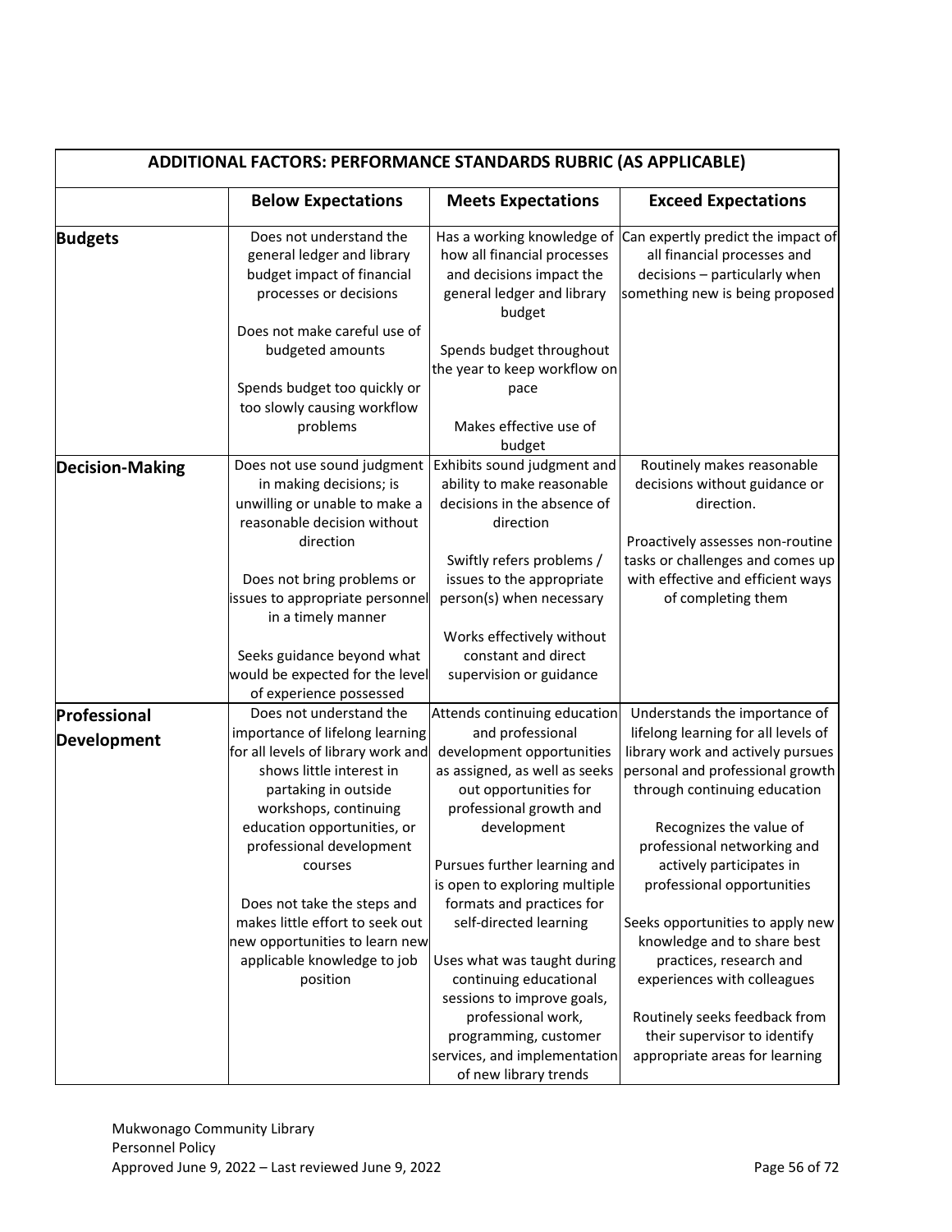| ADDITIONAL FACTORS: PERFORMANCE STANDARDS RUBRIC (AS APPLICABLE) | | | |
|---|---|---|---|
| | **Below Expectations** | **Meets Expectations** | **Exceed Expectations** |
| **Budgets** | Does not understand the general ledger and library budget impact of financial processes or decisions<br><br>Does not make careful use of budgeted amounts<br><br>Spends budget too quickly or too slowly causing workflow problems | Has a working knowledge of how all financial processes and decisions impact the general ledger and library budget<br><br>Spends budget throughout the year to keep workflow on pace<br><br>Makes effective use of budget | Can expertly predict the impact of all financial processes and decisions – particularly when something new is being proposed |
| **Decision-Making** | Does not use sound judgment in making decisions; is unwilling or unable to make a reasonable decision without direction<br><br>Does not bring problems or issues to appropriate personnel in a timely manner<br><br>Seeks guidance beyond what would be expected for the level of experience possessed | Exhibits sound judgment and ability to make reasonable decisions in the absence of direction<br><br>Swiftly refers problems / issues to the appropriate person(s) when necessary<br><br>Works effectively without constant and direct supervision or guidance | Routinely makes reasonable decisions without guidance or direction.<br><br>Proactively assesses non-routine tasks or challenges and comes up with effective and efficient ways of completing them |
| **Professional Development** | Does not understand the importance of lifelong learning for all levels of library work and shows little interest in partaking in outside workshops, continuing education opportunities, or professional development courses<br><br>Does not take the steps and makes little effort to seek out new opportunities to learn new applicable knowledge to job position | Attends continuing education and professional development opportunities as assigned, as well as seeks out opportunities for professional growth and development<br><br>Pursues further learning and is open to exploring multiple formats and practices for self-directed learning<br><br>Uses what was taught during continuing educational sessions to improve goals, professional work, programming, customer services, and implementation of new library trends | Understands the importance of lifelong learning for all levels of library work and actively pursues personal and professional growth through continuing education<br><br>Recognizes the value of professional networking and actively participates in professional opportunities<br><br>Seeks opportunities to apply new knowledge and to share best practices, research and experiences with colleagues<br><br>Routinely seeks feedback from their supervisor to identify appropriate areas for learning |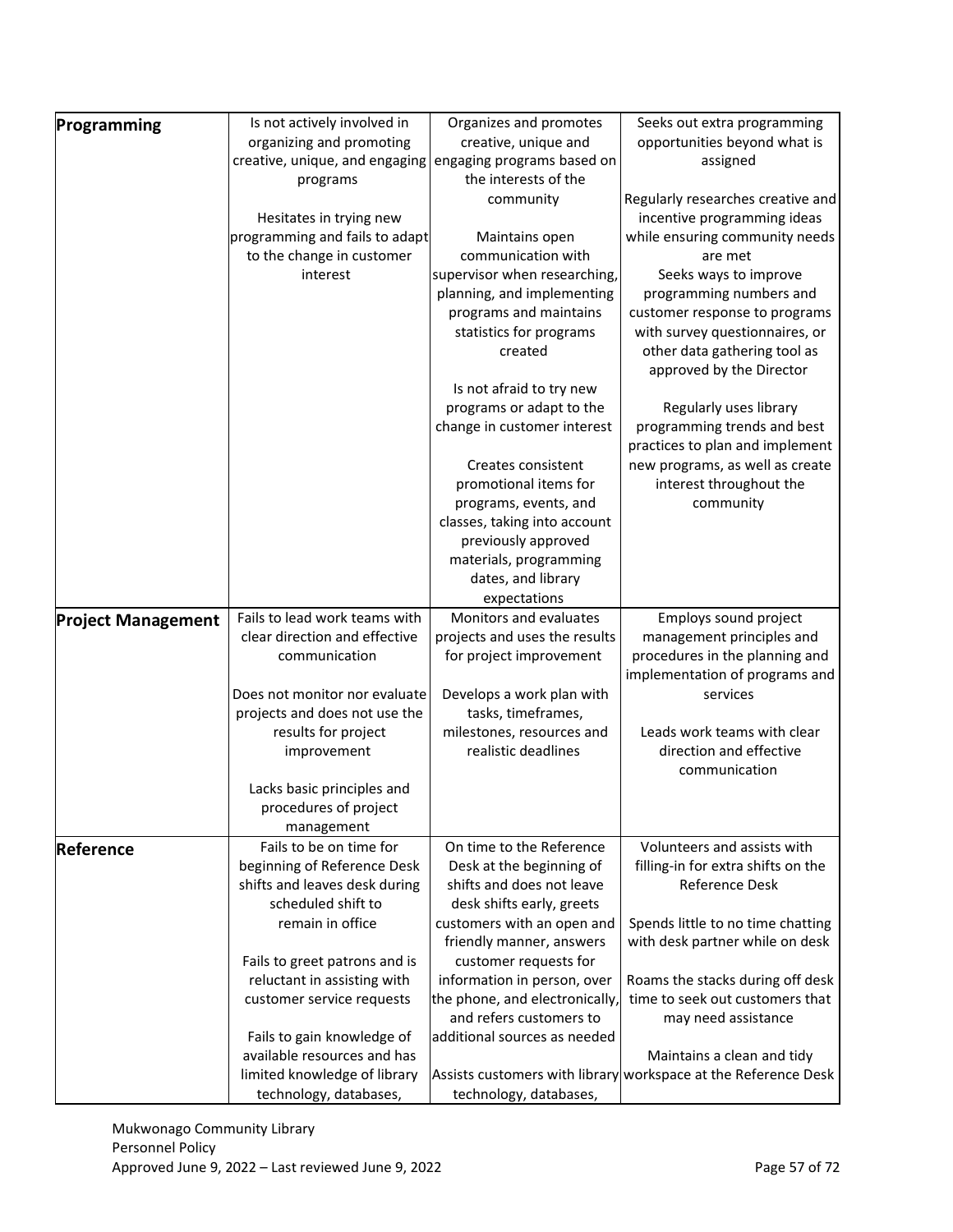| | | | |
|---|---|---|---|
| **Programming** | Is not actively involved in organizing and promoting creative, unique, and engaging programs<br><br>Hesitates in trying new programming and fails to adapt to the change in customer interest | Organizes and promotes creative, unique and engaging programs based on the interests of the community<br><br>Maintains open communication with supervisor when researching, planning, and implementing programs and maintains statistics for programs created<br><br>Is not afraid to try new programs or adapt to the change in customer interest<br><br>Creates consistent promotional items for programs, events, and classes, taking into account previously approved materials, programming dates, and library expectations | Seeks out extra programming opportunities beyond what is assigned<br><br>Regularly researches creative and incentive programming ideas while ensuring community needs are met<br>Seeks ways to improve programming numbers and customer response to programs with survey questionnaires, or other data gathering tool as approved by the Director<br><br>Regularly uses library programming trends and best practices to plan and implement new programs, as well as create interest throughout the community |
| **Project Management** | Fails to lead work teams with clear direction and effective communication<br><br>Does not monitor nor evaluate projects and does not use the results for project improvement<br><br>Lacks basic principles and procedures of project management | Monitors and evaluates projects and uses the results for project improvement<br><br>Develops a work plan with tasks, timeframes, milestones, resources and realistic deadlines | Employs sound project management principles and procedures in the planning and implementation of programs and services<br><br>Leads work teams with clear direction and effective communication |
| **Reference** | Fails to be on time for beginning of Reference Desk shifts and leaves desk during scheduled shift to remain in office<br><br>Fails to greet patrons and is reluctant in assisting with customer service requests<br><br>Fails to gain knowledge of available resources and has limited knowledge of library technology, databases, | On time to the Reference Desk at the beginning of shifts and does not leave desk shifts early, greets customers with an open and friendly manner, answers customer requests for information in person, over the phone, and electronically, and refers customers to additional sources as needed<br><br>Assists customers with library technology, databases, | Volunteers and assists with filling-in for extra shifts on the Reference Desk<br><br>Spends little to no time chatting with desk partner while on desk<br><br>Roams the stacks during off desk time to seek out customers that may need assistance<br><br>Maintains a clean and tidy workspace at the Reference Desk |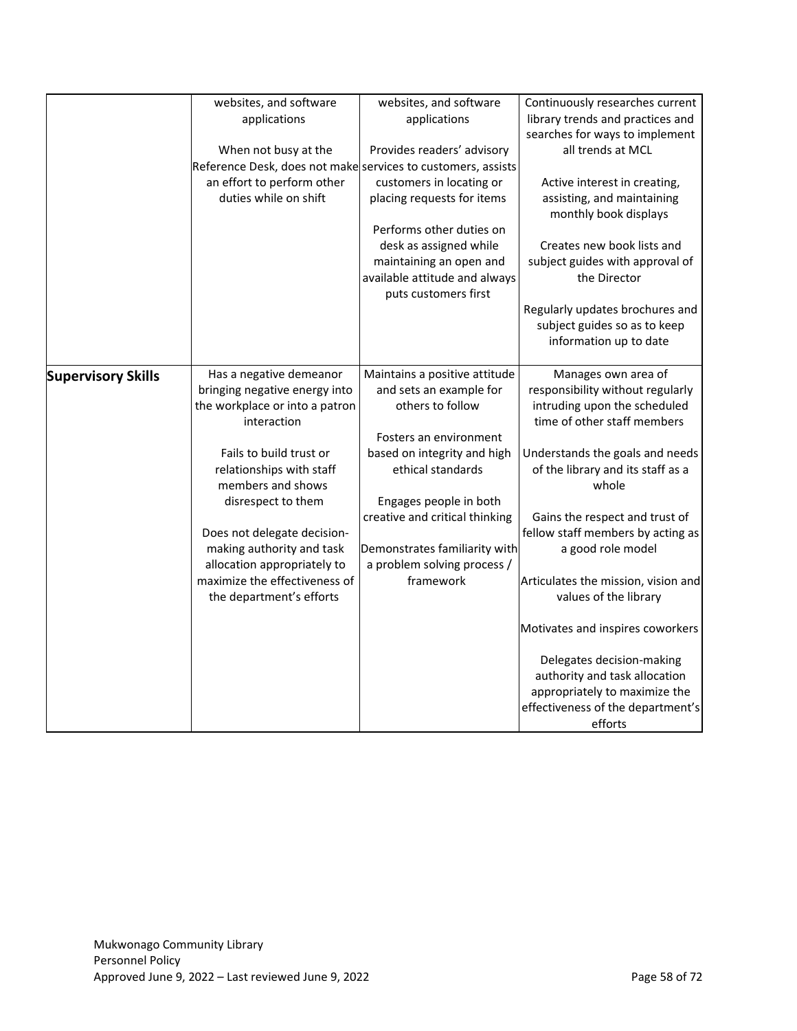| | | | |
|---|---|---|---|
| | websites, and software applications<br><br>When not busy at the Reference Desk, does not make an effort to perform other duties while on shift | websites, and software applications<br><br>Provides readers' advisory services to customers, assists customers in locating or placing requests for items<br><br>Performs other duties on desk as assigned while maintaining an open and available attitude and always puts customers first | Continuously researches current library trends and practices and searches for ways to implement all trends at MCL<br><br>Active interest in creating, assisting, and maintaining monthly book displays<br><br>Creates new book lists and subject guides with approval of the Director<br><br>Regularly updates brochures and subject guides so as to keep information up to date |
| **Supervisory Skills** | Has a negative demeanor bringing negative energy into the workplace or into a patron interaction<br><br>Fails to build trust or relationships with staff members and shows disrespect to them<br><br>Does not delegate decision-making authority and task allocation appropriately to maximize the effectiveness of the department's efforts | Maintains a positive attitude and sets an example for others to follow<br><br>Fosters an environment based on integrity and high ethical standards<br><br>Engages people in both creative and critical thinking<br><br>Demonstrates familiarity with a problem solving process / framework | Manages own area of responsibility without regularly intruding upon the scheduled time of other staff members<br><br>Understands the goals and needs of the library and its staff as a whole<br><br>Gains the respect and trust of fellow staff members by acting as a good role model<br><br>Articulates the mission, vision and values of the library<br><br>Motivates and inspires coworkers<br><br>Delegates decision-making authority and task allocation appropriately to maximize the effectiveness of the department's efforts |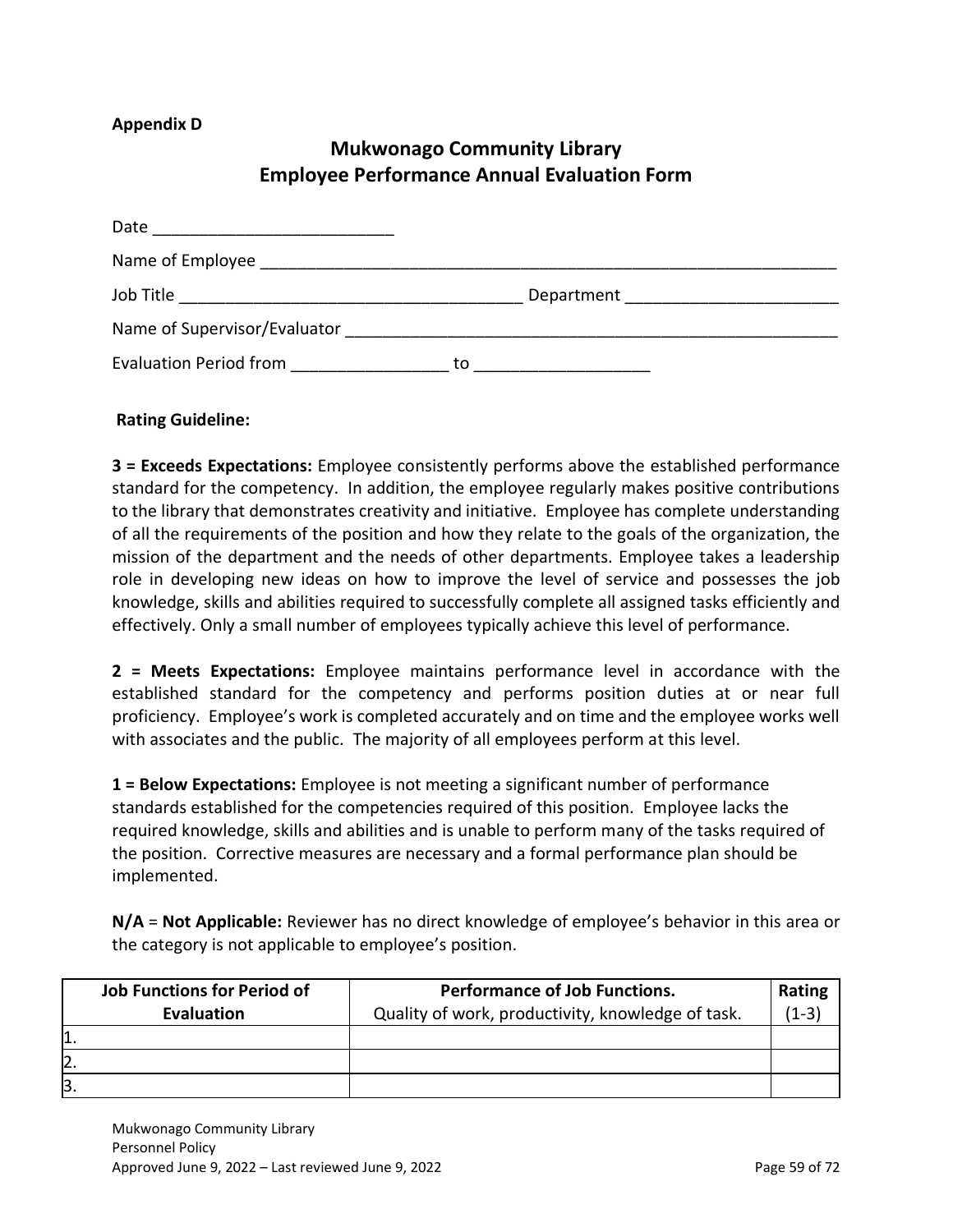**Appendix D**

# Mukwonago Community Library
# Employee Performance Annual Evaluation Form

Date ___________________________

Name of Employee ________________________________________________________________

Job Title _____________________________________ Department _______________________

Name of Supervisor/Evaluator ______________________________________________________

Evaluation Period from ________________ to __________________

**Rating Guideline:**

**3 = Exceeds Expectations:** Employee consistently performs above the established performance standard for the competency. In addition, the employee regularly makes positive contributions to the library that demonstrates creativity and initiative. Employee has complete understanding of all the requirements of the position and how they relate to the goals of the organization, the mission of the department and the needs of other departments. Employee takes a leadership role in developing new ideas on how to improve the level of service and possesses the job knowledge, skills and abilities required to successfully complete all assigned tasks efficiently and effectively. Only a small number of employees typically achieve this level of performance.

**2 = Meets Expectations:** Employee maintains performance level in accordance with the established standard for the competency and performs position duties at or near full proficiency. Employee's work is completed accurately and on time and the employee works well with associates and the public. The majority of all employees perform at this level.

**1 = Below Expectations:** Employee is not meeting a significant number of performance standards established for the competencies required of this position. Employee lacks the required knowledge, skills and abilities and is unable to perform many of the tasks required of the position. Corrective measures are necessary and a formal performance plan should be implemented.

**N/A** = **Not Applicable:** Reviewer has no direct knowledge of employee's behavior in this area or the category is not applicable to employee's position.

| **Job Functions for Period of Evaluation** | **Performance of Job Functions.** Quality of work, productivity, knowledge of task. | **Rating** (1-3) |
|---|---|---|
| 1. | | |
| 2. | | |
| 3. | | |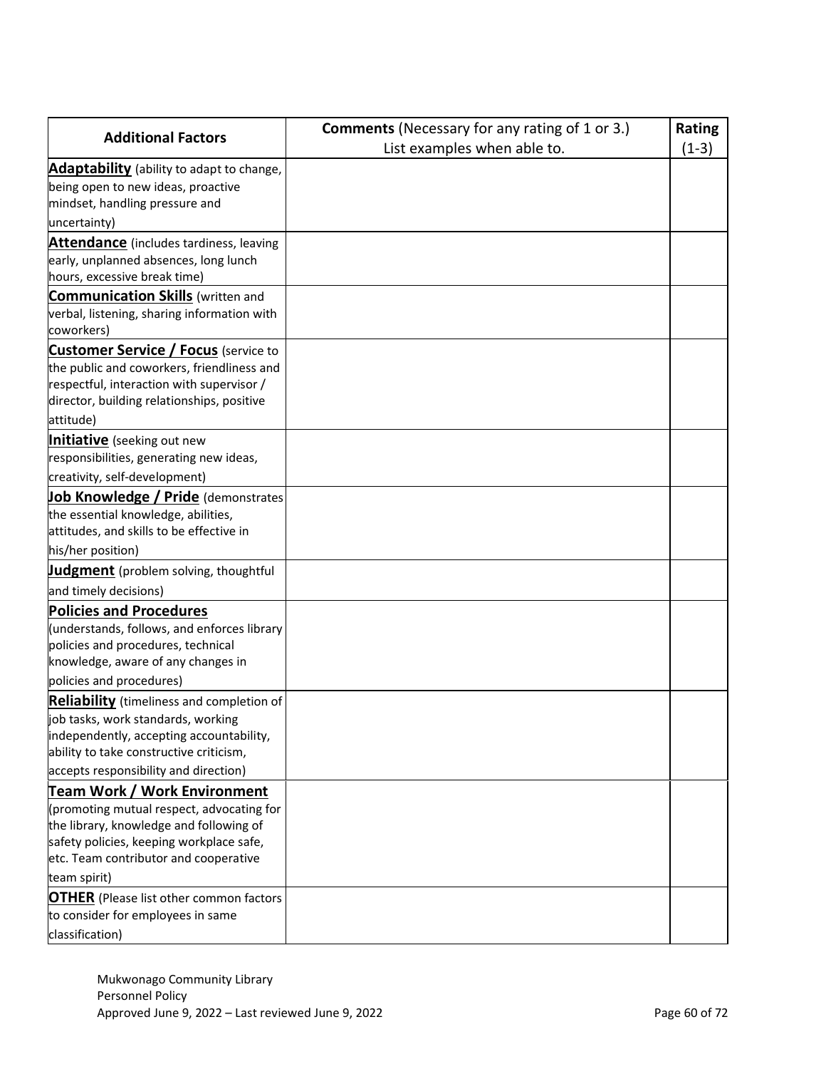| Additional Factors | Comments (Necessary for any rating of 1 or 3.) List examples when able to. | Rating (1-3) |
| --- | --- | --- |
| **Adaptability** (ability to adapt to change, being open to new ideas, proactive mindset, handling pressure and uncertainty) | | |
| **Attendance** (includes tardiness, leaving early, unplanned absences, long lunch hours, excessive break time) | | |
| **Communication Skills** (written and verbal, listening, sharing information with coworkers) | | |
| **Customer Service / Focus** (service to the public and coworkers, friendliness and respectful, interaction with supervisor / director, building relationships, positive attitude) | | |
| **Initiative** (seeking out new responsibilities, generating new ideas, creativity, self-development) | | |
| **Job Knowledge / Pride** (demonstrates the essential knowledge, abilities, attitudes, and skills to be effective in his/her position) | | |
| **Judgment** (problem solving, thoughtful and timely decisions) | | |
| **Policies and Procedures** (understands, follows, and enforces library policies and procedures, technical knowledge, aware of any changes in policies and procedures) | | |
| **Reliability** (timeliness and completion of job tasks, work standards, working independently, accepting accountability, ability to take constructive criticism, accepts responsibility and direction) | | |
| **Team Work / Work Environment** (promoting mutual respect, advocating for the library, knowledge and following of safety policies, keeping workplace safe, etc. Team contributor and cooperative team spirit) | | |
| **OTHER** (Please list other common factors to consider for employees in same classification) | | |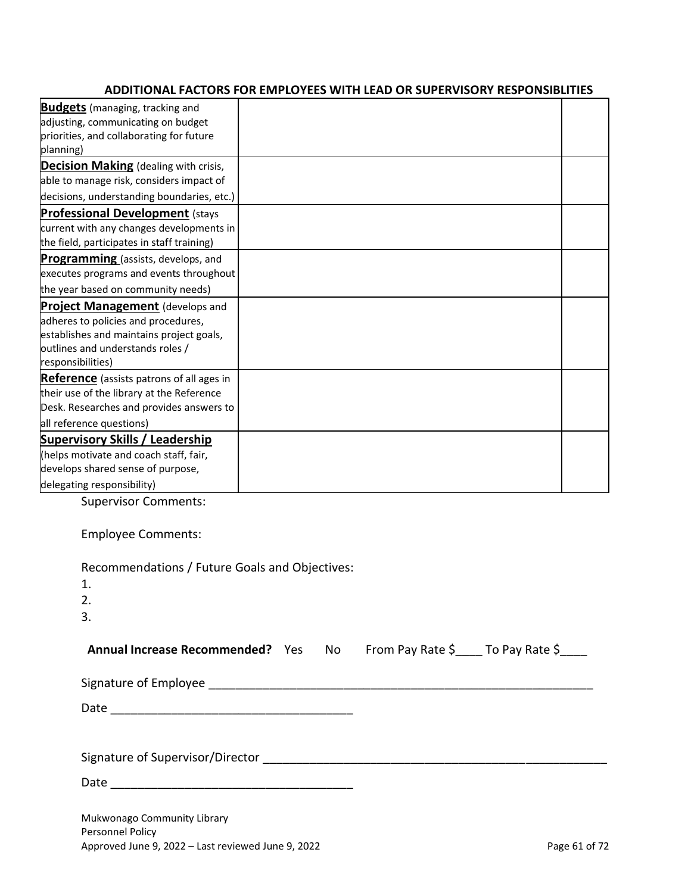## ADDITIONAL FACTORS FOR EMPLOYEES WITH LEAD OR SUPERVISORY RESPONSIBLITIES

| | | |
|---|---|---|
| **Budgets** (managing, tracking and adjusting, communicating on budget priorities, and collaborating for future planning) | | |
| **Decision Making** (dealing with crisis, able to manage risk, considers impact of decisions, understanding boundaries, etc.) | | |
| **Professional Development** (stays current with any changes developments in the field, participates in staff training) | | |
| **Programming** (assists, develops, and executes programs and events throughout the year based on community needs) | | |
| **Project Management** (develops and adheres to policies and procedures, establishes and maintains project goals, outlines and understands roles / responsibilities) | | |
| **Reference** (assists patrons of all ages in their use of the library at the Reference Desk. Researches and provides answers to all reference questions) | | |
| **Supervisory Skills / Leadership** (helps motivate and coach staff, fair, develops shared sense of purpose, delegating responsibility) | | |

Supervisor Comments:

Employee Comments:

Recommendations / Future Goals and Objectives:

1.
2.
3.

**Annual Increase Recommended?** Yes No From Pay Rate $____ To Pay Rate $____

Signature of Employee ___________________________________________________________

Date ___________________________________

Signature of Supervisor/Director _____________________________________________________

Date ___________________________________

Mukwonago Community Library
Personnel Policy
Approved June 9, 2022 – Last reviewed June 9, 2022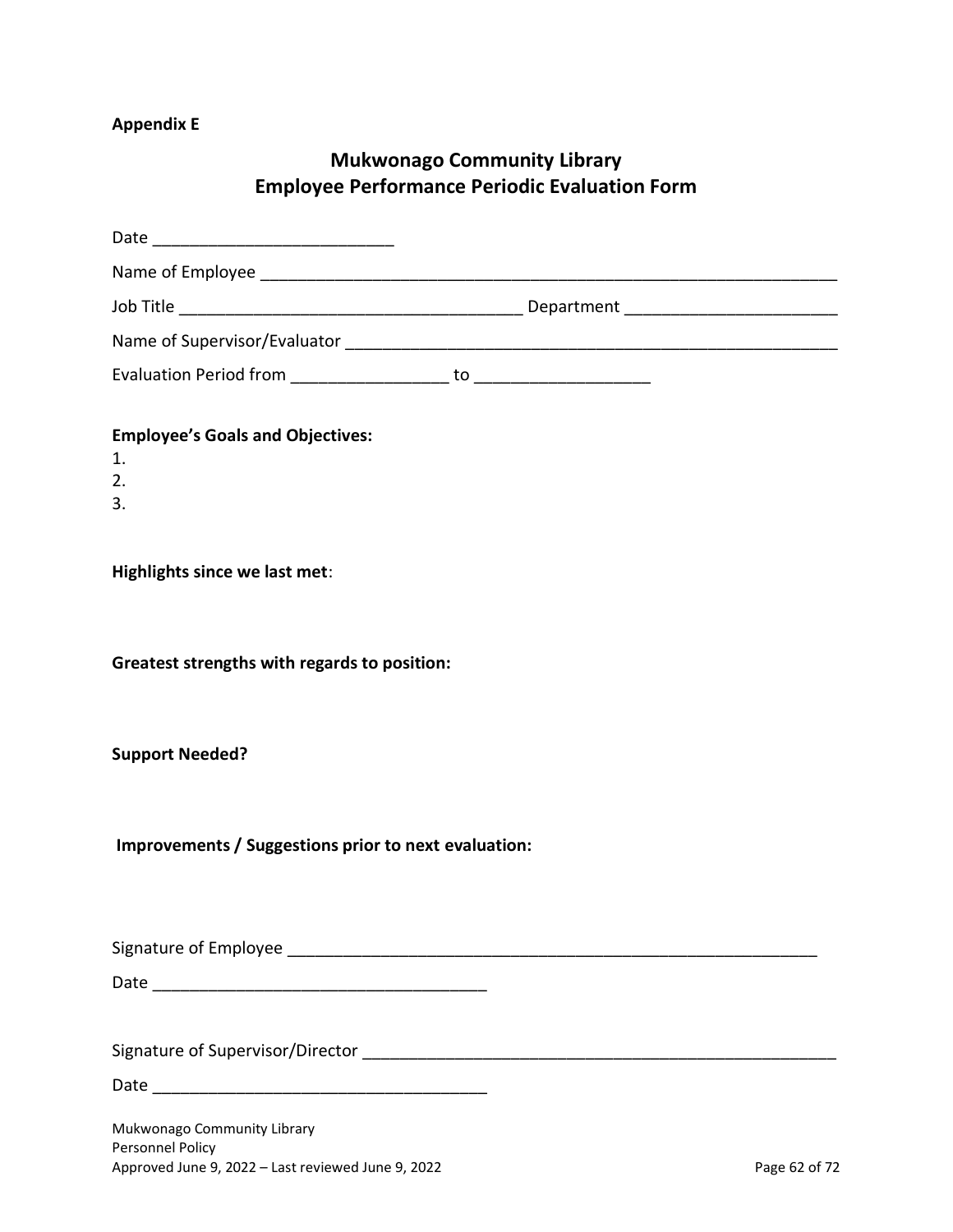**Appendix E**

## Mukwonago Community Library
## Employee Performance Periodic Evaluation Form

Date __________________________

Name of Employee ______________________________________________________________

Job Title _____________________________________ Department _______________________

Name of Supervisor/Evaluator _______________________________________________________

Evaluation Period from _________________ to __________________

**Employee's Goals and Objectives:**

1.
2.
3.

**Highlights since we last met**:

**Greatest strengths with regards to position:**

**Support Needed?**

**Improvements / Suggestions prior to next evaluation:**

Signature of Employee __________________________________________________________

Date ____________________________________

Signature of Supervisor/Director ____________________________________________________

Date ____________________________________

Mukwonago Community Library
Personnel Policy
Approved June 9, 2022 – Last reviewed June 9, 2022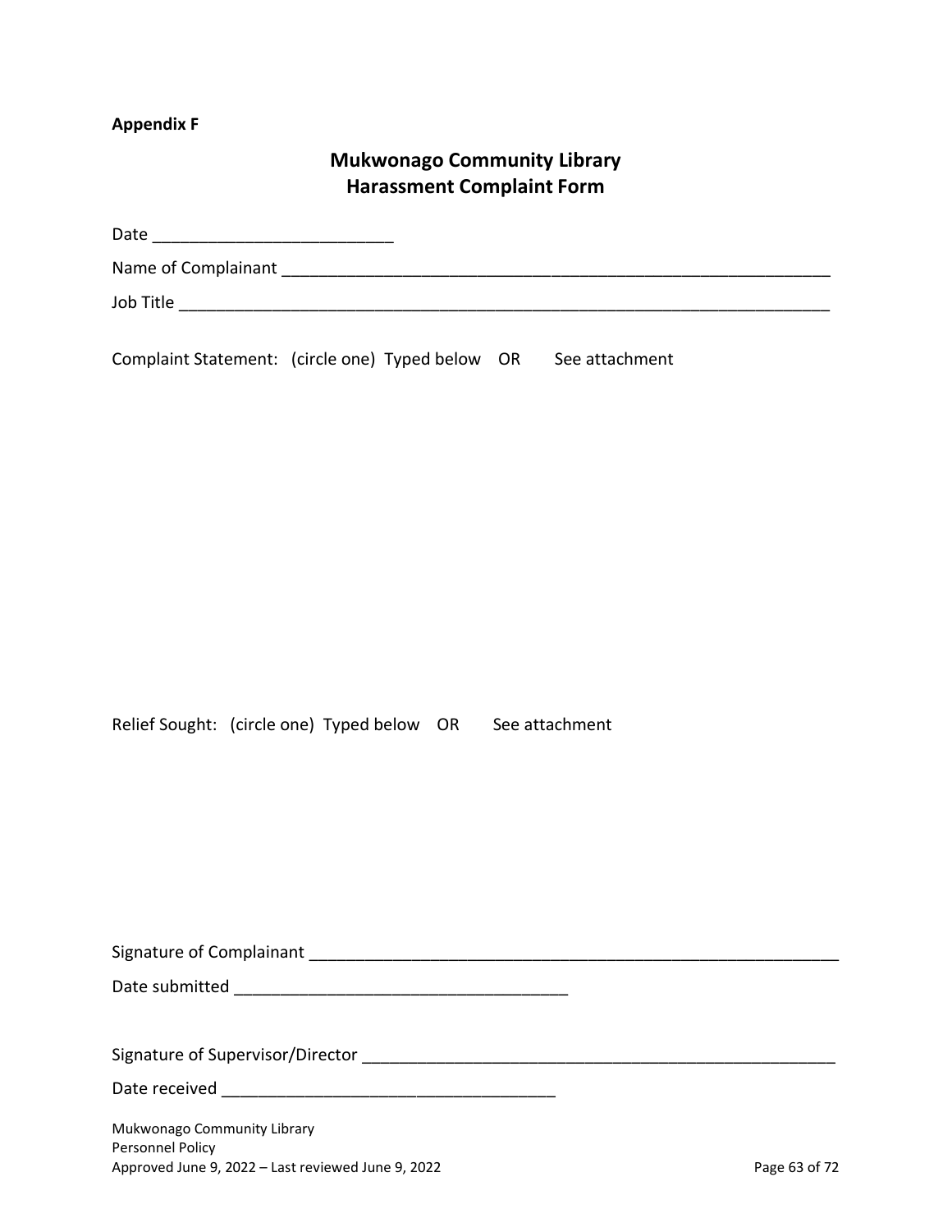**Appendix F**

# Mukwonago Community Library
## Harassment Complaint Form

Date _________________________

Name of Complainant ___________________________________________________________

Job Title _____________________________________________________________________

Complaint Statement: (circle one) Typed below OR See attachment

Relief Sought: (circle one) Typed below OR See attachment

Signature of Complainant _______________________________________________________

Date submitted ___________________________________

Signature of Supervisor/Director _________________________________________________

Date received ___________________________________

Mukwonago Community Library
Personnel Policy
Approved June 9, 2022 – Last reviewed June 9, 2022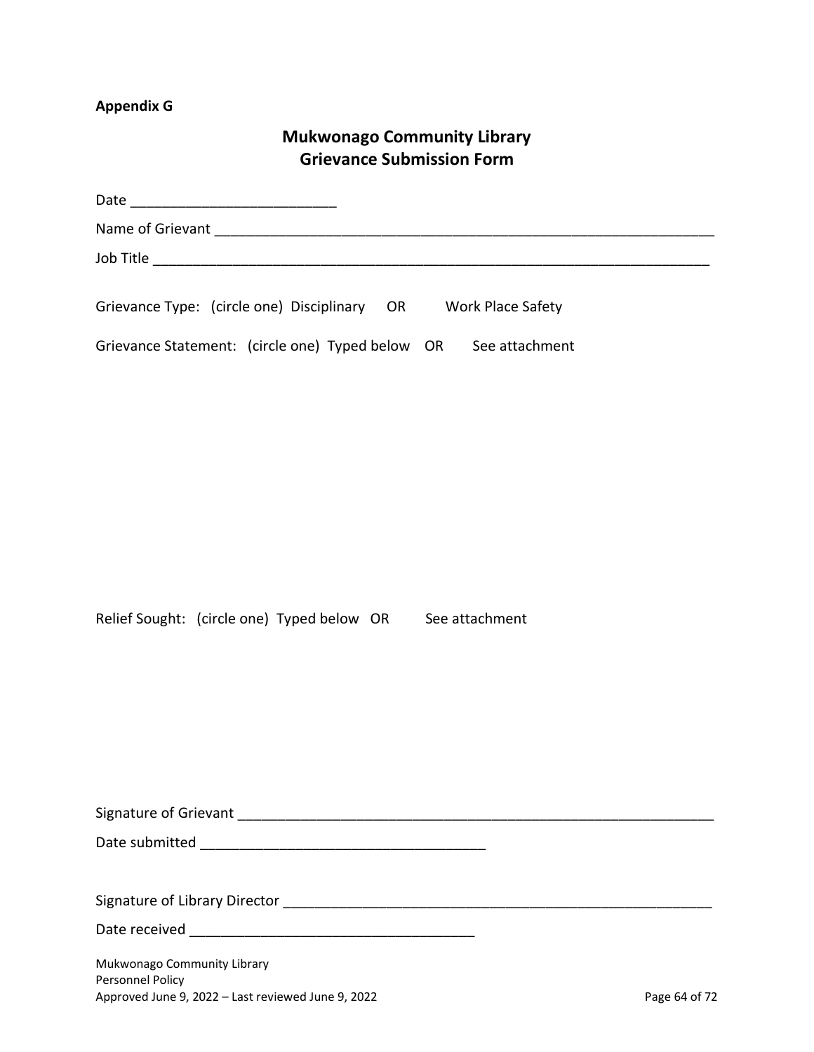**Appendix G**

# Mukwonago Community Library
# Grievance Submission Form

Date ___________________________

Name of Grievant ___________________________________________________________________

Job Title ___________________________________________________________________________

Grievance Type: (circle one) Disciplinary OR Work Place Safety

Grievance Statement: (circle one) Typed below OR See attachment

Relief Sought: (circle one) Typed below OR See attachment

Signature of Grievant ________________________________________________________________

Date submitted _____________________________________

Signature of Library Director __________________________________________________________

Date received _____________________________________

Mukwonago Community Library
Personnel Policy
Approved June 9, 2022 – Last reviewed June 9, 2022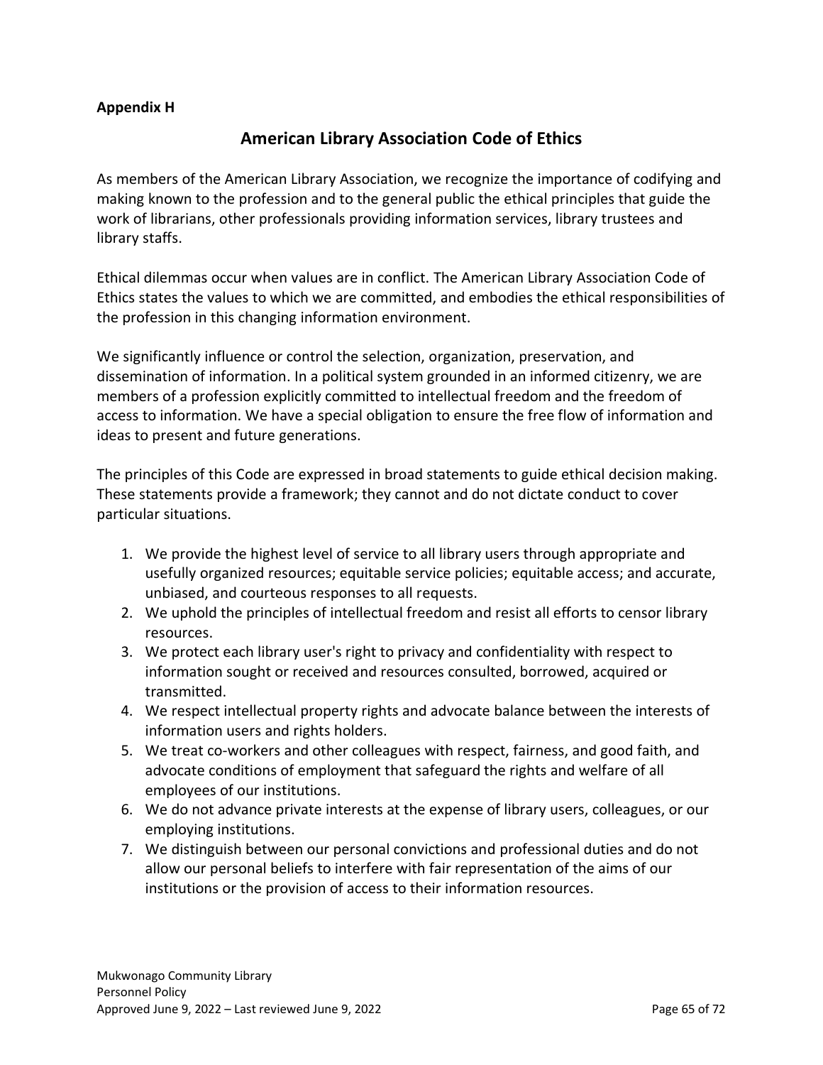**Appendix H**

# American Library Association Code of Ethics

As members of the American Library Association, we recognize the importance of codifying and making known to the profession and to the general public the ethical principles that guide the work of librarians, other professionals providing information services, library trustees and library staffs.

Ethical dilemmas occur when values are in conflict. The American Library Association Code of Ethics states the values to which we are committed, and embodies the ethical responsibilities of the profession in this changing information environment.

We significantly influence or control the selection, organization, preservation, and dissemination of information. In a political system grounded in an informed citizenry, we are members of a profession explicitly committed to intellectual freedom and the freedom of access to information. We have a special obligation to ensure the free flow of information and ideas to present and future generations.

The principles of this Code are expressed in broad statements to guide ethical decision making. These statements provide a framework; they cannot and do not dictate conduct to cover particular situations.

1. We provide the highest level of service to all library users through appropriate and usefully organized resources; equitable service policies; equitable access; and accurate, unbiased, and courteous responses to all requests.
2. We uphold the principles of intellectual freedom and resist all efforts to censor library resources.
3. We protect each library user's right to privacy and confidentiality with respect to information sought or received and resources consulted, borrowed, acquired or transmitted.
4. We respect intellectual property rights and advocate balance between the interests of information users and rights holders.
5. We treat co-workers and other colleagues with respect, fairness, and good faith, and advocate conditions of employment that safeguard the rights and welfare of all employees of our institutions.
6. We do not advance private interests at the expense of library users, colleagues, or our employing institutions.
7. We distinguish between our personal convictions and professional duties and do not allow our personal beliefs to interfere with fair representation of the aims of our institutions or the provision of access to their information resources.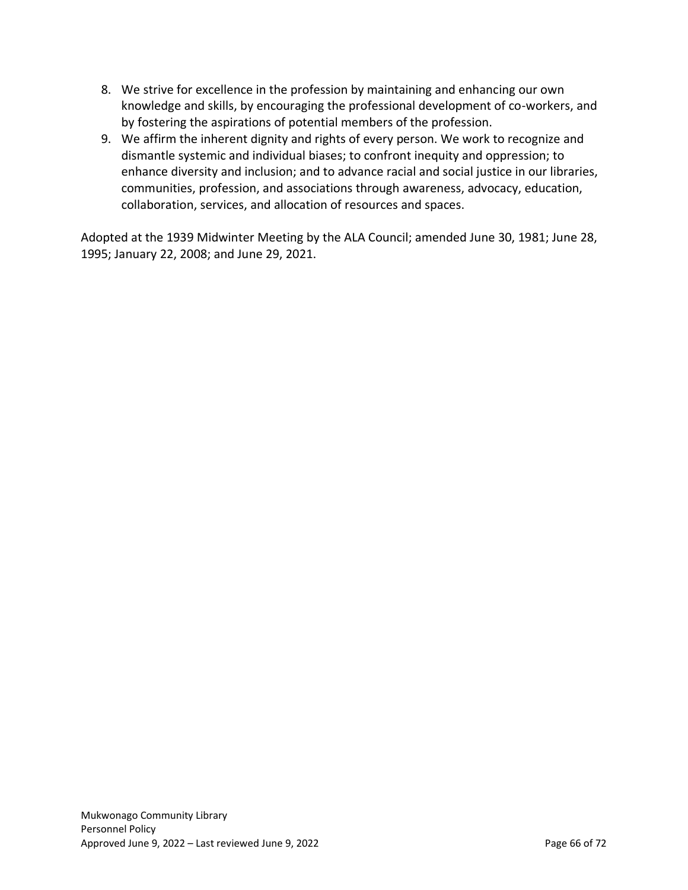8. We strive for excellence in the profession by maintaining and enhancing our own knowledge and skills, by encouraging the professional development of co-workers, and by fostering the aspirations of potential members of the profession.
9. We affirm the inherent dignity and rights of every person. We work to recognize and dismantle systemic and individual biases; to confront inequity and oppression; to enhance diversity and inclusion; and to advance racial and social justice in our libraries, communities, profession, and associations through awareness, advocacy, education, collaboration, services, and allocation of resources and spaces.

Adopted at the 1939 Midwinter Meeting by the ALA Council; amended June 30, 1981; June 28, 1995; January 22, 2008; and June 29, 2021.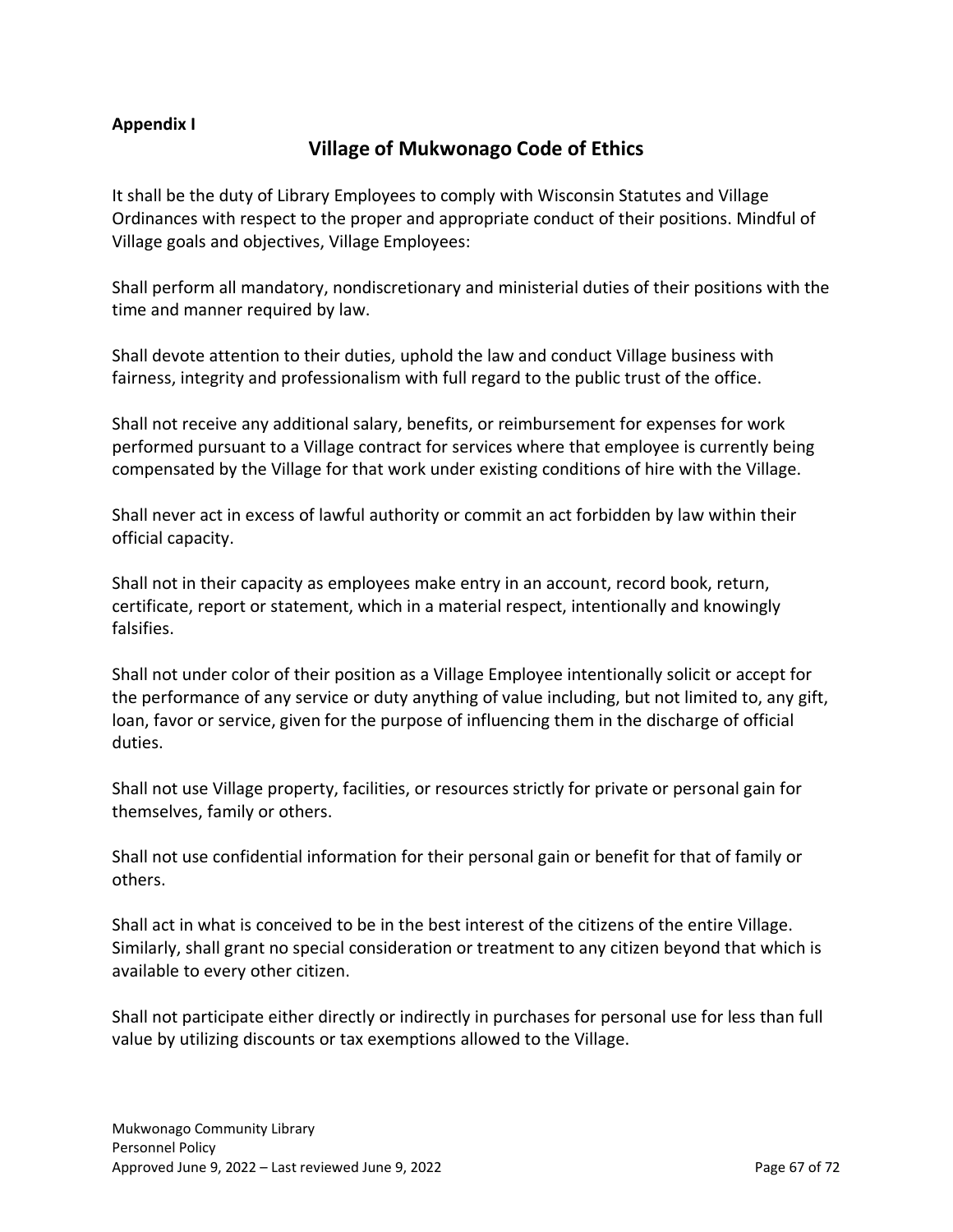**Appendix I**

## Village of Mukwonago Code of Ethics

It shall be the duty of Library Employees to comply with Wisconsin Statutes and Village Ordinances with respect to the proper and appropriate conduct of their positions. Mindful of Village goals and objectives, Village Employees:

Shall perform all mandatory, nondiscretionary and ministerial duties of their positions with the time and manner required by law.

Shall devote attention to their duties, uphold the law and conduct Village business with fairness, integrity and professionalism with full regard to the public trust of the office.

Shall not receive any additional salary, benefits, or reimbursement for expenses for work performed pursuant to a Village contract for services where that employee is currently being compensated by the Village for that work under existing conditions of hire with the Village.

Shall never act in excess of lawful authority or commit an act forbidden by law within their official capacity.

Shall not in their capacity as employees make entry in an account, record book, return, certificate, report or statement, which in a material respect, intentionally and knowingly falsifies.

Shall not under color of their position as a Village Employee intentionally solicit or accept for the performance of any service or duty anything of value including, but not limited to, any gift, loan, favor or service, given for the purpose of influencing them in the discharge of official duties.

Shall not use Village property, facilities, or resources strictly for private or personal gain for themselves, family or others.

Shall not use confidential information for their personal gain or benefit for that of family or others.

Shall act in what is conceived to be in the best interest of the citizens of the entire Village. Similarly, shall grant no special consideration or treatment to any citizen beyond that which is available to every other citizen.

Shall not participate either directly or indirectly in purchases for personal use for less than full value by utilizing discounts or tax exemptions allowed to the Village.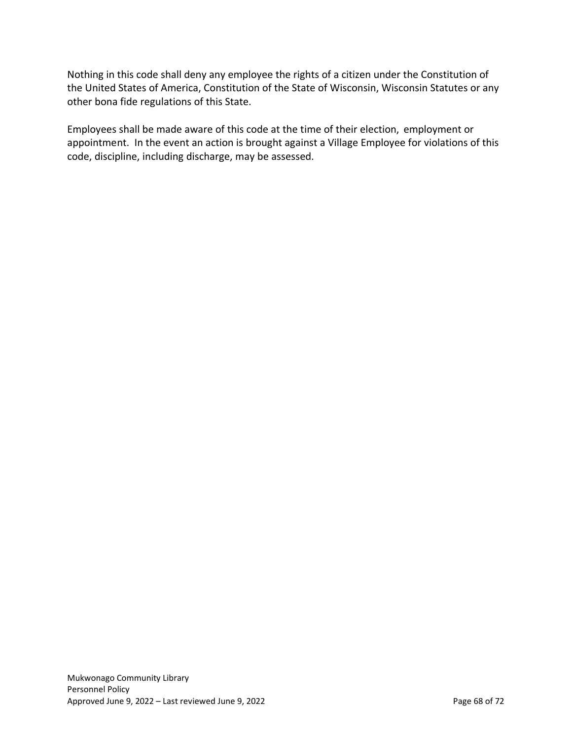Nothing in this code shall deny any employee the rights of a citizen under the Constitution of the United States of America, Constitution of the State of Wisconsin, Wisconsin Statutes or any other bona fide regulations of this State.

Employees shall be made aware of this code at the time of their election, employment or appointment. In the event an action is brought against a Village Employee for violations of this code, discipline, including discharge, may be assessed.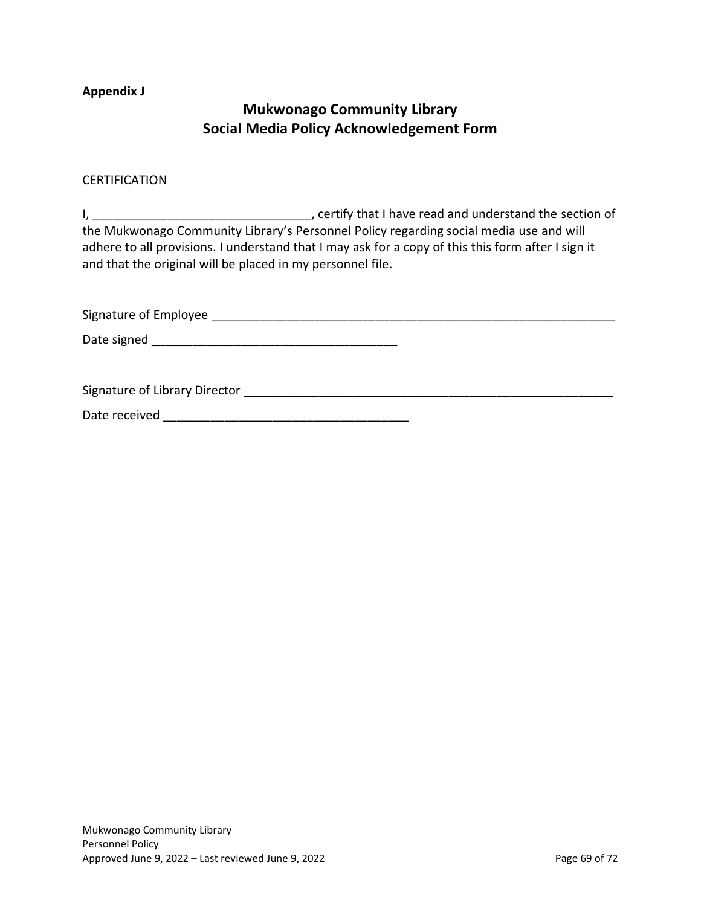**Appendix J**

# Mukwonago Community Library
## Social Media Policy Acknowledgement Form

CERTIFICATION

I, _______________________________, certify that I have read and understand the section of the Mukwonago Community Library's Personnel Policy regarding social media use and will adhere to all provisions. I understand that I may ask for a copy of this this form after I sign it and that the original will be placed in my personnel file.

Signature of Employee ____________________________________________________________

Date signed ___________________________________

Signature of Library Director _______________________________________________________

Date received ___________________________________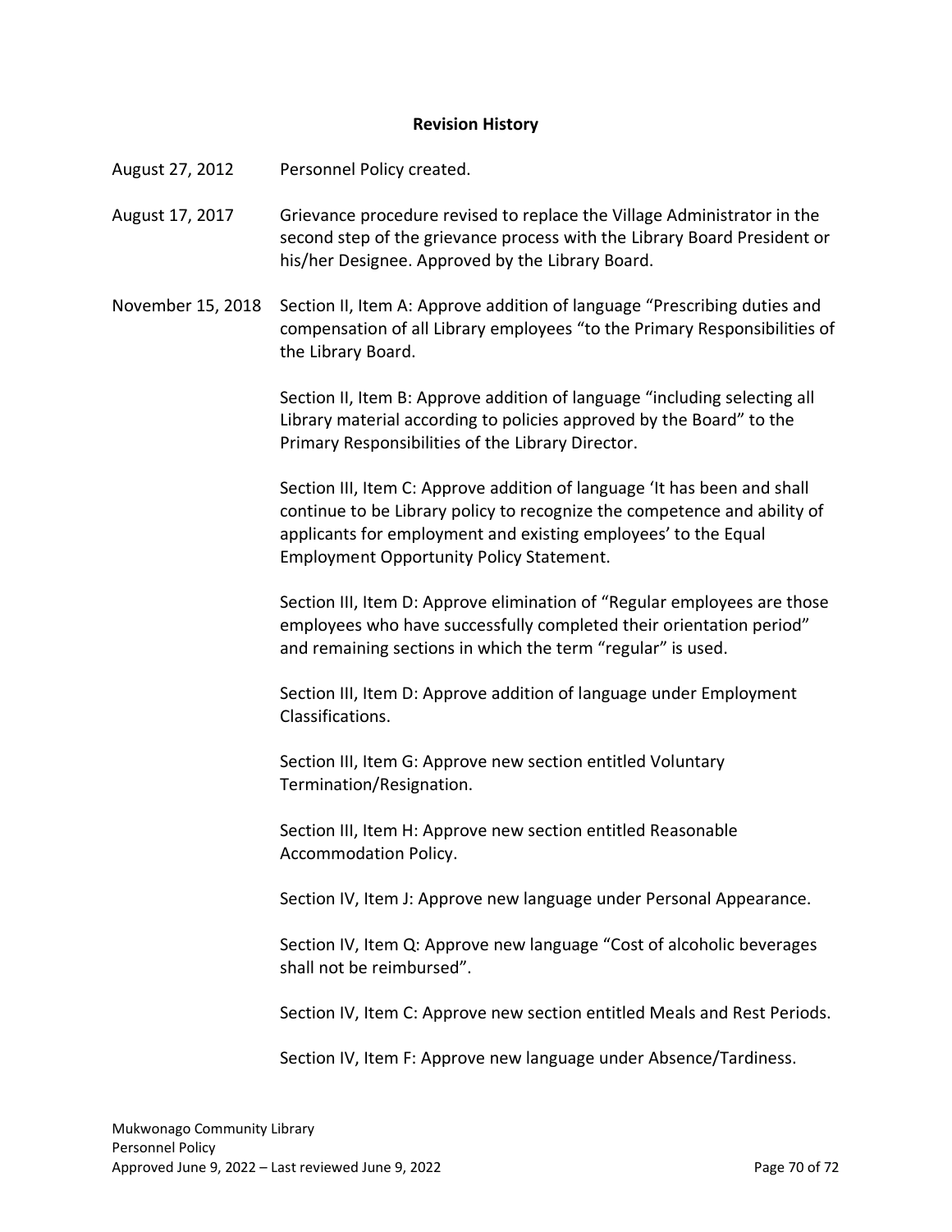**Revision History**

August 27, 2012 Personnel Policy created.

August 17, 2017 Grievance procedure revised to replace the Village Administrator in the second step of the grievance process with the Library Board President or his/her Designee. Approved by the Library Board.

November 15, 2018 Section II, Item A: Approve addition of language "Prescribing duties and compensation of all Library employees "to the Primary Responsibilities of the Library Board.

Section II, Item B: Approve addition of language "including selecting all Library material according to policies approved by the Board" to the Primary Responsibilities of the Library Director.

Section III, Item C: Approve addition of language 'It has been and shall continue to be Library policy to recognize the competence and ability of applicants for employment and existing employees' to the Equal Employment Opportunity Policy Statement.

Section III, Item D: Approve elimination of "Regular employees are those employees who have successfully completed their orientation period" and remaining sections in which the term "regular" is used.

Section III, Item D: Approve addition of language under Employment Classifications.

Section III, Item G: Approve new section entitled Voluntary Termination/Resignation.

Section III, Item H: Approve new section entitled Reasonable Accommodation Policy.

Section IV, Item J: Approve new language under Personal Appearance.

Section IV, Item Q: Approve new language "Cost of alcoholic beverages shall not be reimbursed".

Section IV, Item C: Approve new section entitled Meals and Rest Periods.

Section IV, Item F: Approve new language under Absence/Tardiness.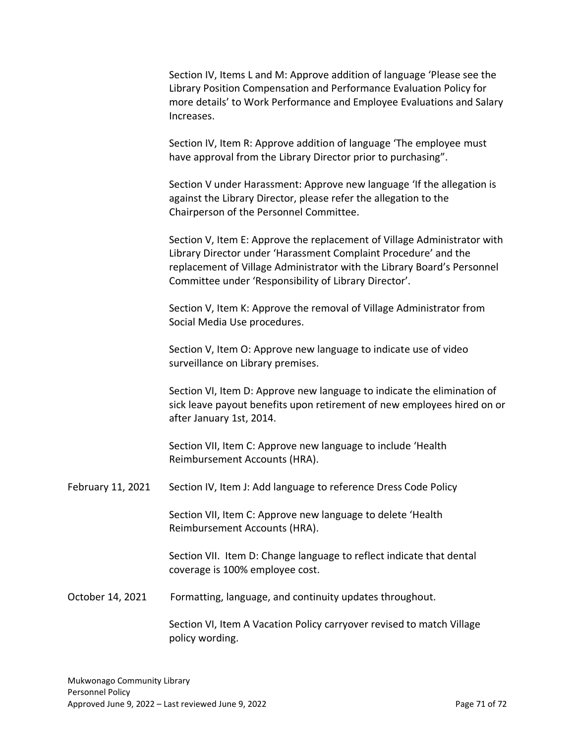Section IV, Items L and M: Approve addition of language 'Please see the Library Position Compensation and Performance Evaluation Policy for more details' to Work Performance and Employee Evaluations and Salary Increases.

Section IV, Item R: Approve addition of language 'The employee must have approval from the Library Director prior to purchasing".

Section V under Harassment: Approve new language 'If the allegation is against the Library Director, please refer the allegation to the Chairperson of the Personnel Committee.

Section V, Item E: Approve the replacement of Village Administrator with Library Director under 'Harassment Complaint Procedure' and the replacement of Village Administrator with the Library Board's Personnel Committee under 'Responsibility of Library Director'.

Section V, Item K: Approve the removal of Village Administrator from Social Media Use procedures.

Section V, Item O: Approve new language to indicate use of video surveillance on Library premises.

Section VI, Item D: Approve new language to indicate the elimination of sick leave payout benefits upon retirement of new employees hired on or after January 1st, 2014.

Section VII, Item C: Approve new language to include 'Health Reimbursement Accounts (HRA).

February 11, 2021 Section IV, Item J: Add language to reference Dress Code Policy

Section VII, Item C: Approve new language to delete 'Health Reimbursement Accounts (HRA).

Section VII. Item D: Change language to reflect indicate that dental coverage is 100% employee cost.

October 14, 2021 Formatting, language, and continuity updates throughout.

Section VI, Item A Vacation Policy carryover revised to match Village policy wording.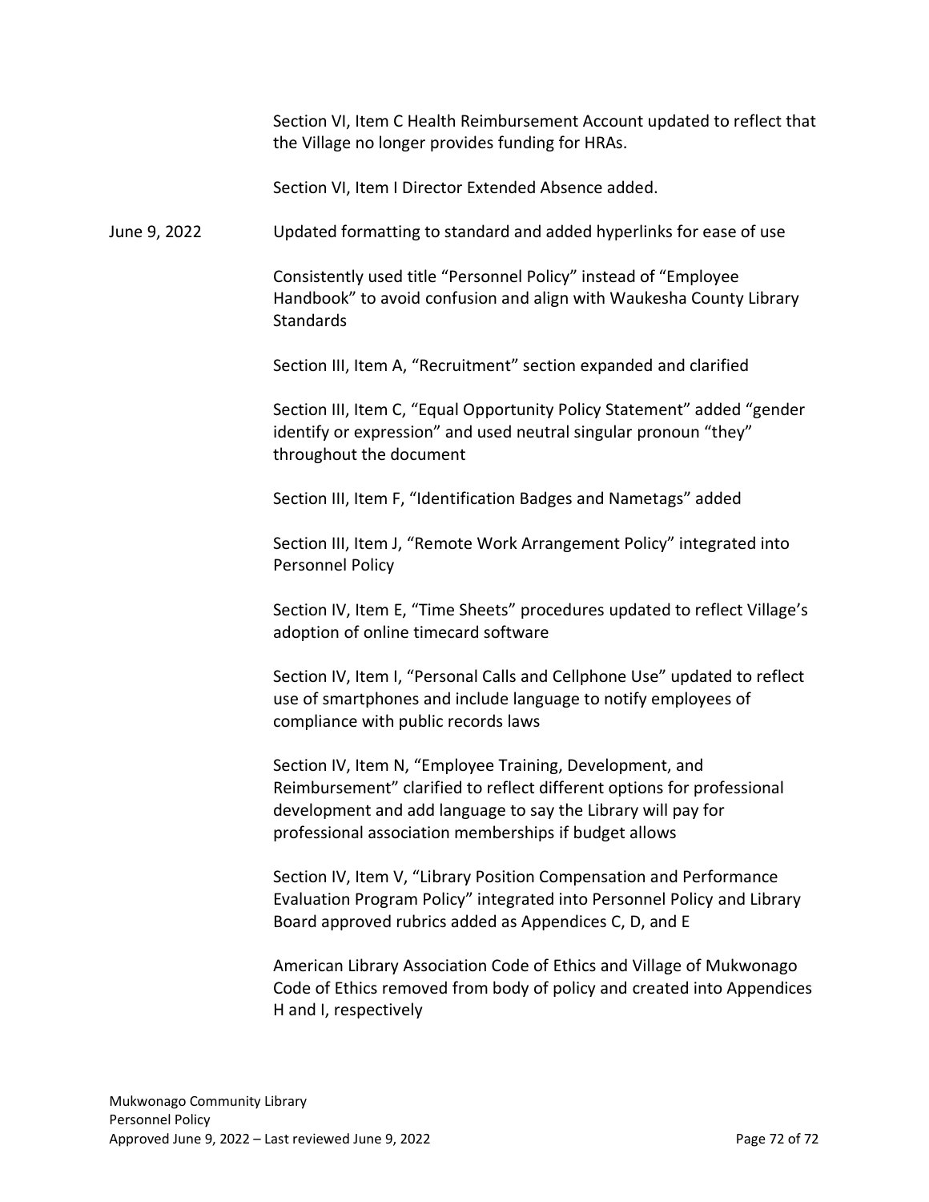Section VI, Item C Health Reimbursement Account updated to reflect that the Village no longer provides funding for HRAs.

Section VI, Item I Director Extended Absence added.

June 9, 2022 Updated formatting to standard and added hyperlinks for ease of use

Consistently used title “Personnel Policy” instead of “Employee Handbook” to avoid confusion and align with Waukesha County Library Standards

Section III, Item A, “Recruitment” section expanded and clarified

Section III, Item C, “Equal Opportunity Policy Statement” added “gender identify or expression” and used neutral singular pronoun “they” throughout the document

Section III, Item F, “Identification Badges and Nametags” added

Section III, Item J, “Remote Work Arrangement Policy” integrated into Personnel Policy

Section IV, Item E, “Time Sheets” procedures updated to reflect Village’s adoption of online timecard software

Section IV, Item I, “Personal Calls and Cellphone Use” updated to reflect use of smartphones and include language to notify employees of compliance with public records laws

Section IV, Item N, “Employee Training, Development, and Reimbursement” clarified to reflect different options for professional development and add language to say the Library will pay for professional association memberships if budget allows

Section IV, Item V, “Library Position Compensation and Performance Evaluation Program Policy” integrated into Personnel Policy and Library Board approved rubrics added as Appendices C, D, and E

American Library Association Code of Ethics and Village of Mukwonago Code of Ethics removed from body of policy and created into Appendices H and I, respectively